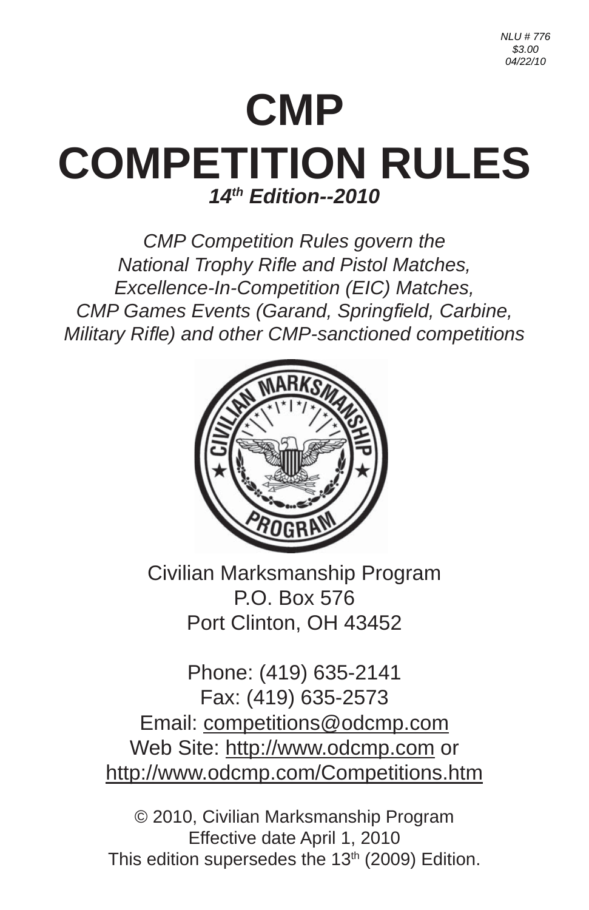*NLU # 776*
*$3.00*
*04/22/10*

# CMP
# COMPETITION RULES

***14th Edition--2010***

*CMP Competition Rules govern the National Trophy Rifle and Pistol Matches, Excellence-In-Competition (EIC) Matches, CMP Games Events (Garand, Springfield, Carbine, Military Rifle) and other CMP-sanctioned competitions*

Civilian Marksmanship Program
P.O. Box 576
Port Clinton, OH 43452

Phone: (419) 635-2141
Fax: (419) 635-2573
Email: competitions@odcmp.com
Web Site: http://www.odcmp.com or http://www.odcmp.com/Competitions.htm

© 2010, Civilian Marksmanship Program
Effective date April 1, 2010
This edition supersedes the 13th (2009) Edition.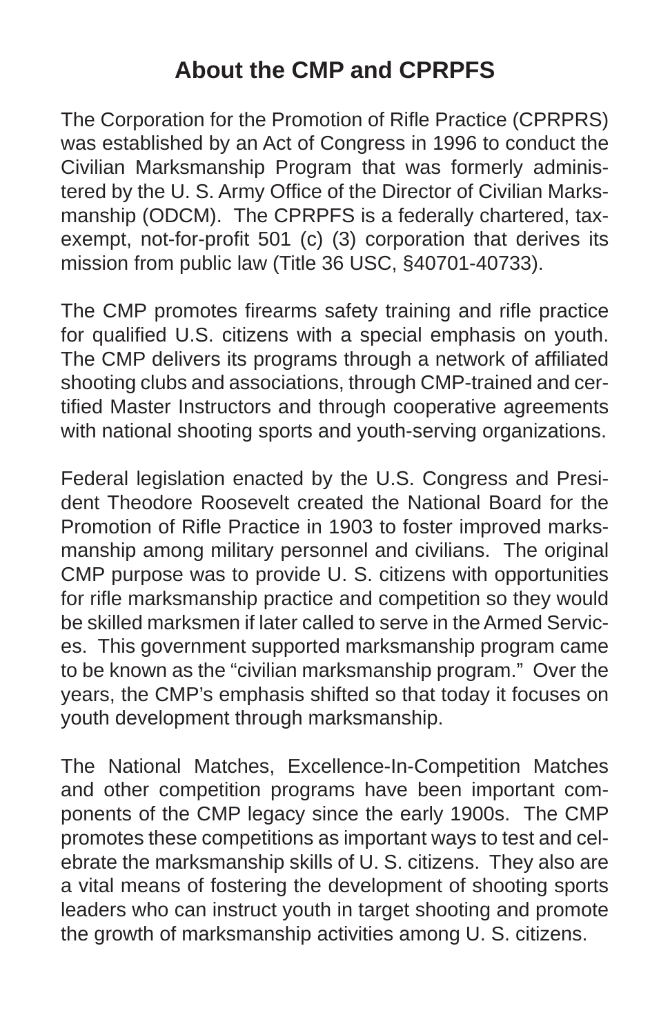## About the CMP and CPRPFS

The Corporation for the Promotion of Rifle Practice (CPRPRS) was established by an Act of Congress in 1996 to conduct the Civilian Marksmanship Program that was formerly administered by the U. S. Army Office of the Director of Civilian Marksmanship (ODCM). The CPRPFS is a federally chartered, tax-exempt, not-for-profit 501 (c) (3) corporation that derives its mission from public law (Title 36 USC, §40701-40733).

The CMP promotes firearms safety training and rifle practice for qualified U.S. citizens with a special emphasis on youth. The CMP delivers its programs through a network of affiliated shooting clubs and associations, through CMP-trained and certified Master Instructors and through cooperative agreements with national shooting sports and youth-serving organizations.

Federal legislation enacted by the U.S. Congress and President Theodore Roosevelt created the National Board for the Promotion of Rifle Practice in 1903 to foster improved marksmanship among military personnel and civilians. The original CMP purpose was to provide U. S. citizens with opportunities for rifle marksmanship practice and competition so they would be skilled marksmen if later called to serve in the Armed Services. This government supported marksmanship program came to be known as the "civilian marksmanship program." Over the years, the CMP's emphasis shifted so that today it focuses on youth development through marksmanship.

The National Matches, Excellence-In-Competition Matches and other competition programs have been important components of the CMP legacy since the early 1900s. The CMP promotes these competitions as important ways to test and celebrate the marksmanship skills of U. S. citizens. They also are a vital means of fostering the development of shooting sports leaders who can instruct youth in target shooting and promote the growth of marksmanship activities among U. S. citizens.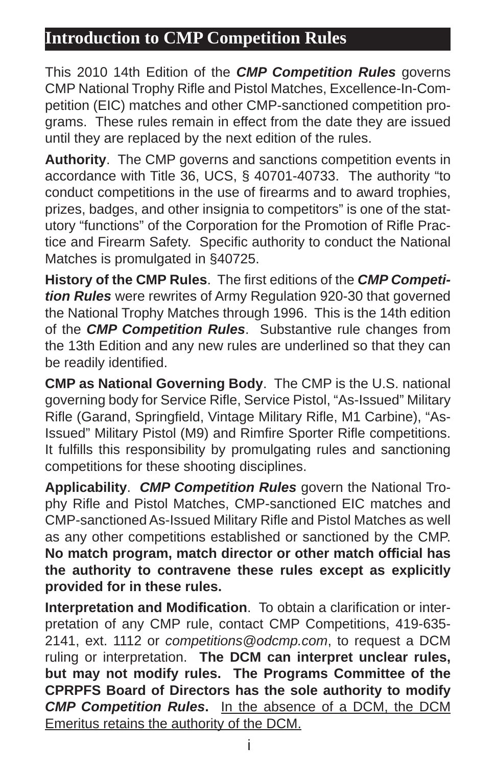# Introduction to CMP Competition Rules

This 2010 14th Edition of the ***CMP Competition Rules*** governs CMP National Trophy Rifle and Pistol Matches, Excellence-In-Competition (EIC) matches and other CMP-sanctioned competition programs. These rules remain in effect from the date they are issued until they are replaced by the next edition of the rules.

**Authority**. The CMP governs and sanctions competition events in accordance with Title 36, UCS, § 40701-40733. The authority "to conduct competitions in the use of firearms and to award trophies, prizes, badges, and other insignia to competitors" is one of the statutory "functions" of the Corporation for the Promotion of Rifle Practice and Firearm Safety. Specific authority to conduct the National Matches is promulgated in §40725.

**History of the CMP Rules**. The first editions of the ***CMP Competition Rules*** were rewrites of Army Regulation 920-30 that governed the National Trophy Matches through 1996. This is the 14th edition of the ***CMP Competition Rules***. Substantive rule changes from the 13th Edition and any new rules are underlined so that they can be readily identified.

**CMP as National Governing Body**. The CMP is the U.S. national governing body for Service Rifle, Service Pistol, "As-Issued" Military Rifle (Garand, Springfield, Vintage Military Rifle, M1 Carbine), "As-Issued" Military Pistol (M9) and Rimfire Sporter Rifle competitions. It fulfills this responsibility by promulgating rules and sanctioning competitions for these shooting disciplines.

**Applicability**. ***CMP Competition Rules*** govern the National Trophy Rifle and Pistol Matches, CMP-sanctioned EIC matches and CMP-sanctioned As-Issued Military Rifle and Pistol Matches as well as any other competitions established or sanctioned by the CMP. **No match program, match director or other match official has the authority to contravene these rules except as explicitly provided for in these rules.**

**Interpretation and Modification**. To obtain a clarification or interpretation of any CMP rule, contact CMP Competitions, 419-635-2141, ext. 1112 or *competitions@odcmp.com*, to request a DCM ruling or interpretation. **The DCM can interpret unclear rules, but may not modify rules. The Programs Committee of the CPRPFS Board of Directors has the sole authority to modify *CMP Competition Rules*.** <u>In the absence of a DCM, the DCM Emeritus retains the authority of the DCM.</u>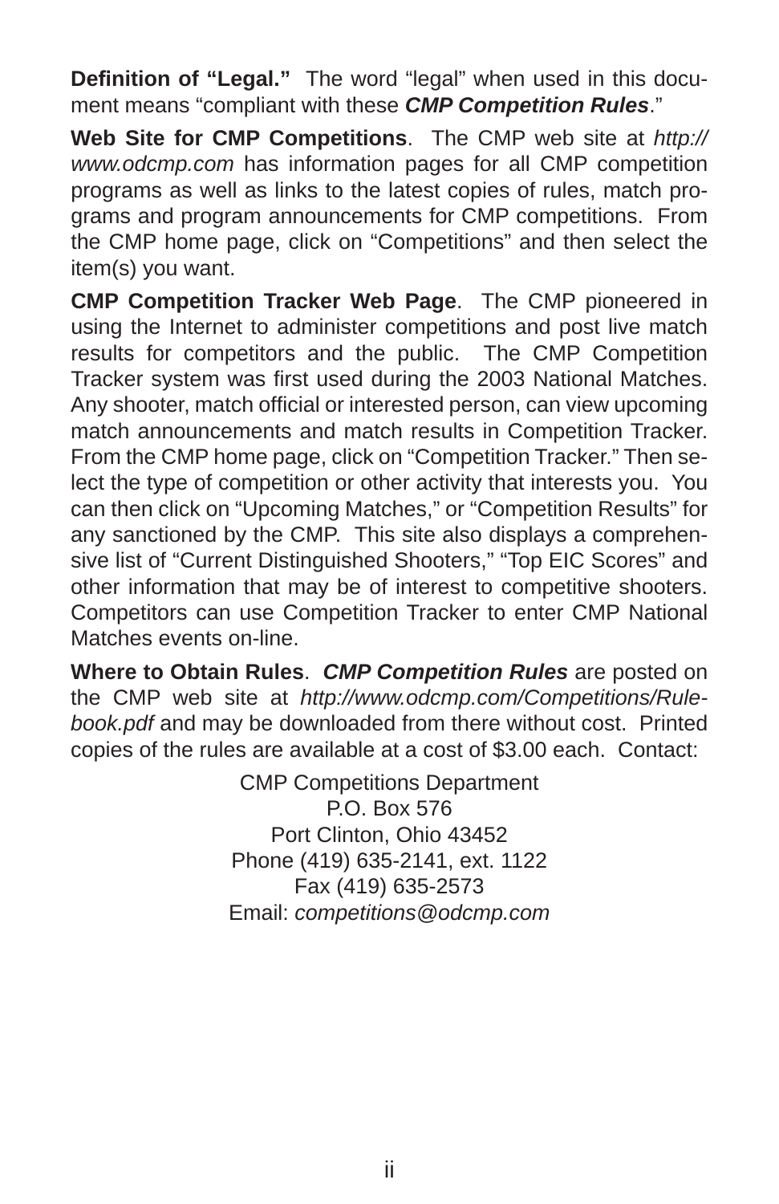**Definition of "Legal."** The word "legal" when used in this document means "compliant with these ***CMP Competition Rules***."

**Web Site for CMP Competitions**. The CMP web site at *http://www.odcmp.com* has information pages for all CMP competition programs as well as links to the latest copies of rules, match programs and program announcements for CMP competitions. From the CMP home page, click on "Competitions" and then select the item(s) you want.

**CMP Competition Tracker Web Page**. The CMP pioneered in using the Internet to administer competitions and post live match results for competitors and the public. The CMP Competition Tracker system was first used during the 2003 National Matches. Any shooter, match official or interested person, can view upcoming match announcements and match results in Competition Tracker. From the CMP home page, click on "Competition Tracker." Then select the type of competition or other activity that interests you. You can then click on "Upcoming Matches," or "Competition Results" for any sanctioned by the CMP. This site also displays a comprehensive list of "Current Distinguished Shooters," "Top EIC Scores" and other information that may be of interest to competitive shooters. Competitors can use Competition Tracker to enter CMP National Matches events on-line.

**Where to Obtain Rules**. ***CMP Competition Rules*** are posted on the CMP web site at *http://www.odcmp.com/Competitions/Rulebook.pdf* and may be downloaded from there without cost. Printed copies of the rules are available at a cost of $3.00 each. Contact:

CMP Competitions Department
P.O. Box 576
Port Clinton, Ohio 43452
Phone (419) 635-2141, ext. 1122
Fax (419) 635-2573
Email: *competitions@odcmp.com*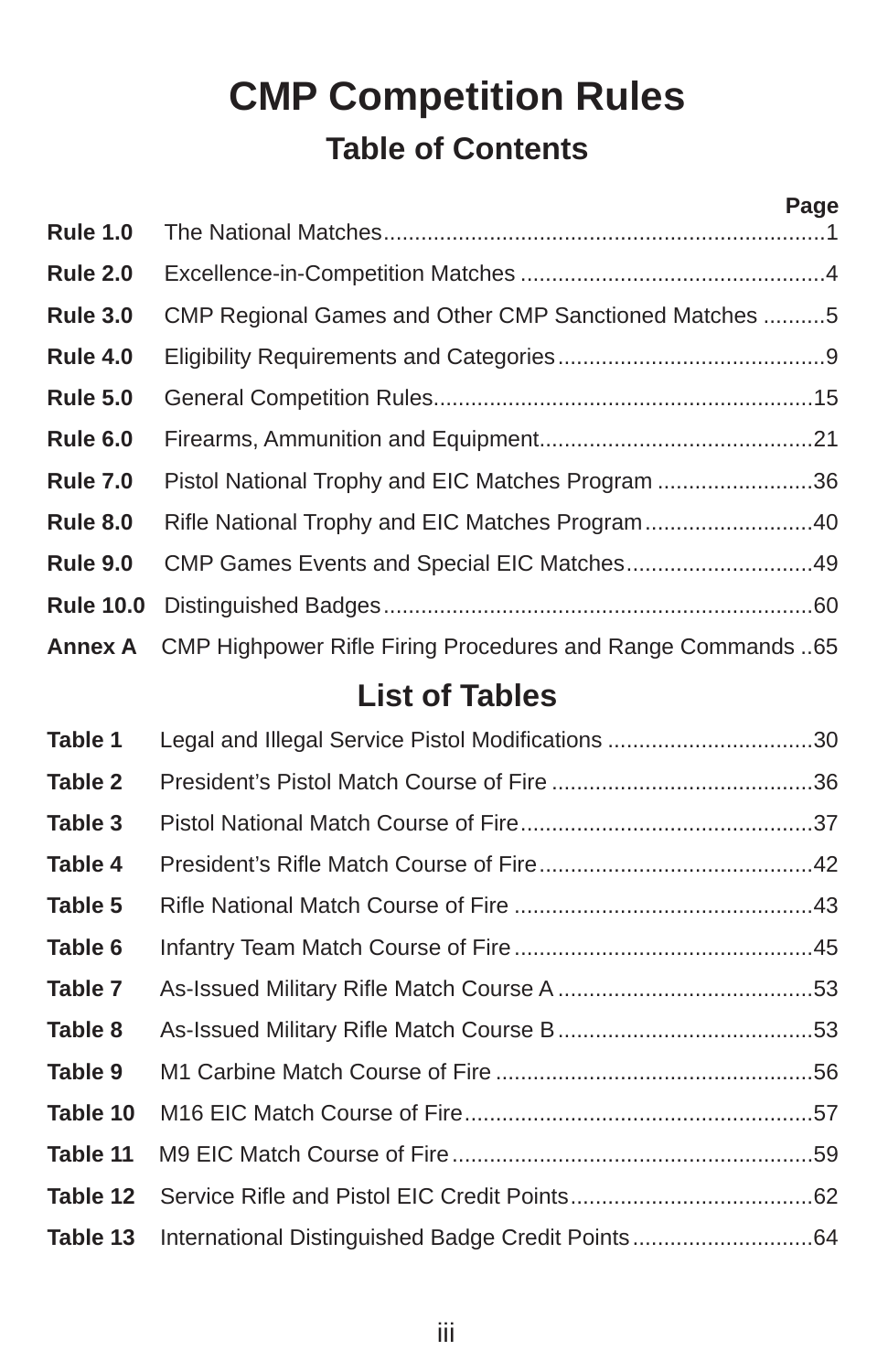# CMP Competition Rules

## Table of Contents

| | | Page |
|---|---|---|
| **Rule 1.0** | The National Matches | 1 |
| **Rule 2.0** | Excellence-in-Competition Matches | 4 |
| **Rule 3.0** | CMP Regional Games and Other CMP Sanctioned Matches | 5 |
| **Rule 4.0** | Eligibility Requirements and Categories | 9 |
| **Rule 5.0** | General Competition Rules | 15 |
| **Rule 6.0** | Firearms, Ammunition and Equipment | 21 |
| **Rule 7.0** | Pistol National Trophy and EIC Matches Program | 36 |
| **Rule 8.0** | Rifle National Trophy and EIC Matches Program | 40 |
| **Rule 9.0** | CMP Games Events and Special EIC Matches | 49 |
| **Rule 10.0** | Distinguished Badges | 60 |
| **Annex A** | CMP Highpower Rifle Firing Procedures and Range Commands | 65 |

## List of Tables

| | | Page |
|---|---|---|
| **Table 1** | Legal and Illegal Service Pistol Modifications | 30 |
| **Table 2** | President's Pistol Match Course of Fire | 36 |
| **Table 3** | Pistol National Match Course of Fire | 37 |
| **Table 4** | President's Rifle Match Course of Fire | 42 |
| **Table 5** | Rifle National Match Course of Fire | 43 |
| **Table 6** | Infantry Team Match Course of Fire | 45 |
| **Table 7** | As-Issued Military Rifle Match Course A | 53 |
| **Table 8** | As-Issued Military Rifle Match Course B | 53 |
| **Table 9** | M1 Carbine Match Course of Fire | 56 |
| **Table 10** | M16 EIC Match Course of Fire | 57 |
| **Table 11** | M9 EIC Match Course of Fire | 59 |
| **Table 12** | Service Rifle and Pistol EIC Credit Points | 62 |
| **Table 13** | International Distinguished Badge Credit Points | 64 |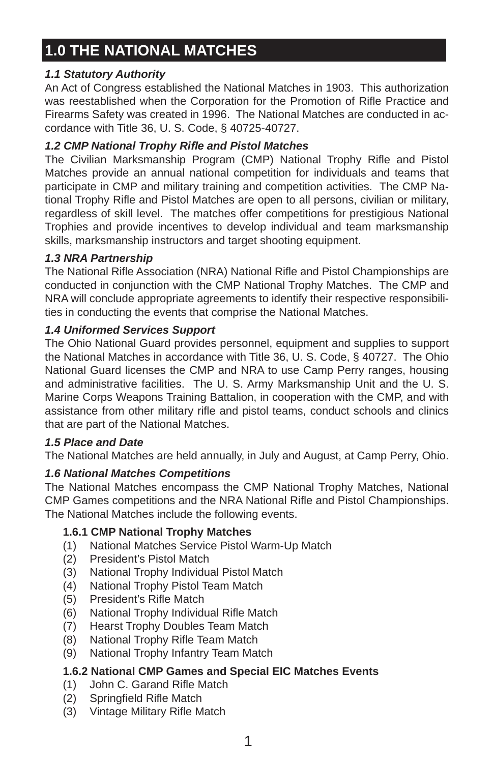# 1.0 THE NATIONAL MATCHES

### *1.1 Statutory Authority*

An Act of Congress established the National Matches in 1903. This authorization was reestablished when the Corporation for the Promotion of Rifle Practice and Firearms Safety was created in 1996. The National Matches are conducted in accordance with Title 36, U. S. Code, § 40725-40727.

### *1.2 CMP National Trophy Rifle and Pistol Matches*

The Civilian Marksmanship Program (CMP) National Trophy Rifle and Pistol Matches provide an annual national competition for individuals and teams that participate in CMP and military training and competition activities. The CMP National Trophy Rifle and Pistol Matches are open to all persons, civilian or military, regardless of skill level. The matches offer competitions for prestigious National Trophies and provide incentives to develop individual and team marksmanship skills, marksmanship instructors and target shooting equipment.

### *1.3 NRA Partnership*

The National Rifle Association (NRA) National Rifle and Pistol Championships are conducted in conjunction with the CMP National Trophy Matches. The CMP and NRA will conclude appropriate agreements to identify their respective responsibilities in conducting the events that comprise the National Matches.

### *1.4 Uniformed Services Support*

The Ohio National Guard provides personnel, equipment and supplies to support the National Matches in accordance with Title 36, U. S. Code, § 40727. The Ohio National Guard licenses the CMP and NRA to use Camp Perry ranges, housing and administrative facilities. The U. S. Army Marksmanship Unit and the U. S. Marine Corps Weapons Training Battalion, in cooperation with the CMP, and with assistance from other military rifle and pistol teams, conduct schools and clinics that are part of the National Matches.

### *1.5 Place and Date*

The National Matches are held annually, in July and August, at Camp Perry, Ohio.

### *1.6 National Matches Competitions*

The National Matches encompass the CMP National Trophy Matches, National CMP Games competitions and the NRA National Rifle and Pistol Championships. The National Matches include the following events.

#### 1.6.1 CMP National Trophy Matches

(1) National Matches Service Pistol Warm-Up Match
(2) President's Pistol Match
(3) National Trophy Individual Pistol Match
(4) National Trophy Pistol Team Match
(5) President's Rifle Match
(6) National Trophy Individual Rifle Match
(7) Hearst Trophy Doubles Team Match
(8) National Trophy Rifle Team Match
(9) National Trophy Infantry Team Match

#### 1.6.2 National CMP Games and Special EIC Matches Events

(1) John C. Garand Rifle Match
(2) Springfield Rifle Match
(3) Vintage Military Rifle Match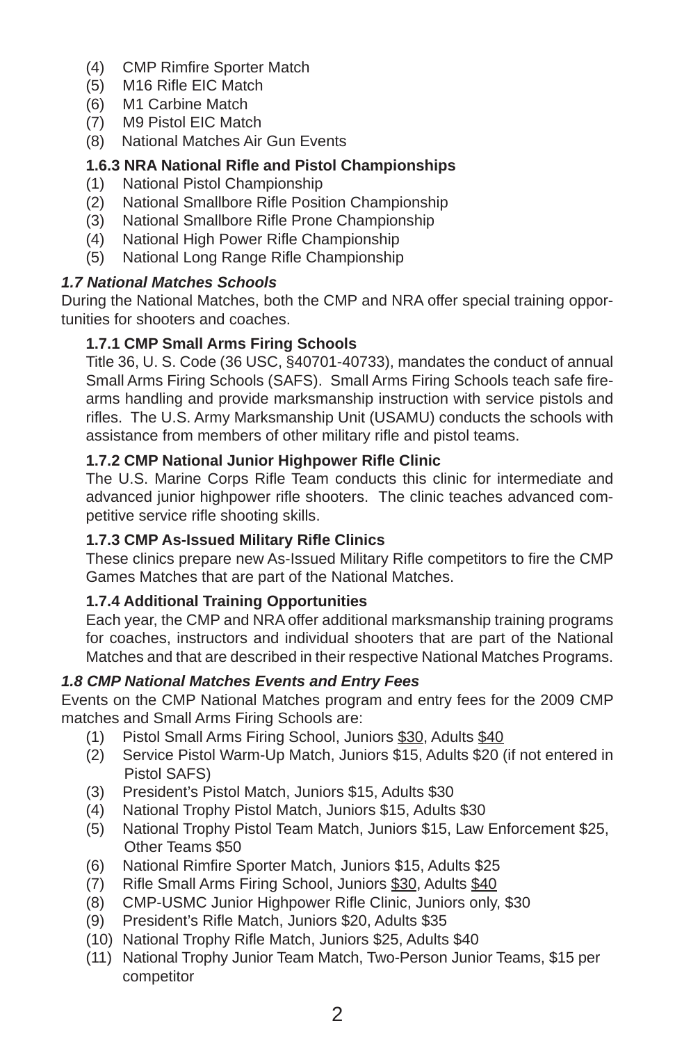(4) CMP Rimfire Sporter Match
(5) M16 Rifle EIC Match
(6) M1 Carbine Match
(7) M9 Pistol EIC Match
(8) National Matches Air Gun Events

**1.6.3 NRA National Rifle and Pistol Championships**

(1) National Pistol Championship
(2) National Smallbore Rifle Position Championship
(3) National Smallbore Rifle Prone Championship
(4) National High Power Rifle Championship
(5) National Long Range Rifle Championship

### *1.7 National Matches Schools*

During the National Matches, both the CMP and NRA offer special training opportunities for shooters and coaches.

**1.7.1 CMP Small Arms Firing Schools**

Title 36, U. S. Code (36 USC, §40701-40733), mandates the conduct of annual Small Arms Firing Schools (SAFS). Small Arms Firing Schools teach safe firearms handling and provide marksmanship instruction with service pistols and rifles. The U.S. Army Marksmanship Unit (USAMU) conducts the schools with assistance from members of other military rifle and pistol teams.

**1.7.2 CMP National Junior Highpower Rifle Clinic**

The U.S. Marine Corps Rifle Team conducts this clinic for intermediate and advanced junior highpower rifle shooters. The clinic teaches advanced competitive service rifle shooting skills.

**1.7.3 CMP As-Issued Military Rifle Clinics**

These clinics prepare new As-Issued Military Rifle competitors to fire the CMP Games Matches that are part of the National Matches.

**1.7.4 Additional Training Opportunities**

Each year, the CMP and NRA offer additional marksmanship training programs for coaches, instructors and individual shooters that are part of the National Matches and that are described in their respective National Matches Programs.

### *1.8 CMP National Matches Events and Entry Fees*

Events on the CMP National Matches program and entry fees for the 2009 CMP matches and Small Arms Firing Schools are:

(1) Pistol Small Arms Firing School, Juniors <u>$30</u>, Adults <u>$40</u>
(2) Service Pistol Warm-Up Match, Juniors $15, Adults $20 (if not entered in Pistol SAFS)
(3) President's Pistol Match, Juniors $15, Adults $30
(4) National Trophy Pistol Match, Juniors $15, Adults $30
(5) National Trophy Pistol Team Match, Juniors $15, Law Enforcement $25, Other Teams $50
(6) National Rimfire Sporter Match, Juniors $15, Adults $25
(7) Rifle Small Arms Firing School, Juniors <u>$30</u>, Adults <u>$40</u>
(8) CMP-USMC Junior Highpower Rifle Clinic, Juniors only, $30
(9) President's Rifle Match, Juniors $20, Adults $35
(10) National Trophy Rifle Match, Juniors $25, Adults $40
(11) National Trophy Junior Team Match, Two-Person Junior Teams, $15 per competitor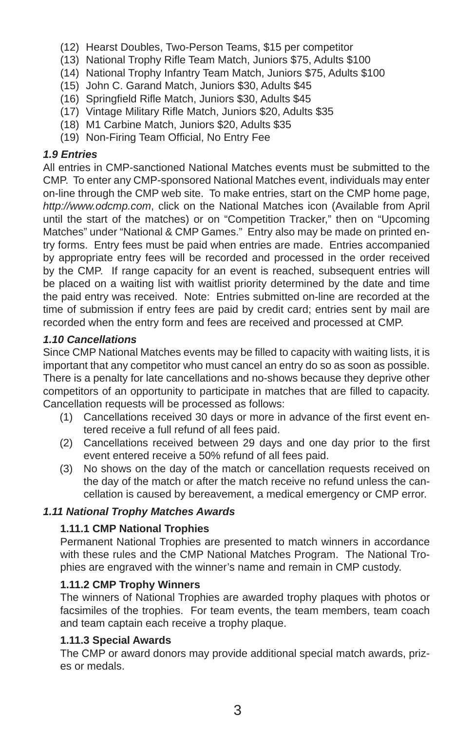(12) Hearst Doubles, Two-Person Teams, $15 per competitor
(13) National Trophy Rifle Team Match, Juniors $75, Adults $100
(14) National Trophy Infantry Team Match, Juniors $75, Adults $100
(15) John C. Garand Match, Juniors $30, Adults $45
(16) Springfield Rifle Match, Juniors $30, Adults $45
(17) Vintage Military Rifle Match, Juniors $20, Adults $35
(18) M1 Carbine Match, Juniors $20, Adults $35
(19) Non-Firing Team Official, No Entry Fee

### *1.9 Entries*

All entries in CMP-sanctioned National Matches events must be submitted to the CMP. To enter any CMP-sponsored National Matches event, individuals may enter on-line through the CMP web site. To make entries, start on the CMP home page, *http://www.odcmp.com*, click on the National Matches icon (Available from April until the start of the matches) or on "Competition Tracker," then on "Upcoming Matches" under "National & CMP Games." Entry also may be made on printed entry forms. Entry fees must be paid when entries are made. Entries accompanied by appropriate entry fees will be recorded and processed in the order received by the CMP. If range capacity for an event is reached, subsequent entries will be placed on a waiting list with waitlist priority determined by the date and time the paid entry was received. Note: Entries submitted on-line are recorded at the time of submission if entry fees are paid by credit card; entries sent by mail are recorded when the entry form and fees are received and processed at CMP.

### *1.10 Cancellations*

Since CMP National Matches events may be filled to capacity with waiting lists, it is important that any competitor who must cancel an entry do so as soon as possible. There is a penalty for late cancellations and no-shows because they deprive other competitors of an opportunity to participate in matches that are filled to capacity. Cancellation requests will be processed as follows:

(1) Cancellations received 30 days or more in advance of the first event entered receive a full refund of all fees paid.
(2) Cancellations received between 29 days and one day prior to the first event entered receive a 50% refund of all fees paid.
(3) No shows on the day of the match or cancellation requests received on the day of the match or after the match receive no refund unless the cancellation is caused by bereavement, a medical emergency or CMP error.

### *1.11 National Trophy Matches Awards*

#### 1.11.1 CMP National Trophies

Permanent National Trophies are presented to match winners in accordance with these rules and the CMP National Matches Program. The National Trophies are engraved with the winner's name and remain in CMP custody.

#### 1.11.2 CMP Trophy Winners

The winners of National Trophies are awarded trophy plaques with photos or facsimiles of the trophies. For team events, the team members, team coach and team captain each receive a trophy plaque.

#### 1.11.3 Special Awards

The CMP or award donors may provide additional special match awards, prizes or medals.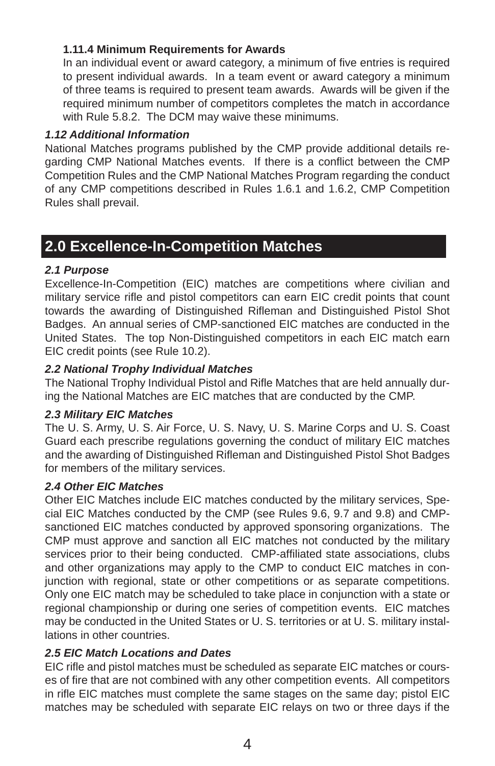**1.11.4 Minimum Requirements for Awards**

In an individual event or award category, a minimum of five entries is required to present individual awards. In a team event or award category a minimum of three teams is required to present team awards. Awards will be given if the required minimum number of competitors completes the match in accordance with Rule 5.8.2. The DCM may waive these minimums.

***1.12 Additional Information***

National Matches programs published by the CMP provide additional details regarding CMP National Matches events. If there is a conflict between the CMP Competition Rules and the CMP National Matches Program regarding the conduct of any CMP competitions described in Rules 1.6.1 and 1.6.2, CMP Competition Rules shall prevail.

## 2.0 Excellence-In-Competition Matches

***2.1 Purpose***

Excellence-In-Competition (EIC) matches are competitions where civilian and military service rifle and pistol competitors can earn EIC credit points that count towards the awarding of Distinguished Rifleman and Distinguished Pistol Shot Badges. An annual series of CMP-sanctioned EIC matches are conducted in the United States. The top Non-Distinguished competitors in each EIC match earn EIC credit points (see Rule 10.2).

***2.2 National Trophy Individual Matches***

The National Trophy Individual Pistol and Rifle Matches that are held annually during the National Matches are EIC matches that are conducted by the CMP.

***2.3 Military EIC Matches***

The U. S. Army, U. S. Air Force, U. S. Navy, U. S. Marine Corps and U. S. Coast Guard each prescribe regulations governing the conduct of military EIC matches and the awarding of Distinguished Rifleman and Distinguished Pistol Shot Badges for members of the military services.

***2.4 Other EIC Matches***

Other EIC Matches include EIC matches conducted by the military services, Special EIC Matches conducted by the CMP (see Rules 9.6, 9.7 and 9.8) and CMP-sanctioned EIC matches conducted by approved sponsoring organizations. The CMP must approve and sanction all EIC matches not conducted by the military services prior to their being conducted. CMP-affiliated state associations, clubs and other organizations may apply to the CMP to conduct EIC matches in conjunction with regional, state or other competitions or as separate competitions. Only one EIC match may be scheduled to take place in conjunction with a state or regional championship or during one series of competition events. EIC matches may be conducted in the United States or U. S. territories or at U. S. military installations in other countries.

***2.5 EIC Match Locations and Dates***

EIC rifle and pistol matches must be scheduled as separate EIC matches or courses of fire that are not combined with any other competition events. All competitors in rifle EIC matches must complete the same stages on the same day; pistol EIC matches may be scheduled with separate EIC relays on two or three days if the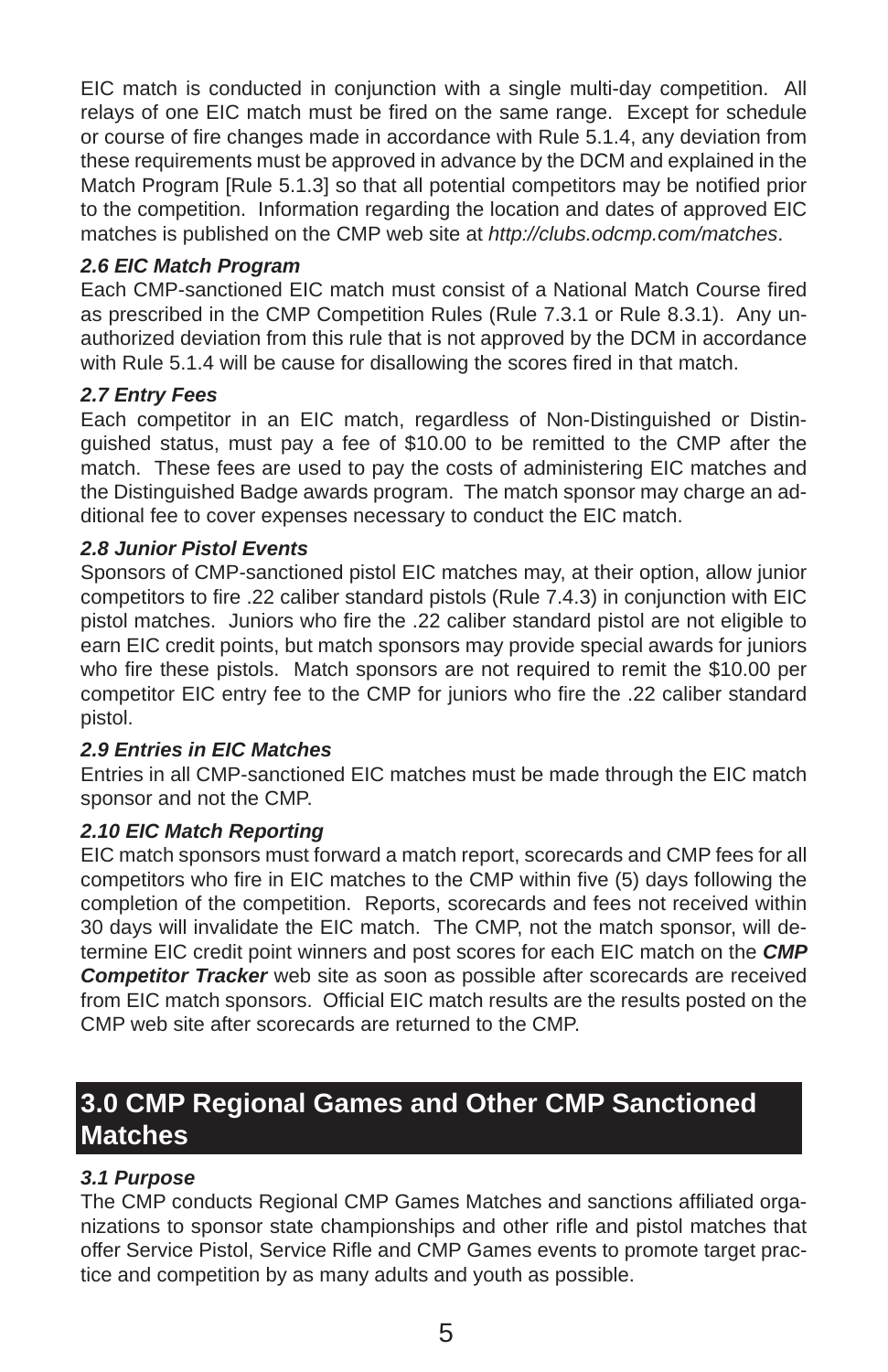EIC match is conducted in conjunction with a single multi-day competition. All relays of one EIC match must be fired on the same range. Except for schedule or course of fire changes made in accordance with Rule 5.1.4, any deviation from these requirements must be approved in advance by the DCM and explained in the Match Program [Rule 5.1.3] so that all potential competitors may be notified prior to the competition. Information regarding the location and dates of approved EIC matches is published on the CMP web site at *http://clubs.odcmp.com/matches*.

***2.6 EIC Match Program***

Each CMP-sanctioned EIC match must consist of a National Match Course fired as prescribed in the CMP Competition Rules (Rule 7.3.1 or Rule 8.3.1). Any unauthorized deviation from this rule that is not approved by the DCM in accordance with Rule 5.1.4 will be cause for disallowing the scores fired in that match.

***2.7 Entry Fees***

Each competitor in an EIC match, regardless of Non-Distinguished or Distinguished status, must pay a fee of $10.00 to be remitted to the CMP after the match. These fees are used to pay the costs of administering EIC matches and the Distinguished Badge awards program. The match sponsor may charge an additional fee to cover expenses necessary to conduct the EIC match.

***2.8 Junior Pistol Events***

Sponsors of CMP-sanctioned pistol EIC matches may, at their option, allow junior competitors to fire .22 caliber standard pistols (Rule 7.4.3) in conjunction with EIC pistol matches. Juniors who fire the .22 caliber standard pistol are not eligible to earn EIC credit points, but match sponsors may provide special awards for juniors who fire these pistols. Match sponsors are not required to remit the $10.00 per competitor EIC entry fee to the CMP for juniors who fire the .22 caliber standard pistol.

***2.9 Entries in EIC Matches***

Entries in all CMP-sanctioned EIC matches must be made through the EIC match sponsor and not the CMP.

***2.10 EIC Match Reporting***

EIC match sponsors must forward a match report, scorecards and CMP fees for all competitors who fire in EIC matches to the CMP within five (5) days following the completion of the competition. Reports, scorecards and fees not received within 30 days will invalidate the EIC match. The CMP, not the match sponsor, will determine EIC credit point winners and post scores for each EIC match on the ***CMP Competitor Tracker*** web site as soon as possible after scorecards are received from EIC match sponsors. Official EIC match results are the results posted on the CMP web site after scorecards are returned to the CMP.

## 3.0 CMP Regional Games and Other CMP Sanctioned Matches

***3.1 Purpose***

The CMP conducts Regional CMP Games Matches and sanctions affiliated organizations to sponsor state championships and other rifle and pistol matches that offer Service Pistol, Service Rifle and CMP Games events to promote target practice and competition by as many adults and youth as possible.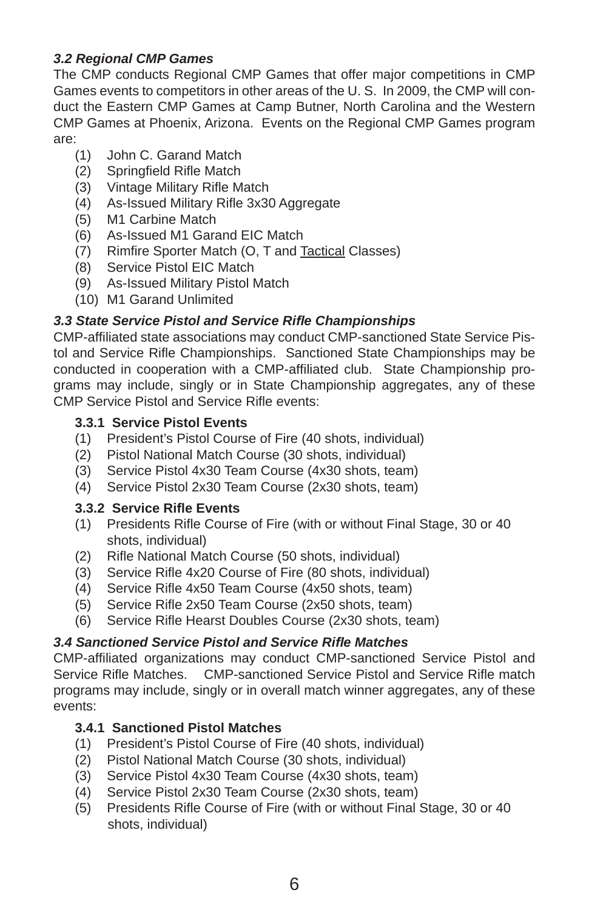### *3.2 Regional CMP Games*

The CMP conducts Regional CMP Games that offer major competitions in CMP Games events to competitors in other areas of the U. S. In 2009, the CMP will conduct the Eastern CMP Games at Camp Butner, North Carolina and the Western CMP Games at Phoenix, Arizona. Events on the Regional CMP Games program are:

(1) John C. Garand Match
(2) Springfield Rifle Match
(3) Vintage Military Rifle Match
(4) As-Issued Military Rifle 3x30 Aggregate
(5) M1 Carbine Match
(6) As-Issued M1 Garand EIC Match
(7) Rimfire Sporter Match (O, T and <u>Tactical</u> Classes)
(8) Service Pistol EIC Match
(9) As-Issued Military Pistol Match
(10) M1 Garand Unlimited

### *3.3 State Service Pistol and Service Rifle Championships*

CMP-affiliated state associations may conduct CMP-sanctioned State Service Pistol and Service Rifle Championships. Sanctioned State Championships may be conducted in cooperation with a CMP-affiliated club. State Championship programs may include, singly or in State Championship aggregates, any of these CMP Service Pistol and Service Rifle events:

#### 3.3.1 Service Pistol Events

(1) President's Pistol Course of Fire (40 shots, individual)
(2) Pistol National Match Course (30 shots, individual)
(3) Service Pistol 4x30 Team Course (4x30 shots, team)
(4) Service Pistol 2x30 Team Course (2x30 shots, team)

#### 3.3.2 Service Rifle Events

(1) Presidents Rifle Course of Fire (with or without Final Stage, 30 or 40 shots, individual)
(2) Rifle National Match Course (50 shots, individual)
(3) Service Rifle 4x20 Course of Fire (80 shots, individual)
(4) Service Rifle 4x50 Team Course (4x50 shots, team)
(5) Service Rifle 2x50 Team Course (2x50 shots, team)
(6) Service Rifle Hearst Doubles Course (2x30 shots, team)

### *3.4 Sanctioned Service Pistol and Service Rifle Matches*

CMP-affiliated organizations may conduct CMP-sanctioned Service Pistol and Service Rifle Matches. CMP-sanctioned Service Pistol and Service Rifle match programs may include, singly or in overall match winner aggregates, any of these events:

#### 3.4.1 Sanctioned Pistol Matches

(1) President's Pistol Course of Fire (40 shots, individual)
(2) Pistol National Match Course (30 shots, individual)
(3) Service Pistol 4x30 Team Course (4x30 shots, team)
(4) Service Pistol 2x30 Team Course (2x30 shots, team)
(5) Presidents Rifle Course of Fire (with or without Final Stage, 30 or 40 shots, individual)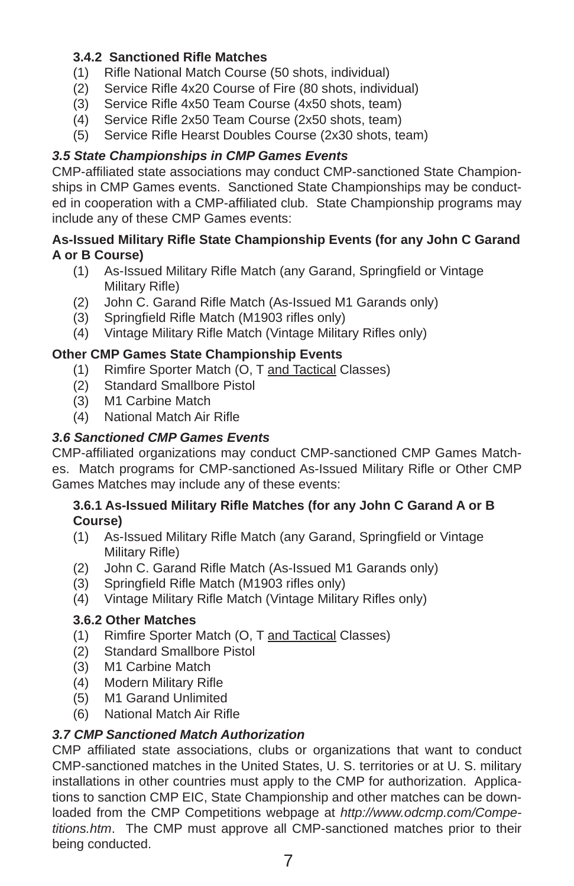#### 3.4.2 Sanctioned Rifle Matches

(1) Rifle National Match Course (50 shots, individual)
(2) Service Rifle 4x20 Course of Fire (80 shots, individual)
(3) Service Rifle 4x50 Team Course (4x50 shots, team)
(4) Service Rifle 2x50 Team Course (2x50 shots, team)
(5) Service Rifle Hearst Doubles Course (2x30 shots, team)

### *3.5 State Championships in CMP Games Events*

CMP-affiliated state associations may conduct CMP-sanctioned State Championships in CMP Games events. Sanctioned State Championships may be conducted in cooperation with a CMP-affiliated club. State Championship programs may include any of these CMP Games events:

**As-Issued Military Rifle State Championship Events (for any John C Garand A or B Course)**

(1) As-Issued Military Rifle Match (any Garand, Springfield or Vintage Military Rifle)
(2) John C. Garand Rifle Match (As-Issued M1 Garands only)
(3) Springfield Rifle Match (M1903 rifles only)
(4) Vintage Military Rifle Match (Vintage Military Rifles only)

**Other CMP Games State Championship Events**

(1) Rimfire Sporter Match (O, T <u>and Tactical</u> Classes)
(2) Standard Smallbore Pistol
(3) M1 Carbine Match
(4) National Match Air Rifle

### *3.6 Sanctioned CMP Games Events*

CMP-affiliated organizations may conduct CMP-sanctioned CMP Games Matches. Match programs for CMP-sanctioned As-Issued Military Rifle or Other CMP Games Matches may include any of these events:

#### 3.6.1 As-Issued Military Rifle Matches (for any John C Garand A or B Course)

(1) As-Issued Military Rifle Match (any Garand, Springfield or Vintage Military Rifle)
(2) John C. Garand Rifle Match (As-Issued M1 Garands only)
(3) Springfield Rifle Match (M1903 rifles only)
(4) Vintage Military Rifle Match (Vintage Military Rifles only)

#### 3.6.2 Other Matches

(1) Rimfire Sporter Match (O, T <u>and Tactical</u> Classes)
(2) Standard Smallbore Pistol
(3) M1 Carbine Match
(4) Modern Military Rifle
(5) M1 Garand Unlimited
(6) National Match Air Rifle

### *3.7 CMP Sanctioned Match Authorization*

CMP affiliated state associations, clubs or organizations that want to conduct CMP-sanctioned matches in the United States, U. S. territories or at U. S. military installations in other countries must apply to the CMP for authorization. Applications to sanction CMP EIC, State Championship and other matches can be downloaded from the CMP Competitions webpage at *http://www.odcmp.com/Competitions.htm*. The CMP must approve all CMP-sanctioned matches prior to their being conducted.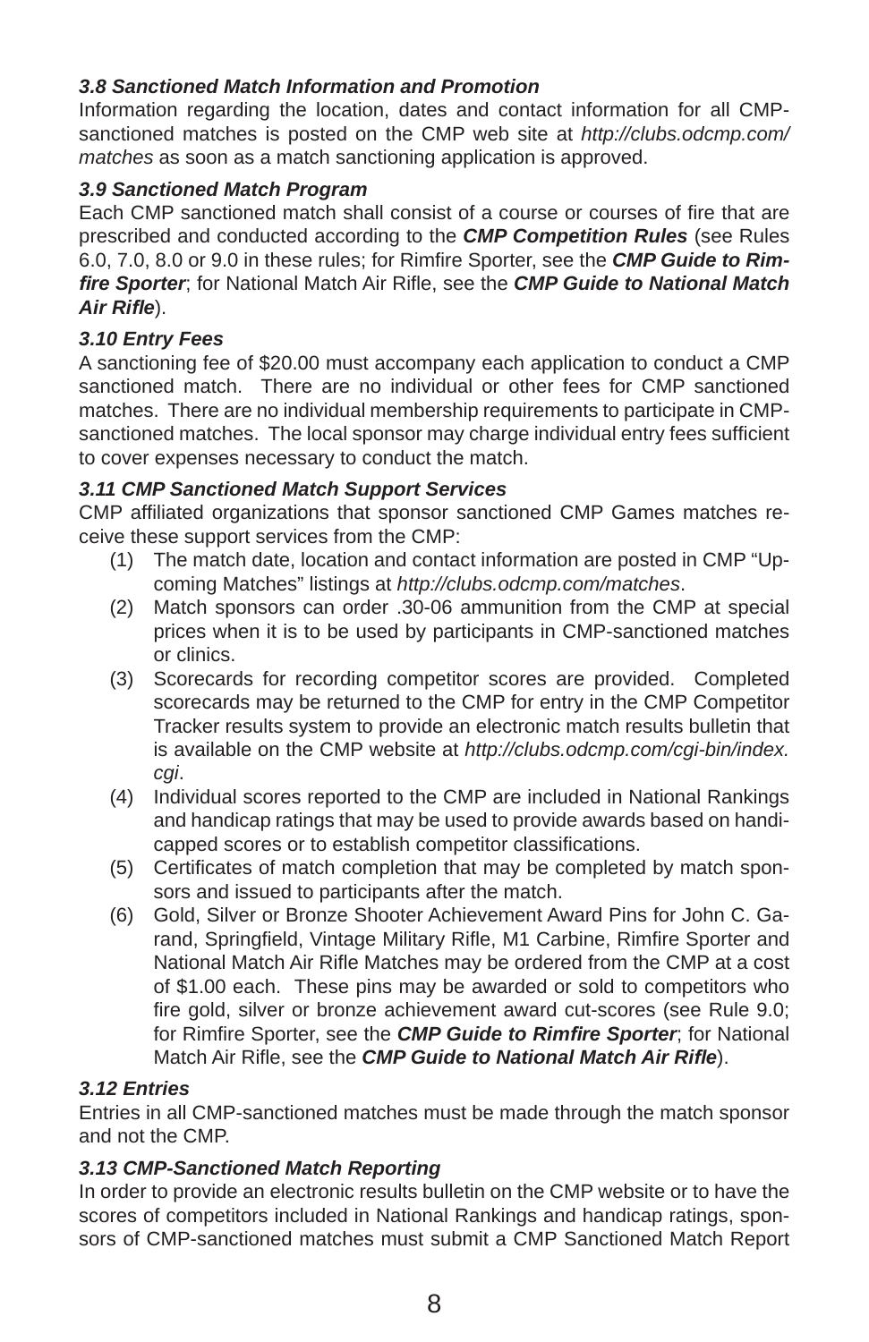### *3.8 Sanctioned Match Information and Promotion*

Information regarding the location, dates and contact information for all CMP-sanctioned matches is posted on the CMP web site at *http://clubs.odcmp.com/matches* as soon as a match sanctioning application is approved.

### *3.9 Sanctioned Match Program*

Each CMP sanctioned match shall consist of a course or courses of fire that are prescribed and conducted according to the ***CMP Competition Rules*** (see Rules 6.0, 7.0, 8.0 or 9.0 in these rules; for Rimfire Sporter, see the ***CMP Guide to Rimfire Sporter***; for National Match Air Rifle, see the ***CMP Guide to National Match Air Rifle***).

### *3.10 Entry Fees*

A sanctioning fee of $20.00 must accompany each application to conduct a CMP sanctioned match. There are no individual or other fees for CMP sanctioned matches. There are no individual membership requirements to participate in CMP-sanctioned matches. The local sponsor may charge individual entry fees sufficient to cover expenses necessary to conduct the match.

### *3.11 CMP Sanctioned Match Support Services*

CMP affiliated organizations that sponsor sanctioned CMP Games matches receive these support services from the CMP:

(1) The match date, location and contact information are posted in CMP "Upcoming Matches" listings at *http://clubs.odcmp.com/matches*.

(2) Match sponsors can order .30-06 ammunition from the CMP at special prices when it is to be used by participants in CMP-sanctioned matches or clinics.

(3) Scorecards for recording competitor scores are provided. Completed scorecards may be returned to the CMP for entry in the CMP Competitor Tracker results system to provide an electronic match results bulletin that is available on the CMP website at *http://clubs.odcmp.com/cgi-bin/index.cgi*.

(4) Individual scores reported to the CMP are included in National Rankings and handicap ratings that may be used to provide awards based on handicapped scores or to establish competitor classifications.

(5) Certificates of match completion that may be completed by match sponsors and issued to participants after the match.

(6) Gold, Silver or Bronze Shooter Achievement Award Pins for John C. Garand, Springfield, Vintage Military Rifle, M1 Carbine, Rimfire Sporter and National Match Air Rifle Matches may be ordered from the CMP at a cost of $1.00 each. These pins may be awarded or sold to competitors who fire gold, silver or bronze achievement award cut-scores (see Rule 9.0; for Rimfire Sporter, see the ***CMP Guide to Rimfire Sporter***; for National Match Air Rifle, see the ***CMP Guide to National Match Air Rifle***).

### *3.12 Entries*

Entries in all CMP-sanctioned matches must be made through the match sponsor and not the CMP.

### *3.13 CMP-Sanctioned Match Reporting*

In order to provide an electronic results bulletin on the CMP website or to have the scores of competitors included in National Rankings and handicap ratings, sponsors of CMP-sanctioned matches must submit a CMP Sanctioned Match Report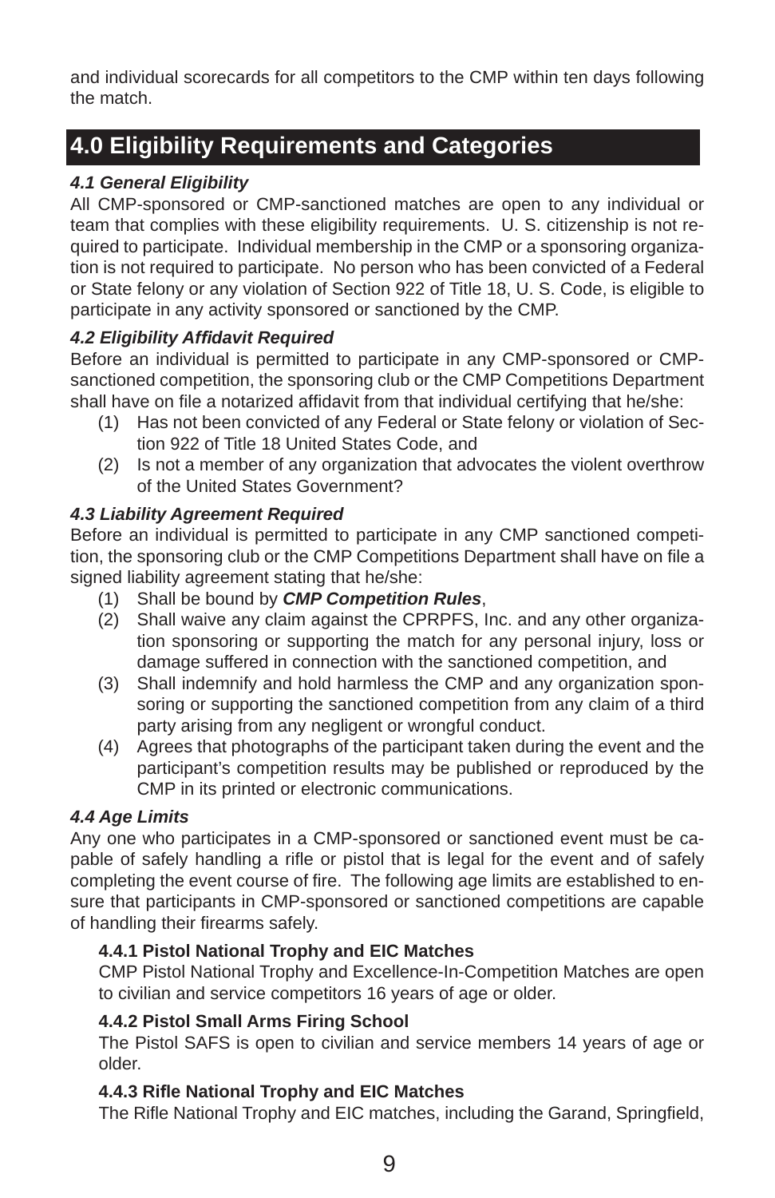and individual scorecards for all competitors to the CMP within ten days following the match.

## 4.0 Eligibility Requirements and Categories

### *4.1 General Eligibility*

All CMP-sponsored or CMP-sanctioned matches are open to any individual or team that complies with these eligibility requirements. U. S. citizenship is not required to participate. Individual membership in the CMP or a sponsoring organization is not required to participate. No person who has been convicted of a Federal or State felony or any violation of Section 922 of Title 18, U. S. Code, is eligible to participate in any activity sponsored or sanctioned by the CMP.

### *4.2 Eligibility Affidavit Required*

Before an individual is permitted to participate in any CMP-sponsored or CMP-sanctioned competition, the sponsoring club or the CMP Competitions Department shall have on file a notarized affidavit from that individual certifying that he/she:

(1) Has not been convicted of any Federal or State felony or violation of Section 922 of Title 18 United States Code, and
(2) Is not a member of any organization that advocates the violent overthrow of the United States Government?

### *4.3 Liability Agreement Required*

Before an individual is permitted to participate in any CMP sanctioned competition, the sponsoring club or the CMP Competitions Department shall have on file a signed liability agreement stating that he/she:

(1) Shall be bound by ***CMP Competition Rules***,
(2) Shall waive any claim against the CPRPFS, Inc. and any other organization sponsoring or supporting the match for any personal injury, loss or damage suffered in connection with the sanctioned competition, and
(3) Shall indemnify and hold harmless the CMP and any organization sponsoring or supporting the sanctioned competition from any claim of a third party arising from any negligent or wrongful conduct.
(4) Agrees that photographs of the participant taken during the event and the participant's competition results may be published or reproduced by the CMP in its printed or electronic communications.

### *4.4 Age Limits*

Any one who participates in a CMP-sponsored or sanctioned event must be capable of safely handling a rifle or pistol that is legal for the event and of safely completing the event course of fire. The following age limits are established to ensure that participants in CMP-sponsored or sanctioned competitions are capable of handling their firearms safely.

#### 4.4.1 Pistol National Trophy and EIC Matches

CMP Pistol National Trophy and Excellence-In-Competition Matches are open to civilian and service competitors 16 years of age or older.

#### 4.4.2 Pistol Small Arms Firing School

The Pistol SAFS is open to civilian and service members 14 years of age or older.

#### 4.4.3 Rifle National Trophy and EIC Matches

The Rifle National Trophy and EIC matches, including the Garand, Springfield,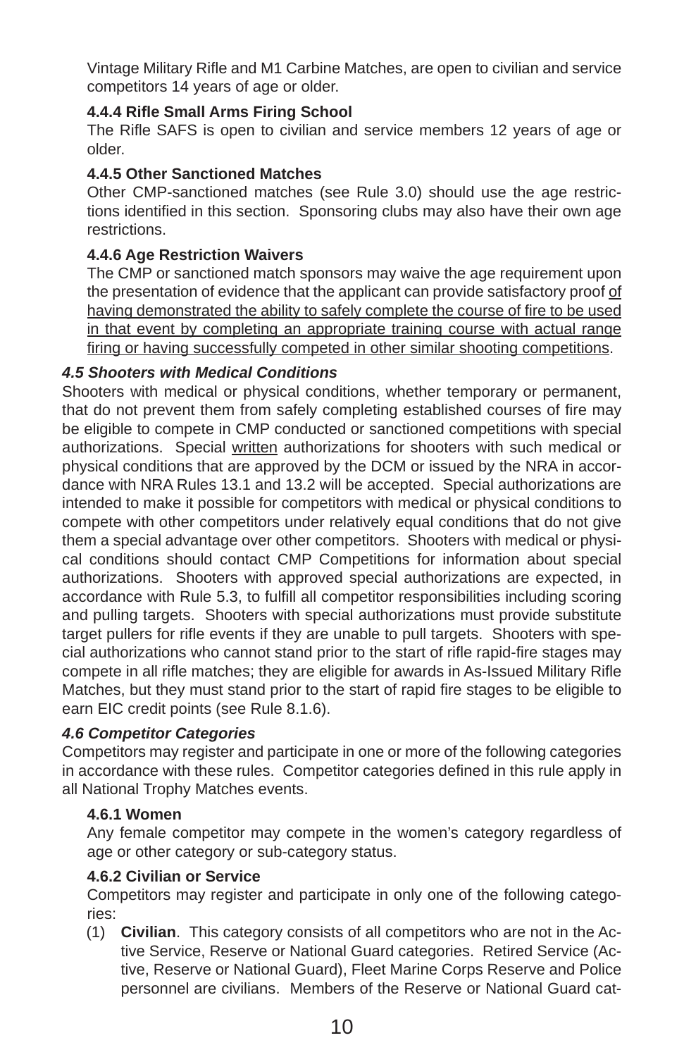Vintage Military Rifle and M1 Carbine Matches, are open to civilian and service competitors 14 years of age or older.

#### 4.4.4 Rifle Small Arms Firing School

The Rifle SAFS is open to civilian and service members 12 years of age or older.

#### 4.4.5 Other Sanctioned Matches

Other CMP-sanctioned matches (see Rule 3.0) should use the age restrictions identified in this section. Sponsoring clubs may also have their own age restrictions.

#### 4.4.6 Age Restriction Waivers

The CMP or sanctioned match sponsors may waive the age requirement upon the presentation of evidence that the applicant can provide satisfactory proof <u>of having demonstrated the ability to safely complete the course of fire to be used in that event by completing an appropriate training course with actual range firing or having successfully competed in other similar shooting competitions</u>.

### *4.5 Shooters with Medical Conditions*

Shooters with medical or physical conditions, whether temporary or permanent, that do not prevent them from safely completing established courses of fire may be eligible to compete in CMP conducted or sanctioned competitions with special authorizations. Special <u>written</u> authorizations for shooters with such medical or physical conditions that are approved by the DCM or issued by the NRA in accordance with NRA Rules 13.1 and 13.2 will be accepted. Special authorizations are intended to make it possible for competitors with medical or physical conditions to compete with other competitors under relatively equal conditions that do not give them a special advantage over other competitors. Shooters with medical or physical conditions should contact CMP Competitions for information about special authorizations. Shooters with approved special authorizations are expected, in accordance with Rule 5.3, to fulfill all competitor responsibilities including scoring and pulling targets. Shooters with special authorizations must provide substitute target pullers for rifle events if they are unable to pull targets. Shooters with special authorizations who cannot stand prior to the start of rifle rapid-fire stages may compete in all rifle matches; they are eligible for awards in As-Issued Military Rifle Matches, but they must stand prior to the start of rapid fire stages to be eligible to earn EIC credit points (see Rule 8.1.6).

### *4.6 Competitor Categories*

Competitors may register and participate in one or more of the following categories in accordance with these rules. Competitor categories defined in this rule apply in all National Trophy Matches events.

#### 4.6.1 Women

Any female competitor may compete in the women's category regardless of age or other category or sub-category status.

#### 4.6.2 Civilian or Service

Competitors may register and participate in only one of the following categories:

(1) **Civilian**. This category consists of all competitors who are not in the Active Service, Reserve or National Guard categories. Retired Service (Active, Reserve or National Guard), Fleet Marine Corps Reserve and Police personnel are civilians. Members of the Reserve or National Guard cat-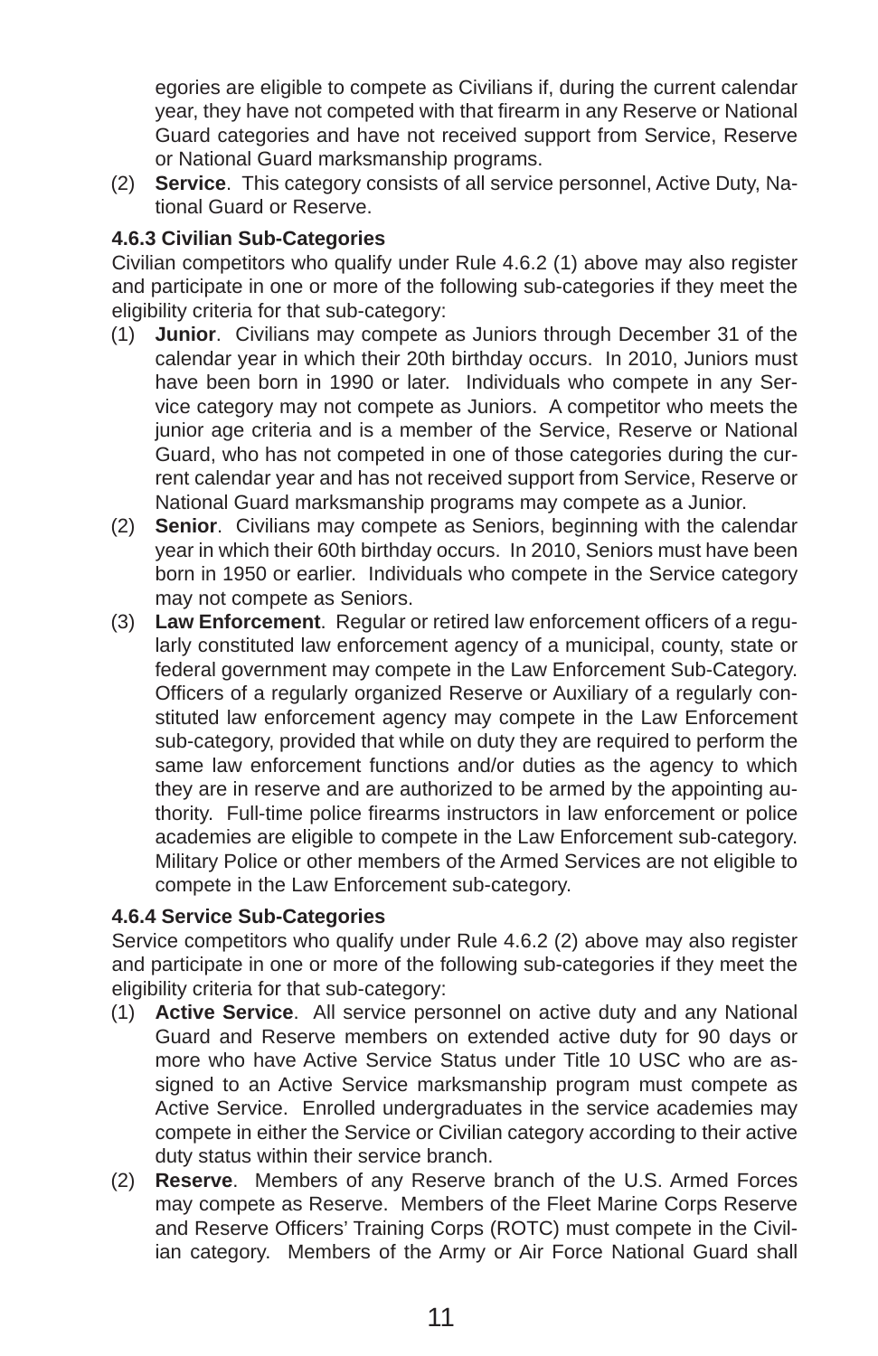egories are eligible to compete as Civilians if, during the current calendar year, they have not competed with that firearm in any Reserve or National Guard categories and have not received support from Service, Reserve or National Guard marksmanship programs.

(2) **Service**. This category consists of all service personnel, Active Duty, National Guard or Reserve.

#### 4.6.3 Civilian Sub-Categories

Civilian competitors who qualify under Rule 4.6.2 (1) above may also register and participate in one or more of the following sub-categories if they meet the eligibility criteria for that sub-category:

(1) **Junior**. Civilians may compete as Juniors through December 31 of the calendar year in which their 20th birthday occurs. In 2010, Juniors must have been born in 1990 or later. Individuals who compete in any Service category may not compete as Juniors. A competitor who meets the junior age criteria and is a member of the Service, Reserve or National Guard, who has not competed in one of those categories during the current calendar year and has not received support from Service, Reserve or National Guard marksmanship programs may compete as a Junior.

(2) **Senior**. Civilians may compete as Seniors, beginning with the calendar year in which their 60th birthday occurs. In 2010, Seniors must have been born in 1950 or earlier. Individuals who compete in the Service category may not compete as Seniors.

(3) **Law Enforcement**. Regular or retired law enforcement officers of a regularly constituted law enforcement agency of a municipal, county, state or federal government may compete in the Law Enforcement Sub-Category. Officers of a regularly organized Reserve or Auxiliary of a regularly constituted law enforcement agency may compete in the Law Enforcement sub-category, provided that while on duty they are required to perform the same law enforcement functions and/or duties as the agency to which they are in reserve and are authorized to be armed by the appointing authority. Full-time police firearms instructors in law enforcement or police academies are eligible to compete in the Law Enforcement sub-category. Military Police or other members of the Armed Services are not eligible to compete in the Law Enforcement sub-category.

#### 4.6.4 Service Sub-Categories

Service competitors who qualify under Rule 4.6.2 (2) above may also register and participate in one or more of the following sub-categories if they meet the eligibility criteria for that sub-category:

(1) **Active Service**. All service personnel on active duty and any National Guard and Reserve members on extended active duty for 90 days or more who have Active Service Status under Title 10 USC who are assigned to an Active Service marksmanship program must compete as Active Service. Enrolled undergraduates in the service academies may compete in either the Service or Civilian category according to their active duty status within their service branch.

(2) **Reserve**. Members of any Reserve branch of the U.S. Armed Forces may compete as Reserve. Members of the Fleet Marine Corps Reserve and Reserve Officers' Training Corps (ROTC) must compete in the Civilian category. Members of the Army or Air Force National Guard shall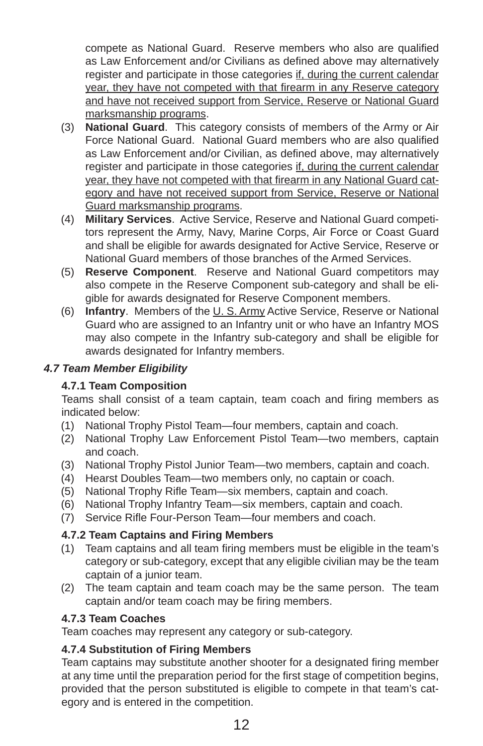compete as National Guard. Reserve members who also are qualified as Law Enforcement and/or Civilians as defined above may alternatively register and participate in those categories <u>if, during the current calendar year, they have not competed with that firearm in any Reserve category and have not received support from Service, Reserve or National Guard marksmanship programs</u>.

(3) **National Guard**. This category consists of members of the Army or Air Force National Guard. National Guard members who are also qualified as Law Enforcement and/or Civilian, as defined above, may alternatively register and participate in those categories <u>if, during the current calendar year, they have not competed with that firearm in any National Guard category and have not received support from Service, Reserve or National Guard marksmanship programs</u>.

(4) **Military Services**. Active Service, Reserve and National Guard competitors represent the Army, Navy, Marine Corps, Air Force or Coast Guard and shall be eligible for awards designated for Active Service, Reserve or National Guard members of those branches of the Armed Services.

(5) **Reserve Component**. Reserve and National Guard competitors may also compete in the Reserve Component sub-category and shall be eligible for awards designated for Reserve Component members.

(6) **Infantry**. Members of the <u>U. S. Army</u> Active Service, Reserve or National Guard who are assigned to an Infantry unit or who have an Infantry MOS may also compete in the Infantry sub-category and shall be eligible for awards designated for Infantry members.

### *4.7 Team Member Eligibility*

#### 4.7.1 Team Composition

Teams shall consist of a team captain, team coach and firing members as indicated below:

(1) National Trophy Pistol Team—four members, captain and coach.
(2) National Trophy Law Enforcement Pistol Team—two members, captain and coach.
(3) National Trophy Pistol Junior Team—two members, captain and coach.
(4) Hearst Doubles Team—two members only, no captain or coach.
(5) National Trophy Rifle Team—six members, captain and coach.
(6) National Trophy Infantry Team—six members, captain and coach.
(7) Service Rifle Four-Person Team—four members and coach.

#### 4.7.2 Team Captains and Firing Members

(1) Team captains and all team firing members must be eligible in the team's category or sub-category, except that any eligible civilian may be the team captain of a junior team.
(2) The team captain and team coach may be the same person. The team captain and/or team coach may be firing members.

#### 4.7.3 Team Coaches

Team coaches may represent any category or sub-category.

#### 4.7.4 Substitution of Firing Members

Team captains may substitute another shooter for a designated firing member at any time until the preparation period for the first stage of competition begins, provided that the person substituted is eligible to compete in that team's category and is entered in the competition.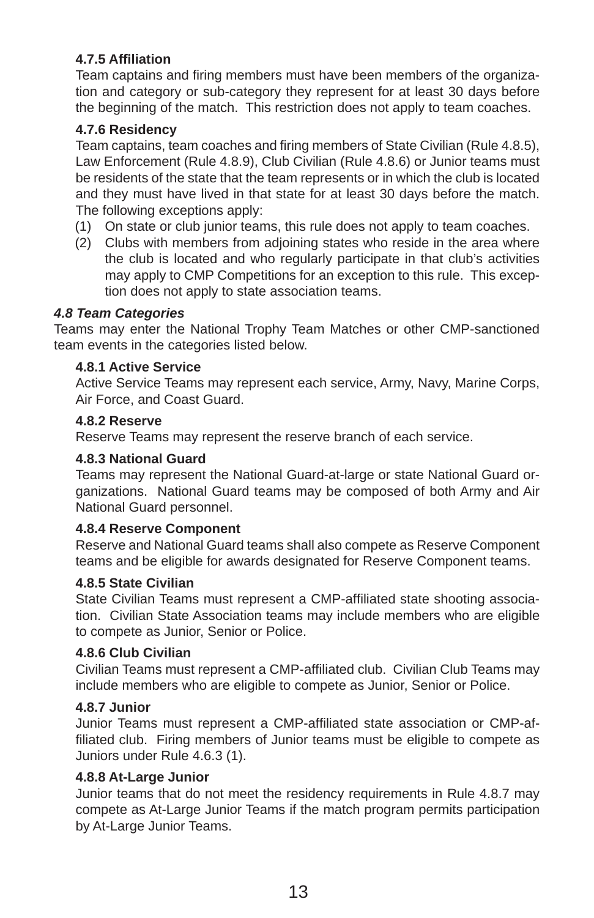#### 4.7.5 Affiliation

Team captains and firing members must have been members of the organization and category or sub-category they represent for at least 30 days before the beginning of the match. This restriction does not apply to team coaches.

#### 4.7.6 Residency

Team captains, team coaches and firing members of State Civilian (Rule 4.8.5), Law Enforcement (Rule 4.8.9), Club Civilian (Rule 4.8.6) or Junior teams must be residents of the state that the team represents or in which the club is located and they must have lived in that state for at least 30 days before the match. The following exceptions apply:

(1) On state or club junior teams, this rule does not apply to team coaches.

(2) Clubs with members from adjoining states who reside in the area where the club is located and who regularly participate in that club's activities may apply to CMP Competitions for an exception to this rule. This exception does not apply to state association teams.

### *4.8 Team Categories*

Teams may enter the National Trophy Team Matches or other CMP-sanctioned team events in the categories listed below.

#### 4.8.1 Active Service

Active Service Teams may represent each service, Army, Navy, Marine Corps, Air Force, and Coast Guard.

#### 4.8.2 Reserve

Reserve Teams may represent the reserve branch of each service.

#### 4.8.3 National Guard

Teams may represent the National Guard-at-large or state National Guard organizations. National Guard teams may be composed of both Army and Air National Guard personnel.

#### 4.8.4 Reserve Component

Reserve and National Guard teams shall also compete as Reserve Component teams and be eligible for awards designated for Reserve Component teams.

#### 4.8.5 State Civilian

State Civilian Teams must represent a CMP-affiliated state shooting association. Civilian State Association teams may include members who are eligible to compete as Junior, Senior or Police.

#### 4.8.6 Club Civilian

Civilian Teams must represent a CMP-affiliated club. Civilian Club Teams may include members who are eligible to compete as Junior, Senior or Police.

#### 4.8.7 Junior

Junior Teams must represent a CMP-affiliated state association or CMP-affiliated club. Firing members of Junior teams must be eligible to compete as Juniors under Rule 4.6.3 (1).

#### 4.8.8 At-Large Junior

Junior teams that do not meet the residency requirements in Rule 4.8.7 may compete as At-Large Junior Teams if the match program permits participation by At-Large Junior Teams.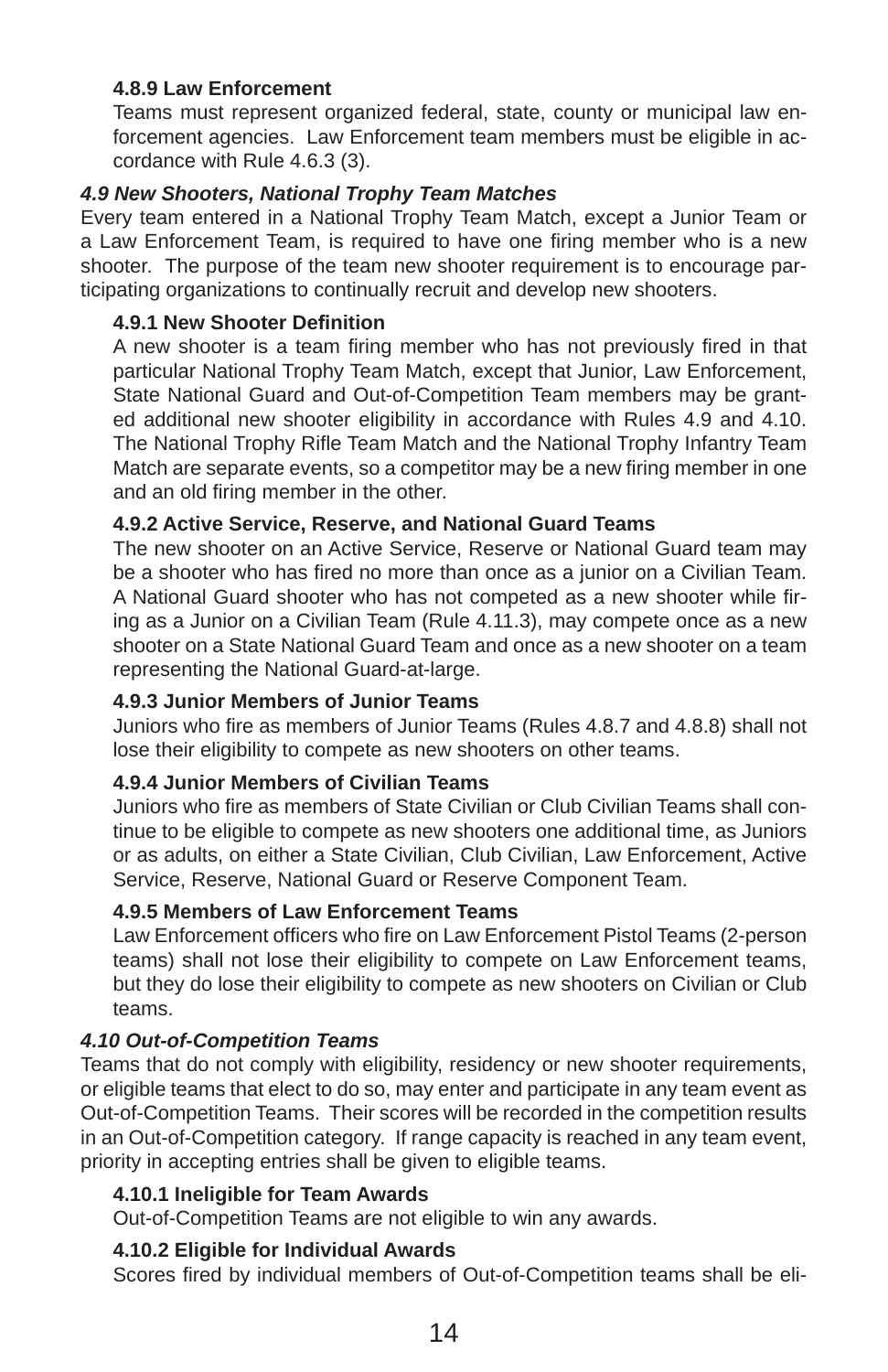#### 4.8.9 Law Enforcement

Teams must represent organized federal, state, county or municipal law enforcement agencies. Law Enforcement team members must be eligible in accordance with Rule 4.6.3 (3).

### *4.9 New Shooters, National Trophy Team Matches*

Every team entered in a National Trophy Team Match, except a Junior Team or a Law Enforcement Team, is required to have one firing member who is a new shooter. The purpose of the team new shooter requirement is to encourage participating organizations to continually recruit and develop new shooters.

#### 4.9.1 New Shooter Definition

A new shooter is a team firing member who has not previously fired in that particular National Trophy Team Match, except that Junior, Law Enforcement, State National Guard and Out-of-Competition Team members may be granted additional new shooter eligibility in accordance with Rules 4.9 and 4.10. The National Trophy Rifle Team Match and the National Trophy Infantry Team Match are separate events, so a competitor may be a new firing member in one and an old firing member in the other.

#### 4.9.2 Active Service, Reserve, and National Guard Teams

The new shooter on an Active Service, Reserve or National Guard team may be a shooter who has fired no more than once as a junior on a Civilian Team. A National Guard shooter who has not competed as a new shooter while firing as a Junior on a Civilian Team (Rule 4.11.3), may compete once as a new shooter on a State National Guard Team and once as a new shooter on a team representing the National Guard-at-large.

#### 4.9.3 Junior Members of Junior Teams

Juniors who fire as members of Junior Teams (Rules 4.8.7 and 4.8.8) shall not lose their eligibility to compete as new shooters on other teams.

#### 4.9.4 Junior Members of Civilian Teams

Juniors who fire as members of State Civilian or Club Civilian Teams shall continue to be eligible to compete as new shooters one additional time, as Juniors or as adults, on either a State Civilian, Club Civilian, Law Enforcement, Active Service, Reserve, National Guard or Reserve Component Team.

#### 4.9.5 Members of Law Enforcement Teams

Law Enforcement officers who fire on Law Enforcement Pistol Teams (2-person teams) shall not lose their eligibility to compete on Law Enforcement teams, but they do lose their eligibility to compete as new shooters on Civilian or Club teams.

### *4.10 Out-of-Competition Teams*

Teams that do not comply with eligibility, residency or new shooter requirements, or eligible teams that elect to do so, may enter and participate in any team event as Out-of-Competition Teams. Their scores will be recorded in the competition results in an Out-of-Competition category. If range capacity is reached in any team event, priority in accepting entries shall be given to eligible teams.

#### 4.10.1 Ineligible for Team Awards

Out-of-Competition Teams are not eligible to win any awards.

#### 4.10.2 Eligible for Individual Awards

Scores fired by individual members of Out-of-Competition teams shall be eli-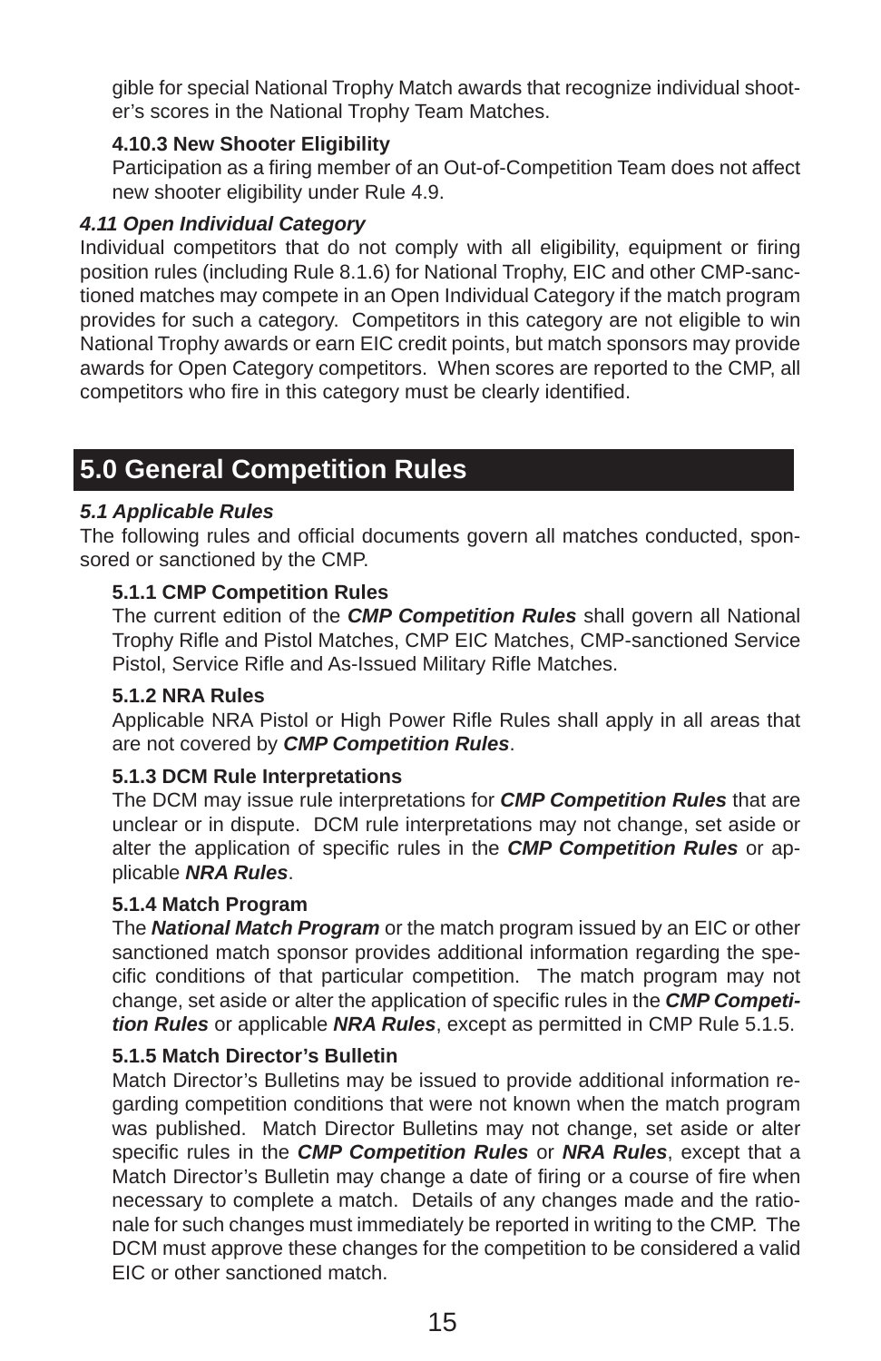gible for special National Trophy Match awards that recognize individual shooter's scores in the National Trophy Team Matches.

#### 4.10.3 New Shooter Eligibility

Participation as a firing member of an Out-of-Competition Team does not affect new shooter eligibility under Rule 4.9.

### *4.11 Open Individual Category*

Individual competitors that do not comply with all eligibility, equipment or firing position rules (including Rule 8.1.6) for National Trophy, EIC and other CMP-sanctioned matches may compete in an Open Individual Category if the match program provides for such a category. Competitors in this category are not eligible to win National Trophy awards or earn EIC credit points, but match sponsors may provide awards for Open Category competitors. When scores are reported to the CMP, all competitors who fire in this category must be clearly identified.

## 5.0 General Competition Rules

### *5.1 Applicable Rules*

The following rules and official documents govern all matches conducted, sponsored or sanctioned by the CMP.

#### 5.1.1 CMP Competition Rules

The current edition of the ***CMP Competition Rules*** shall govern all National Trophy Rifle and Pistol Matches, CMP EIC Matches, CMP-sanctioned Service Pistol, Service Rifle and As-Issued Military Rifle Matches.

#### 5.1.2 NRA Rules

Applicable NRA Pistol or High Power Rifle Rules shall apply in all areas that are not covered by ***CMP Competition Rules***.

#### 5.1.3 DCM Rule Interpretations

The DCM may issue rule interpretations for ***CMP Competition Rules*** that are unclear or in dispute. DCM rule interpretations may not change, set aside or alter the application of specific rules in the ***CMP Competition Rules*** or applicable ***NRA Rules***.

#### 5.1.4 Match Program

The ***National Match Program*** or the match program issued by an EIC or other sanctioned match sponsor provides additional information regarding the specific conditions of that particular competition. The match program may not change, set aside or alter the application of specific rules in the ***CMP Competition Rules*** or applicable ***NRA Rules***, except as permitted in CMP Rule 5.1.5.

#### 5.1.5 Match Director's Bulletin

Match Director's Bulletins may be issued to provide additional information regarding competition conditions that were not known when the match program was published. Match Director Bulletins may not change, set aside or alter specific rules in the ***CMP Competition Rules*** or ***NRA Rules***, except that a Match Director's Bulletin may change a date of firing or a course of fire when necessary to complete a match. Details of any changes made and the rationale for such changes must immediately be reported in writing to the CMP. The DCM must approve these changes for the competition to be considered a valid EIC or other sanctioned match.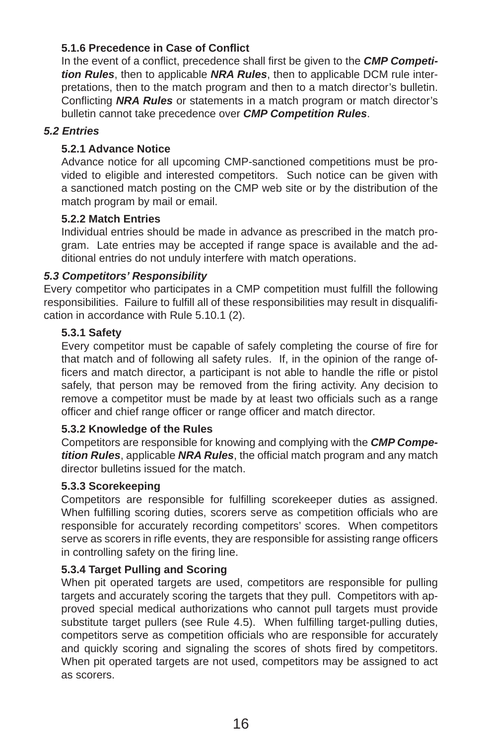#### 5.1.6 Precedence in Case of Conflict

In the event of a conflict, precedence shall first be given to the ***CMP Competition Rules***, then to applicable ***NRA Rules***, then to applicable DCM rule interpretations, then to the match program and then to a match director's bulletin. Conflicting ***NRA Rules*** or statements in a match program or match director's bulletin cannot take precedence over ***CMP Competition Rules***.

### *5.2 Entries*

#### 5.2.1 Advance Notice

Advance notice for all upcoming CMP-sanctioned competitions must be provided to eligible and interested competitors. Such notice can be given with a sanctioned match posting on the CMP web site or by the distribution of the match program by mail or email.

#### 5.2.2 Match Entries

Individual entries should be made in advance as prescribed in the match program. Late entries may be accepted if range space is available and the additional entries do not unduly interfere with match operations.

### *5.3 Competitors' Responsibility*

Every competitor who participates in a CMP competition must fulfill the following responsibilities. Failure to fulfill all of these responsibilities may result in disqualification in accordance with Rule 5.10.1 (2).

#### 5.3.1 Safety

Every competitor must be capable of safely completing the course of fire for that match and of following all safety rules. If, in the opinion of the range officers and match director, a participant is not able to handle the rifle or pistol safely, that person may be removed from the firing activity. Any decision to remove a competitor must be made by at least two officials such as a range officer and chief range officer or range officer and match director.

#### 5.3.2 Knowledge of the Rules

Competitors are responsible for knowing and complying with the ***CMP Competition Rules***, applicable ***NRA Rules***, the official match program and any match director bulletins issued for the match.

#### 5.3.3 Scorekeeping

Competitors are responsible for fulfilling scorekeeper duties as assigned. When fulfilling scoring duties, scorers serve as competition officials who are responsible for accurately recording competitors' scores. When competitors serve as scorers in rifle events, they are responsible for assisting range officers in controlling safety on the firing line.

#### 5.3.4 Target Pulling and Scoring

When pit operated targets are used, competitors are responsible for pulling targets and accurately scoring the targets that they pull. Competitors with approved special medical authorizations who cannot pull targets must provide substitute target pullers (see Rule 4.5). When fulfilling target-pulling duties, competitors serve as competition officials who are responsible for accurately and quickly scoring and signaling the scores of shots fired by competitors. When pit operated targets are not used, competitors may be assigned to act as scorers.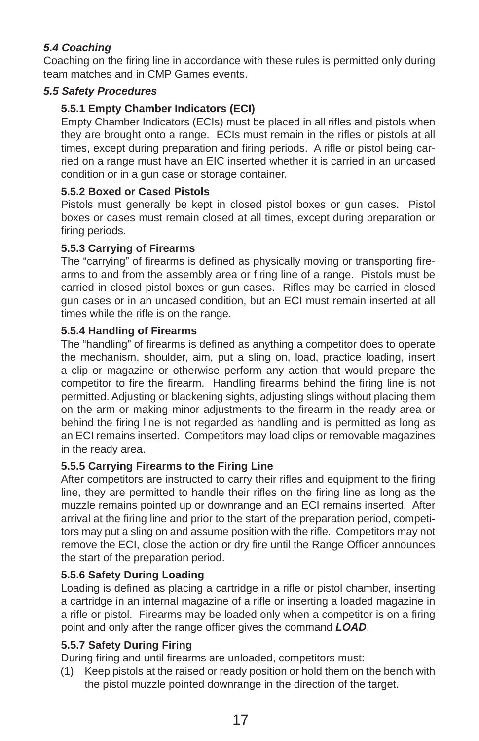### *5.4 Coaching*

Coaching on the firing line in accordance with these rules is permitted only during team matches and in CMP Games events.

### *5.5 Safety Procedures*

#### 5.5.1 Empty Chamber Indicators (ECI)

Empty Chamber Indicators (ECIs) must be placed in all rifles and pistols when they are brought onto a range. ECIs must remain in the rifles or pistols at all times, except during preparation and firing periods. A rifle or pistol being carried on a range must have an EIC inserted whether it is carried in an uncased condition or in a gun case or storage container.

#### 5.5.2 Boxed or Cased Pistols

Pistols must generally be kept in closed pistol boxes or gun cases. Pistol boxes or cases must remain closed at all times, except during preparation or firing periods.

#### 5.5.3 Carrying of Firearms

The "carrying" of firearms is defined as physically moving or transporting firearms to and from the assembly area or firing line of a range. Pistols must be carried in closed pistol boxes or gun cases. Rifles may be carried in closed gun cases or in an uncased condition, but an ECI must remain inserted at all times while the rifle is on the range.

#### 5.5.4 Handling of Firearms

The "handling" of firearms is defined as anything a competitor does to operate the mechanism, shoulder, aim, put a sling on, load, practice loading, insert a clip or magazine or otherwise perform any action that would prepare the competitor to fire the firearm. Handling firearms behind the firing line is not permitted. Adjusting or blackening sights, adjusting slings without placing them on the arm or making minor adjustments to the firearm in the ready area or behind the firing line is not regarded as handling and is permitted as long as an ECI remains inserted. Competitors may load clips or removable magazines in the ready area.

#### 5.5.5 Carrying Firearms to the Firing Line

After competitors are instructed to carry their rifles and equipment to the firing line, they are permitted to handle their rifles on the firing line as long as the muzzle remains pointed up or downrange and an ECI remains inserted. After arrival at the firing line and prior to the start of the preparation period, competitors may put a sling on and assume position with the rifle. Competitors may not remove the ECI, close the action or dry fire until the Range Officer announces the start of the preparation period.

#### 5.5.6 Safety During Loading

Loading is defined as placing a cartridge in a rifle or pistol chamber, inserting a cartridge in an internal magazine of a rifle or inserting a loaded magazine in a rifle or pistol. Firearms may be loaded only when a competitor is on a firing point and only after the range officer gives the command ***LOAD***.

#### 5.5.7 Safety During Firing

During firing and until firearms are unloaded, competitors must:

(1) Keep pistols at the raised or ready position or hold them on the bench with the pistol muzzle pointed downrange in the direction of the target.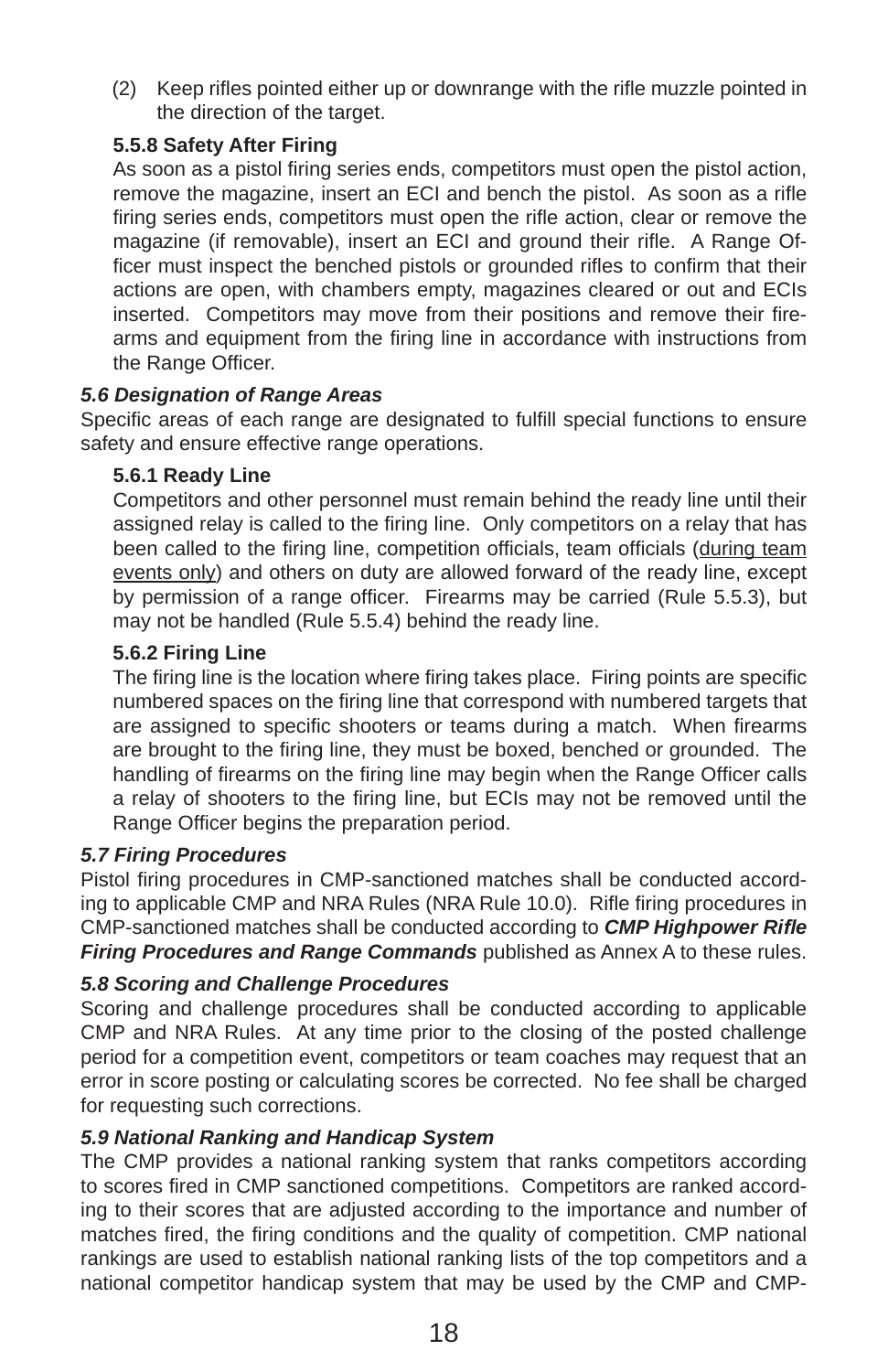(2) Keep rifles pointed either up or downrange with the rifle muzzle pointed in the direction of the target.

**5.5.8 Safety After Firing**

As soon as a pistol firing series ends, competitors must open the pistol action, remove the magazine, insert an ECI and bench the pistol. As soon as a rifle firing series ends, competitors must open the rifle action, clear or remove the magazine (if removable), insert an ECI and ground their rifle. A Range Officer must inspect the benched pistols or grounded rifles to confirm that their actions are open, with chambers empty, magazines cleared or out and ECIs inserted. Competitors may move from their positions and remove their firearms and equipment from the firing line in accordance with instructions from the Range Officer.

***5.6 Designation of Range Areas***

Specific areas of each range are designated to fulfill special functions to ensure safety and ensure effective range operations.

**5.6.1 Ready Line**

Competitors and other personnel must remain behind the ready line until their assigned relay is called to the firing line. Only competitors on a relay that has been called to the firing line, competition officials, team officials (<u>during team events only</u>) and others on duty are allowed forward of the ready line, except by permission of a range officer. Firearms may be carried (Rule 5.5.3), but may not be handled (Rule 5.5.4) behind the ready line.

**5.6.2 Firing Line**

The firing line is the location where firing takes place. Firing points are specific numbered spaces on the firing line that correspond with numbered targets that are assigned to specific shooters or teams during a match. When firearms are brought to the firing line, they must be boxed, benched or grounded. The handling of firearms on the firing line may begin when the Range Officer calls a relay of shooters to the firing line, but ECIs may not be removed until the Range Officer begins the preparation period.

***5.7 Firing Procedures***

Pistol firing procedures in CMP-sanctioned matches shall be conducted according to applicable CMP and NRA Rules (NRA Rule 10.0). Rifle firing procedures in CMP-sanctioned matches shall be conducted according to ***CMP Highpower Rifle Firing Procedures and Range Commands*** published as Annex A to these rules.

***5.8 Scoring and Challenge Procedures***

Scoring and challenge procedures shall be conducted according to applicable CMP and NRA Rules. At any time prior to the closing of the posted challenge period for a competition event, competitors or team coaches may request that an error in score posting or calculating scores be corrected. No fee shall be charged for requesting such corrections.

***5.9 National Ranking and Handicap System***

The CMP provides a national ranking system that ranks competitors according to scores fired in CMP sanctioned competitions. Competitors are ranked according to their scores that are adjusted according to the importance and number of matches fired, the firing conditions and the quality of competition. CMP national rankings are used to establish national ranking lists of the top competitors and a national competitor handicap system that may be used by the CMP and CMP-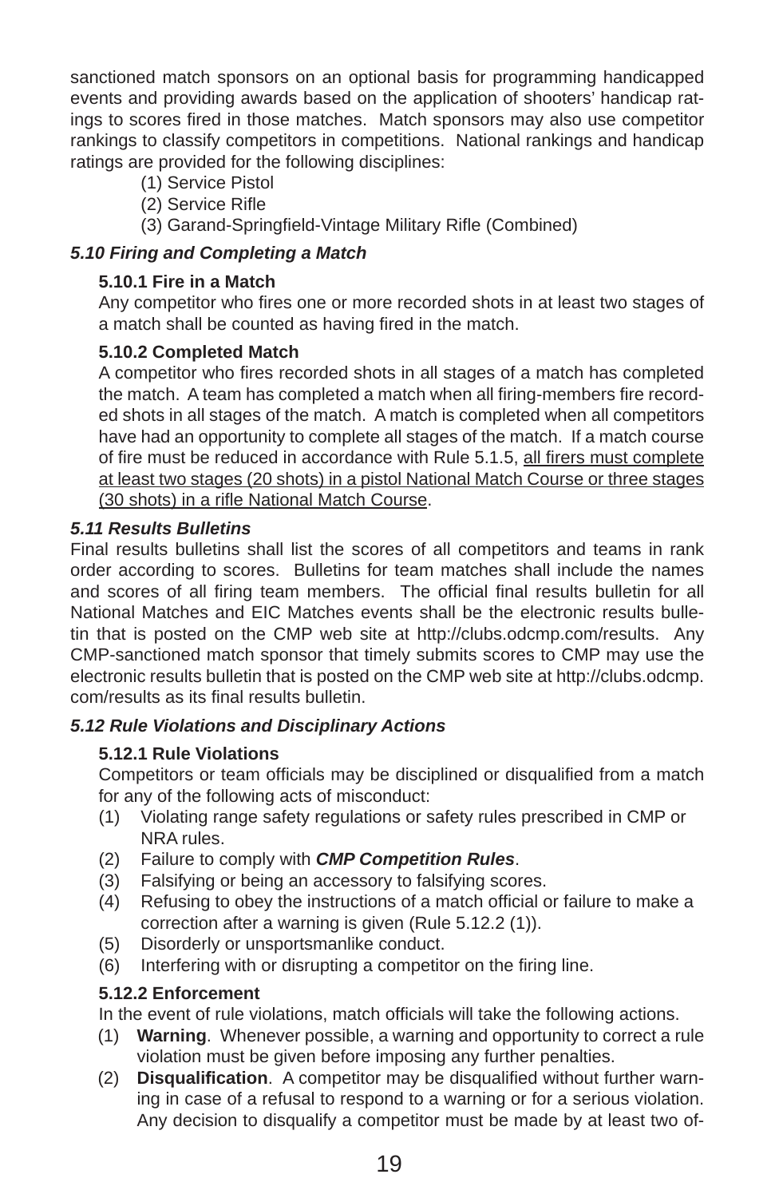sanctioned match sponsors on an optional basis for programming handicapped events and providing awards based on the application of shooters' handicap ratings to scores fired in those matches. Match sponsors may also use competitor rankings to classify competitors in competitions. National rankings and handicap ratings are provided for the following disciplines:

(1) Service Pistol
(2) Service Rifle
(3) Garand-Springfield-Vintage Military Rifle (Combined)

### *5.10 Firing and Completing a Match*

#### 5.10.1 Fire in a Match

Any competitor who fires one or more recorded shots in at least two stages of a match shall be counted as having fired in the match.

#### 5.10.2 Completed Match

A competitor who fires recorded shots in all stages of a match has completed the match. A team has completed a match when all firing-members fire recorded shots in all stages of the match. A match is completed when all competitors have had an opportunity to complete all stages of the match. If a match course of fire must be reduced in accordance with Rule 5.1.5, <u>all firers must complete at least two stages (20 shots) in a pistol National Match Course or three stages (30 shots) in a rifle National Match Course</u>.

### *5.11 Results Bulletins*

Final results bulletins shall list the scores of all competitors and teams in rank order according to scores. Bulletins for team matches shall include the names and scores of all firing team members. The official final results bulletin for all National Matches and EIC Matches events shall be the electronic results bulletin that is posted on the CMP web site at http://clubs.odcmp.com/results. Any CMP-sanctioned match sponsor that timely submits scores to CMP may use the electronic results bulletin that is posted on the CMP web site at http://clubs.odcmp.com/results as its final results bulletin.

### *5.12 Rule Violations and Disciplinary Actions*

#### 5.12.1 Rule Violations

Competitors or team officials may be disciplined or disqualified from a match for any of the following acts of misconduct:

(1) Violating range safety regulations or safety rules prescribed in CMP or NRA rules.
(2) Failure to comply with ***CMP Competition Rules***.
(3) Falsifying or being an accessory to falsifying scores.
(4) Refusing to obey the instructions of a match official or failure to make a correction after a warning is given (Rule 5.12.2 (1)).
(5) Disorderly or unsportsmanlike conduct.
(6) Interfering with or disrupting a competitor on the firing line.

#### 5.12.2 Enforcement

In the event of rule violations, match officials will take the following actions.

(1) **Warning**. Whenever possible, a warning and opportunity to correct a rule violation must be given before imposing any further penalties.
(2) **Disqualification**. A competitor may be disqualified without further warning in case of a refusal to respond to a warning or for a serious violation. Any decision to disqualify a competitor must be made by at least two of-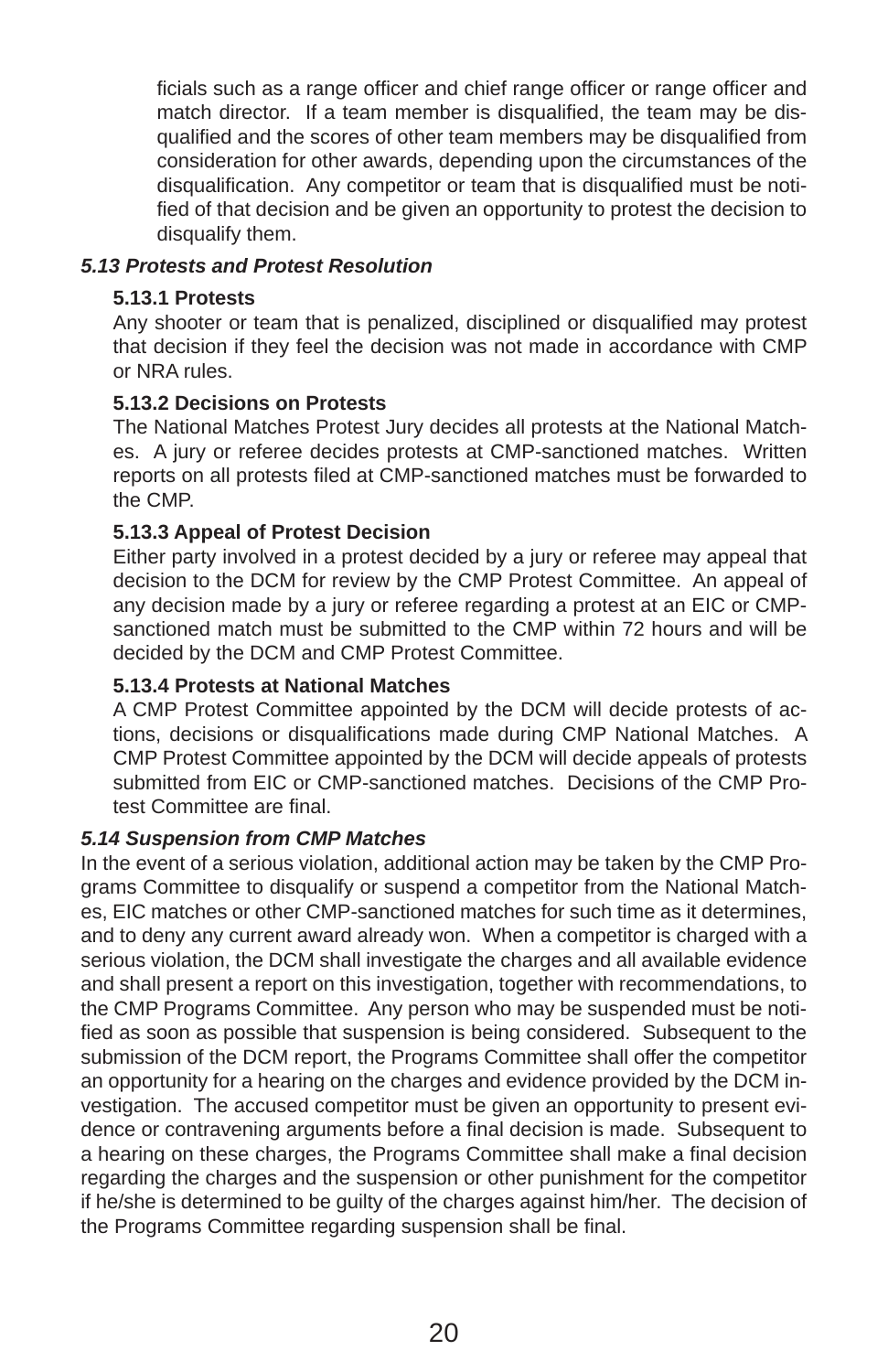ficials such as a range officer and chief range officer or range officer and match director. If a team member is disqualified, the team may be disqualified and the scores of other team members may be disqualified from consideration for other awards, depending upon the circumstances of the disqualification. Any competitor or team that is disqualified must be notified of that decision and be given an opportunity to protest the decision to disqualify them.

### *5.13 Protests and Protest Resolution*

#### 5.13.1 Protests

Any shooter or team that is penalized, disciplined or disqualified may protest that decision if they feel the decision was not made in accordance with CMP or NRA rules.

#### 5.13.2 Decisions on Protests

The National Matches Protest Jury decides all protests at the National Matches. A jury or referee decides protests at CMP-sanctioned matches. Written reports on all protests filed at CMP-sanctioned matches must be forwarded to the CMP.

#### 5.13.3 Appeal of Protest Decision

Either party involved in a protest decided by a jury or referee may appeal that decision to the DCM for review by the CMP Protest Committee. An appeal of any decision made by a jury or referee regarding a protest at an EIC or CMP-sanctioned match must be submitted to the CMP within 72 hours and will be decided by the DCM and CMP Protest Committee.

#### 5.13.4 Protests at National Matches

A CMP Protest Committee appointed by the DCM will decide protests of actions, decisions or disqualifications made during CMP National Matches. A CMP Protest Committee appointed by the DCM will decide appeals of protests submitted from EIC or CMP-sanctioned matches. Decisions of the CMP Protest Committee are final.

### *5.14 Suspension from CMP Matches*

In the event of a serious violation, additional action may be taken by the CMP Programs Committee to disqualify or suspend a competitor from the National Matches, EIC matches or other CMP-sanctioned matches for such time as it determines, and to deny any current award already won. When a competitor is charged with a serious violation, the DCM shall investigate the charges and all available evidence and shall present a report on this investigation, together with recommendations, to the CMP Programs Committee. Any person who may be suspended must be notified as soon as possible that suspension is being considered. Subsequent to the submission of the DCM report, the Programs Committee shall offer the competitor an opportunity for a hearing on the charges and evidence provided by the DCM investigation. The accused competitor must be given an opportunity to present evidence or contravening arguments before a final decision is made. Subsequent to a hearing on these charges, the Programs Committee shall make a final decision regarding the charges and the suspension or other punishment for the competitor if he/she is determined to be guilty of the charges against him/her. The decision of the Programs Committee regarding suspension shall be final.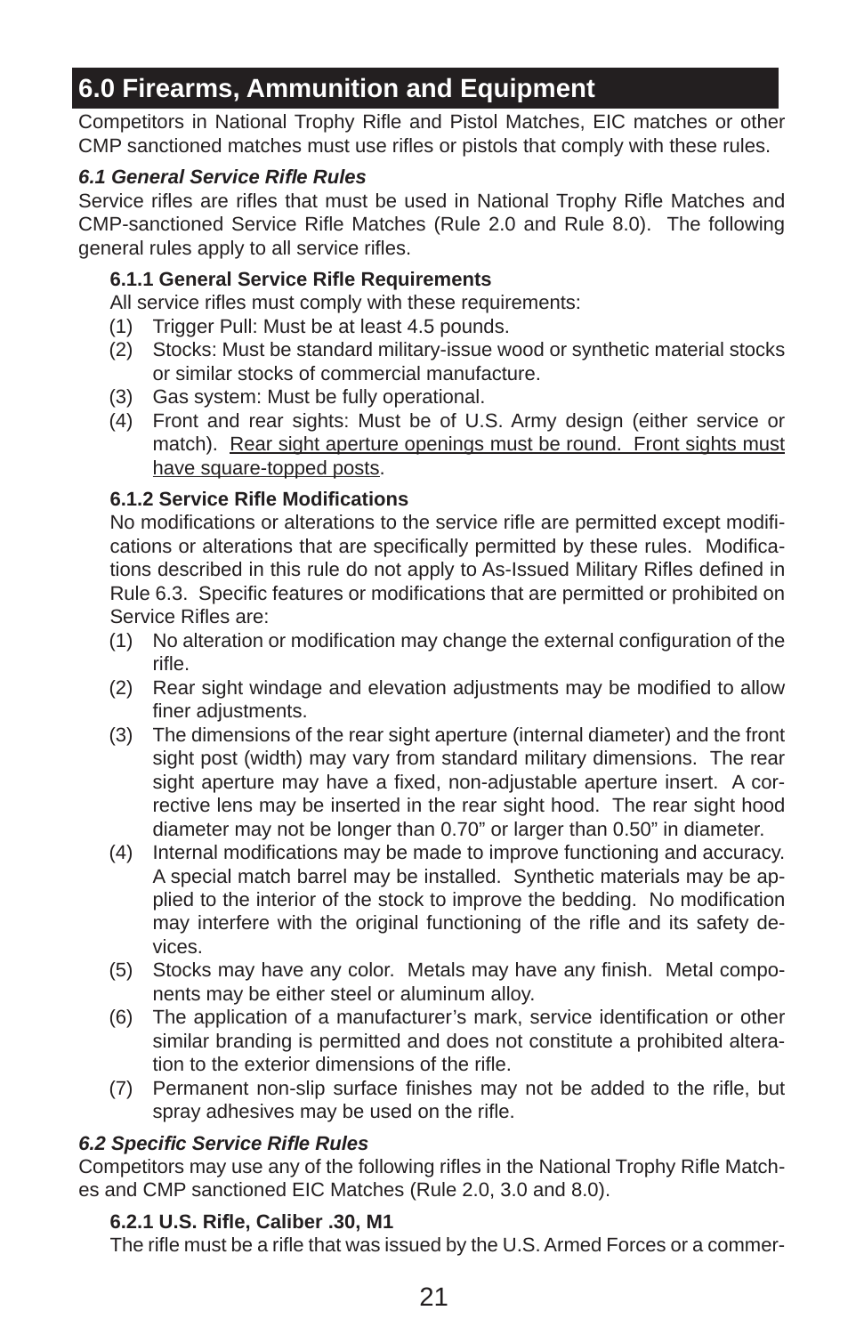## 6.0 Firearms, Ammunition and Equipment

Competitors in National Trophy Rifle and Pistol Matches, EIC matches or other CMP sanctioned matches must use rifles or pistols that comply with these rules.

### *6.1 General Service Rifle Rules*

Service rifles are rifles that must be used in National Trophy Rifle Matches and CMP-sanctioned Service Rifle Matches (Rule 2.0 and Rule 8.0). The following general rules apply to all service rifles.

#### 6.1.1 General Service Rifle Requirements

All service rifles must comply with these requirements:

(1) Trigger Pull: Must be at least 4.5 pounds.

(2) Stocks: Must be standard military-issue wood or synthetic material stocks or similar stocks of commercial manufacture.

(3) Gas system: Must be fully operational.

(4) Front and rear sights: Must be of U.S. Army design (either service or match). <u>Rear sight aperture openings must be round. Front sights must have square-topped posts</u>.

#### 6.1.2 Service Rifle Modifications

No modifications or alterations to the service rifle are permitted except modifications or alterations that are specifically permitted by these rules. Modifications described in this rule do not apply to As-Issued Military Rifles defined in Rule 6.3. Specific features or modifications that are permitted or prohibited on Service Rifles are:

(1) No alteration or modification may change the external configuration of the rifle.

(2) Rear sight windage and elevation adjustments may be modified to allow finer adjustments.

(3) The dimensions of the rear sight aperture (internal diameter) and the front sight post (width) may vary from standard military dimensions. The rear sight aperture may have a fixed, non-adjustable aperture insert. A corrective lens may be inserted in the rear sight hood. The rear sight hood diameter may not be longer than 0.70" or larger than 0.50" in diameter.

(4) Internal modifications may be made to improve functioning and accuracy. A special match barrel may be installed. Synthetic materials may be applied to the interior of the stock to improve the bedding. No modification may interfere with the original functioning of the rifle and its safety devices.

(5) Stocks may have any color. Metals may have any finish. Metal components may be either steel or aluminum alloy.

(6) The application of a manufacturer's mark, service identification or other similar branding is permitted and does not constitute a prohibited alteration to the exterior dimensions of the rifle.

(7) Permanent non-slip surface finishes may not be added to the rifle, but spray adhesives may be used on the rifle.

### *6.2 Specific Service Rifle Rules*

Competitors may use any of the following rifles in the National Trophy Rifle Matches and CMP sanctioned EIC Matches (Rule 2.0, 3.0 and 8.0).

#### 6.2.1 U.S. Rifle, Caliber .30, M1

The rifle must be a rifle that was issued by the U.S. Armed Forces or a commer-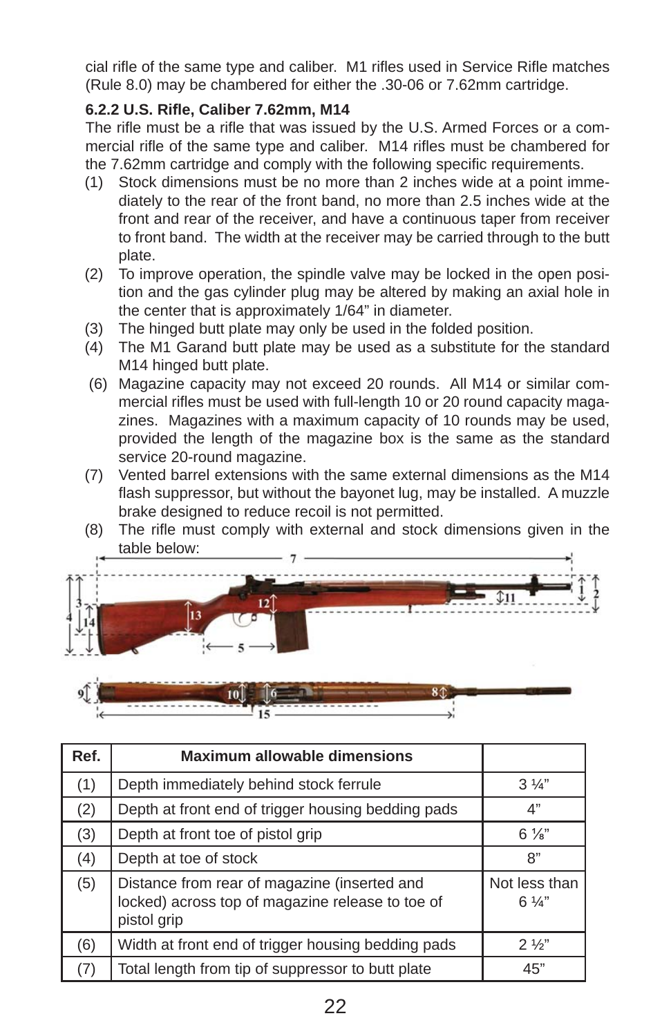cial rifle of the same type and caliber. M1 rifles used in Service Rifle matches (Rule 8.0) may be chambered for either the .30-06 or 7.62mm cartridge.

**6.2.2 U.S. Rifle, Caliber 7.62mm, M14**

The rifle must be a rifle that was issued by the U.S. Armed Forces or a commercial rifle of the same type and caliber. M14 rifles must be chambered for the 7.62mm cartridge and comply with the following specific requirements.

(1) Stock dimensions must be no more than 2 inches wide at a point immediately to the rear of the front band, no more than 2.5 inches wide at the front and rear of the receiver, and have a continuous taper from receiver to front band. The width at the receiver may be carried through to the butt plate.

(2) To improve operation, the spindle valve may be locked in the open position and the gas cylinder plug may be altered by making an axial hole in the center that is approximately 1/64" in diameter.

(3) The hinged butt plate may only be used in the folded position.

(4) The M1 Garand butt plate may be used as a substitute for the standard M14 hinged butt plate.

(6) Magazine capacity may not exceed 20 rounds. All M14 or similar commercial rifles must be used with full-length 10 or 20 round capacity magazines. Magazines with a maximum capacity of 10 rounds may be used, provided the length of the magazine box is the same as the standard service 20-round magazine.

(7) Vented barrel extensions with the same external dimensions as the M14 flash suppressor, but without the bayonet lug, may be installed. A muzzle brake designed to reduce recoil is not permitted.

(8) The rifle must comply with external and stock dimensions given in the table below:

| Ref. | Maximum allowable dimensions | |
|---|---|---|
| (1) | Depth immediately behind stock ferrule | 3 ¼" |
| (2) | Depth at front end of trigger housing bedding pads | 4" |
| (3) | Depth at front toe of pistol grip | 6 ⅛" |
| (4) | Depth at toe of stock | 8" |
| (5) | Distance from rear of magazine (inserted and locked) across top of magazine release to toe of pistol grip | Not less than 6 ¼" |
| (6) | Width at front end of trigger housing bedding pads | 2 ½" |
| (7) | Total length from tip of suppressor to butt plate | 45" |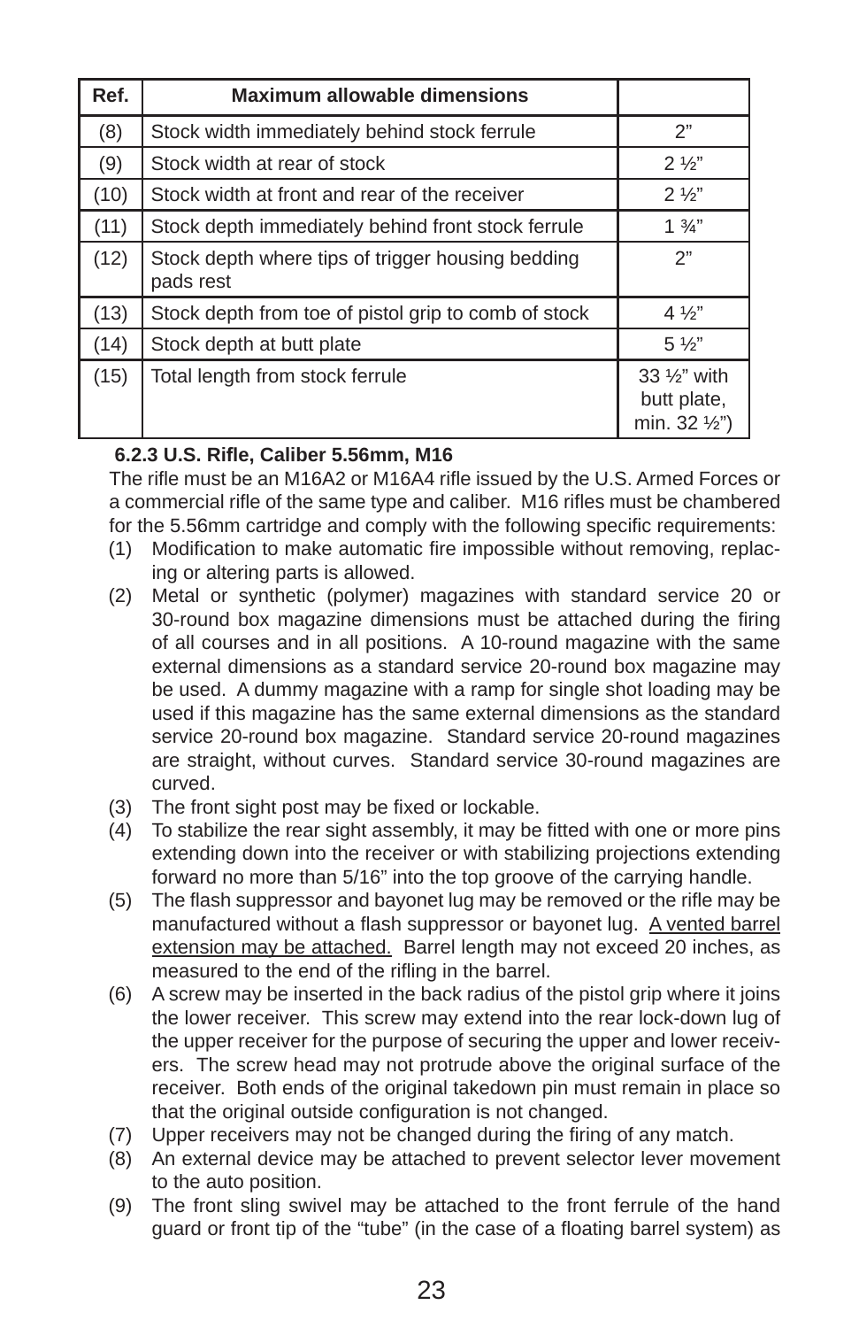| Ref. | Maximum allowable dimensions | |
|---|---|---|
| (8) | Stock width immediately behind stock ferrule | 2” |
| (9) | Stock width at rear of stock | 2 ½” |
| (10) | Stock width at front and rear of the receiver | 2 ½” |
| (11) | Stock depth immediately behind front stock ferrule | 1 ¾” |
| (12) | Stock depth where tips of trigger housing bedding pads rest | 2” |
| (13) | Stock depth from toe of pistol grip to comb of stock | 4 ½” |
| (14) | Stock depth at butt plate | 5 ½” |
| (15) | Total length from stock ferrule | 33 ½” with butt plate, min. 32 ½”) |

**6.2.3 U.S. Rifle, Caliber 5.56mm, M16**

The rifle must be an M16A2 or M16A4 rifle issued by the U.S. Armed Forces or a commercial rifle of the same type and caliber. M16 rifles must be chambered for the 5.56mm cartridge and comply with the following specific requirements:

(1) Modification to make automatic fire impossible without removing, replacing or altering parts is allowed.

(2) Metal or synthetic (polymer) magazines with standard service 20 or 30-round box magazine dimensions must be attached during the firing of all courses and in all positions. A 10-round magazine with the same external dimensions as a standard service 20-round box magazine may be used. A dummy magazine with a ramp for single shot loading may be used if this magazine has the same external dimensions as the standard service 20-round box magazine. Standard service 20-round magazines are straight, without curves. Standard service 30-round magazines are curved.

(3) The front sight post may be fixed or lockable.

(4) To stabilize the rear sight assembly, it may be fitted with one or more pins extending down into the receiver or with stabilizing projections extending forward no more than 5/16” into the top groove of the carrying handle.

(5) The flash suppressor and bayonet lug may be removed or the rifle may be manufactured without a flash suppressor or bayonet lug. <u>A vented barrel extension may be attached.</u> Barrel length may not exceed 20 inches, as measured to the end of the rifling in the barrel.

(6) A screw may be inserted in the back radius of the pistol grip where it joins the lower receiver. This screw may extend into the rear lock-down lug of the upper receiver for the purpose of securing the upper and lower receivers. The screw head may not protrude above the original surface of the receiver. Both ends of the original takedown pin must remain in place so that the original outside configuration is not changed.

(7) Upper receivers may not be changed during the firing of any match.

(8) An external device may be attached to prevent selector lever movement to the auto position.

(9) The front sling swivel may be attached to the front ferrule of the hand guard or front tip of the “tube” (in the case of a floating barrel system) as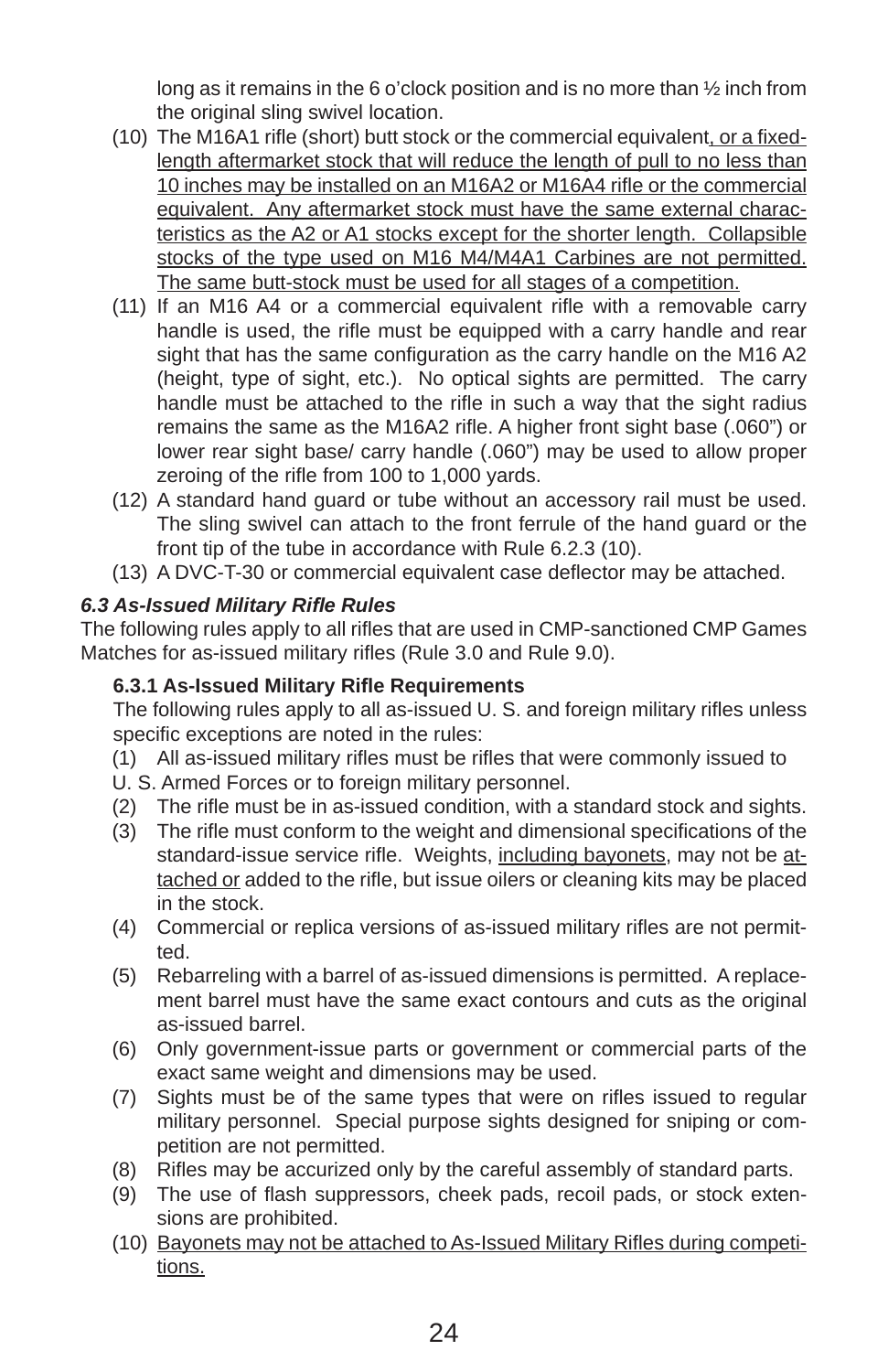long as it remains in the 6 o'clock position and is no more than ½ inch from the original sling swivel location.

(10) The M16A1 rifle (short) butt stock or the commercial equivalent<u>, or a fixed-length aftermarket stock that will reduce the length of pull to no less than 10 inches may be installed on an M16A2 or M16A4 rifle or the commercial equivalent. Any aftermarket stock must have the same external characteristics as the A2 or A1 stocks except for the shorter length. Collapsible stocks of the type used on M16 M4/M4A1 Carbines are not permitted. The same butt-stock must be used for all stages of a competition.</u>

(11) If an M16 A4 or a commercial equivalent rifle with a removable carry handle is used, the rifle must be equipped with a carry handle and rear sight that has the same configuration as the carry handle on the M16 A2 (height, type of sight, etc.). No optical sights are permitted. The carry handle must be attached to the rifle in such a way that the sight radius remains the same as the M16A2 rifle. A higher front sight base (.060") or lower rear sight base/ carry handle (.060") may be used to allow proper zeroing of the rifle from 100 to 1,000 yards.

(12) A standard hand guard or tube without an accessory rail must be used. The sling swivel can attach to the front ferrule of the hand guard or the front tip of the tube in accordance with Rule 6.2.3 (10).

(13) A DVC-T-30 or commercial equivalent case deflector may be attached.

### *6.3 As-Issued Military Rifle Rules*

The following rules apply to all rifles that are used in CMP-sanctioned CMP Games Matches for as-issued military rifles (Rule 3.0 and Rule 9.0).

#### 6.3.1 As-Issued Military Rifle Requirements

The following rules apply to all as-issued U. S. and foreign military rifles unless specific exceptions are noted in the rules:

(1) All as-issued military rifles must be rifles that were commonly issued to U. S. Armed Forces or to foreign military personnel.

(2) The rifle must be in as-issued condition, with a standard stock and sights.

(3) The rifle must conform to the weight and dimensional specifications of the standard-issue service rifle. Weights, <u>including bayonets</u>, may not be <u>attached or</u> added to the rifle, but issue oilers or cleaning kits may be placed in the stock.

(4) Commercial or replica versions of as-issued military rifles are not permitted.

(5) Rebarreling with a barrel of as-issued dimensions is permitted. A replacement barrel must have the same exact contours and cuts as the original as-issued barrel.

(6) Only government-issue parts or government or commercial parts of the exact same weight and dimensions may be used.

(7) Sights must be of the same types that were on rifles issued to regular military personnel. Special purpose sights designed for sniping or competition are not permitted.

(8) Rifles may be accurized only by the careful assembly of standard parts.

(9) The use of flash suppressors, cheek pads, recoil pads, or stock extensions are prohibited.

(10) <u>Bayonets may not be attached to As-Issued Military Rifles during competitions.</u>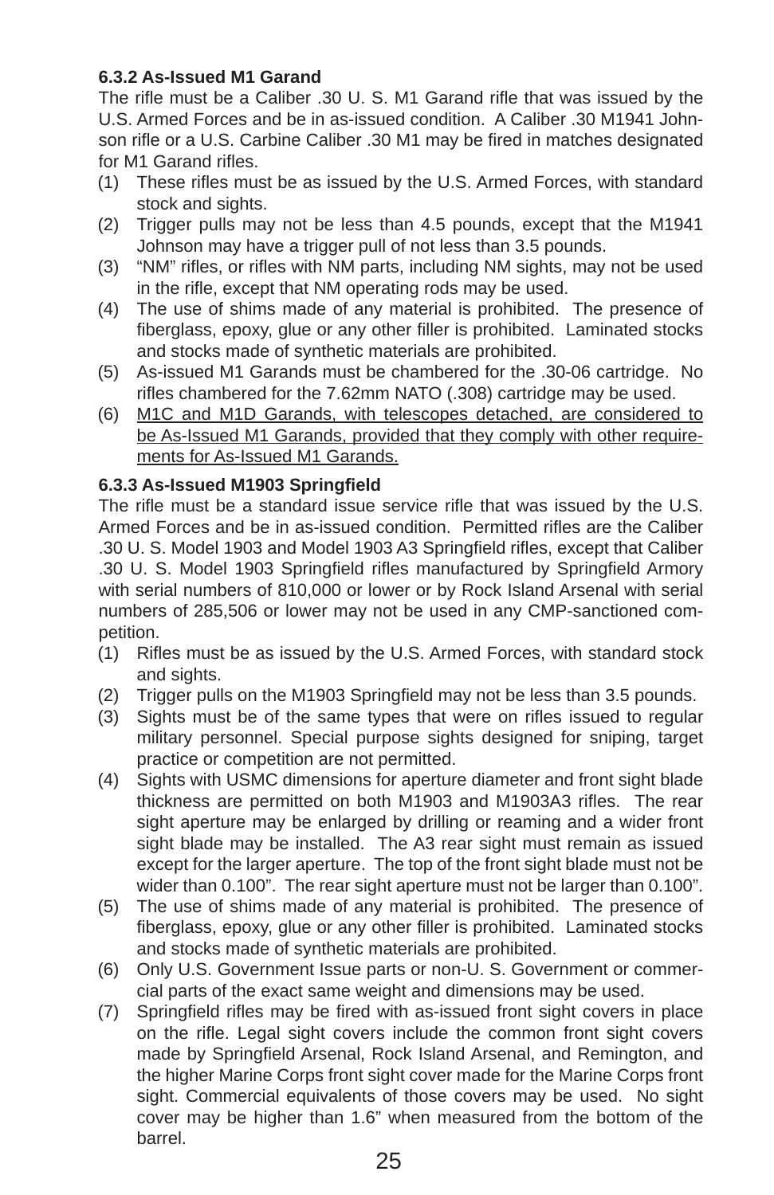#### 6.3.2 As-Issued M1 Garand

The rifle must be a Caliber .30 U. S. M1 Garand rifle that was issued by the U.S. Armed Forces and be in as-issued condition. A Caliber .30 M1941 Johnson rifle or a U.S. Carbine Caliber .30 M1 may be fired in matches designated for M1 Garand rifles.

(1) These rifles must be as issued by the U.S. Armed Forces, with standard stock and sights.

(2) Trigger pulls may not be less than 4.5 pounds, except that the M1941 Johnson may have a trigger pull of not less than 3.5 pounds.

(3) "NM" rifles, or rifles with NM parts, including NM sights, may not be used in the rifle, except that NM operating rods may be used.

(4) The use of shims made of any material is prohibited. The presence of fiberglass, epoxy, glue or any other filler is prohibited. Laminated stocks and stocks made of synthetic materials are prohibited.

(5) As-issued M1 Garands must be chambered for the .30-06 cartridge. No rifles chambered for the 7.62mm NATO (.308) cartridge may be used.

(6) <u>M1C and M1D Garands, with telescopes detached, are considered to be As-Issued M1 Garands, provided that they comply with other requirements for As-Issued M1 Garands.</u>

#### 6.3.3 As-Issued M1903 Springfield

The rifle must be a standard issue service rifle that was issued by the U.S. Armed Forces and be in as-issued condition. Permitted rifles are the Caliber .30 U. S. Model 1903 and Model 1903 A3 Springfield rifles, except that Caliber .30 U. S. Model 1903 Springfield rifles manufactured by Springfield Armory with serial numbers of 810,000 or lower or by Rock Island Arsenal with serial numbers of 285,506 or lower may not be used in any CMP-sanctioned competition.

(1) Rifles must be as issued by the U.S. Armed Forces, with standard stock and sights.

(2) Trigger pulls on the M1903 Springfield may not be less than 3.5 pounds.

(3) Sights must be of the same types that were on rifles issued to regular military personnel. Special purpose sights designed for sniping, target practice or competition are not permitted.

(4) Sights with USMC dimensions for aperture diameter and front sight blade thickness are permitted on both M1903 and M1903A3 rifles. The rear sight aperture may be enlarged by drilling or reaming and a wider front sight blade may be installed. The A3 rear sight must remain as issued except for the larger aperture. The top of the front sight blade must not be wider than 0.100". The rear sight aperture must not be larger than 0.100".

(5) The use of shims made of any material is prohibited. The presence of fiberglass, epoxy, glue or any other filler is prohibited. Laminated stocks and stocks made of synthetic materials are prohibited.

(6) Only U.S. Government Issue parts or non-U. S. Government or commercial parts of the exact same weight and dimensions may be used.

(7) Springfield rifles may be fired with as-issued front sight covers in place on the rifle. Legal sight covers include the common front sight covers made by Springfield Arsenal, Rock Island Arsenal, and Remington, and the higher Marine Corps front sight cover made for the Marine Corps front sight. Commercial equivalents of those covers may be used. No sight cover may be higher than 1.6" when measured from the bottom of the barrel.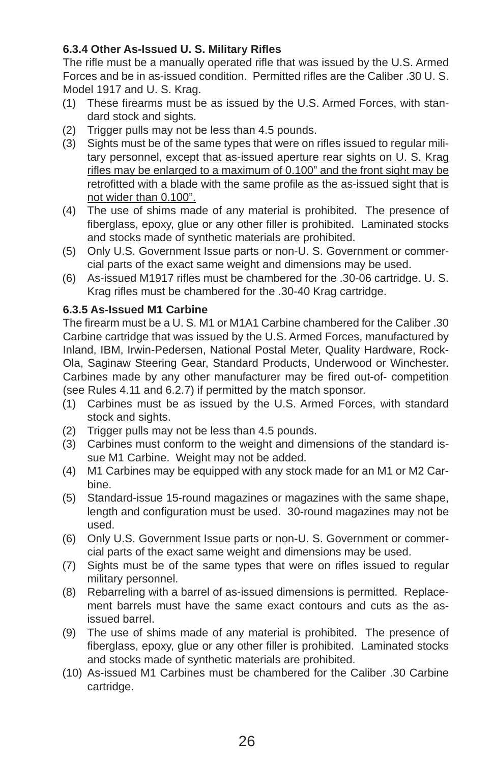### 6.3.4 Other As-Issued U. S. Military Rifles

The rifle must be a manually operated rifle that was issued by the U.S. Armed Forces and be in as-issued condition. Permitted rifles are the Caliber .30 U. S. Model 1917 and U. S. Krag.

(1) These firearms must be as issued by the U.S. Armed Forces, with standard stock and sights.

(2) Trigger pulls may not be less than 4.5 pounds.

(3) Sights must be of the same types that were on rifles issued to regular military personnel, <u>except that as-issued aperture rear sights on U. S. Krag rifles may be enlarged to a maximum of 0.100" and the front sight may be retrofitted with a blade with the same profile as the as-issued sight that is not wider than 0.100".</u>

(4) The use of shims made of any material is prohibited. The presence of fiberglass, epoxy, glue or any other filler is prohibited. Laminated stocks and stocks made of synthetic materials are prohibited.

(5) Only U.S. Government Issue parts or non-U. S. Government or commercial parts of the exact same weight and dimensions may be used.

(6) As-issued M1917 rifles must be chambered for the .30-06 cartridge. U. S. Krag rifles must be chambered for the .30-40 Krag cartridge.

### 6.3.5 As-Issued M1 Carbine

The firearm must be a U. S. M1 or M1A1 Carbine chambered for the Caliber .30 Carbine cartridge that was issued by the U.S. Armed Forces, manufactured by Inland, IBM, Irwin-Pedersen, National Postal Meter, Quality Hardware, Rock-Ola, Saginaw Steering Gear, Standard Products, Underwood or Winchester. Carbines made by any other manufacturer may be fired out-of- competition (see Rules 4.11 and 6.2.7) if permitted by the match sponsor.

(1) Carbines must be as issued by the U.S. Armed Forces, with standard stock and sights.

(2) Trigger pulls may not be less than 4.5 pounds.

(3) Carbines must conform to the weight and dimensions of the standard issue M1 Carbine. Weight may not be added.

(4) M1 Carbines may be equipped with any stock made for an M1 or M2 Carbine.

(5) Standard-issue 15-round magazines or magazines with the same shape, length and configuration must be used. 30-round magazines may not be used.

(6) Only U.S. Government Issue parts or non-U. S. Government or commercial parts of the exact same weight and dimensions may be used.

(7) Sights must be of the same types that were on rifles issued to regular military personnel.

(8) Rebarreling with a barrel of as-issued dimensions is permitted. Replacement barrels must have the same exact contours and cuts as the as-issued barrel.

(9) The use of shims made of any material is prohibited. The presence of fiberglass, epoxy, glue or any other filler is prohibited. Laminated stocks and stocks made of synthetic materials are prohibited.

(10) As-issued M1 Carbines must be chambered for the Caliber .30 Carbine cartridge.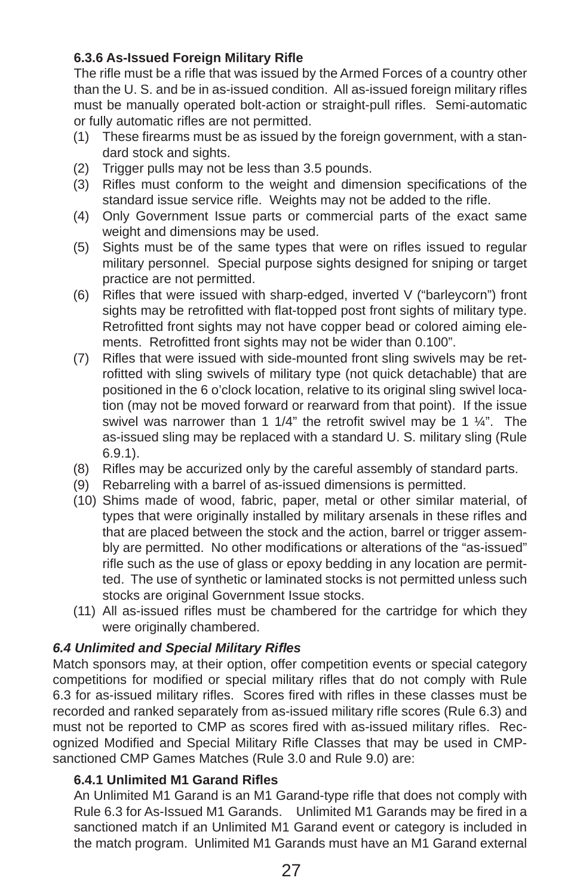#### 6.3.6 As-Issued Foreign Military Rifle

The rifle must be a rifle that was issued by the Armed Forces of a country other than the U. S. and be in as-issued condition. All as-issued foreign military rifles must be manually operated bolt-action or straight-pull rifles. Semi-automatic or fully automatic rifles are not permitted.

(1) These firearms must be as issued by the foreign government, with a standard stock and sights.

(2) Trigger pulls may not be less than 3.5 pounds.

(3) Rifles must conform to the weight and dimension specifications of the standard issue service rifle. Weights may not be added to the rifle.

(4) Only Government Issue parts or commercial parts of the exact same weight and dimensions may be used.

(5) Sights must be of the same types that were on rifles issued to regular military personnel. Special purpose sights designed for sniping or target practice are not permitted.

(6) Rifles that were issued with sharp-edged, inverted V ("barleycorn") front sights may be retrofitted with flat-topped post front sights of military type. Retrofitted front sights may not have copper bead or colored aiming elements. Retrofitted front sights may not be wider than 0.100".

(7) Rifles that were issued with side-mounted front sling swivels may be retrofitted with sling swivels of military type (not quick detachable) that are positioned in the 6 o'clock location, relative to its original sling swivel location (may not be moved forward or rearward from that point). If the issue swivel was narrower than 1 1/4" the retrofit swivel may be 1 ¼". The as-issued sling may be replaced with a standard U. S. military sling (Rule 6.9.1).

(8) Rifles may be accurized only by the careful assembly of standard parts.

(9) Rebarreling with a barrel of as-issued dimensions is permitted.

(10) Shims made of wood, fabric, paper, metal or other similar material, of types that were originally installed by military arsenals in these rifles and that are placed between the stock and the action, barrel or trigger assembly are permitted. No other modifications or alterations of the "as-issued" rifle such as the use of glass or epoxy bedding in any location are permitted. The use of synthetic or laminated stocks is not permitted unless such stocks are original Government Issue stocks.

(11) All as-issued rifles must be chambered for the cartridge for which they were originally chambered.

### *6.4 Unlimited and Special Military Rifles*

Match sponsors may, at their option, offer competition events or special category competitions for modified or special military rifles that do not comply with Rule 6.3 for as-issued military rifles. Scores fired with rifles in these classes must be recorded and ranked separately from as-issued military rifle scores (Rule 6.3) and must not be reported to CMP as scores fired with as-issued military rifles. Recognized Modified and Special Military Rifle Classes that may be used in CMP-sanctioned CMP Games Matches (Rule 3.0 and Rule 9.0) are:

#### 6.4.1 Unlimited M1 Garand Rifles

An Unlimited M1 Garand is an M1 Garand-type rifle that does not comply with Rule 6.3 for As-Issued M1 Garands. Unlimited M1 Garands may be fired in a sanctioned match if an Unlimited M1 Garand event or category is included in the match program. Unlimited M1 Garands must have an M1 Garand external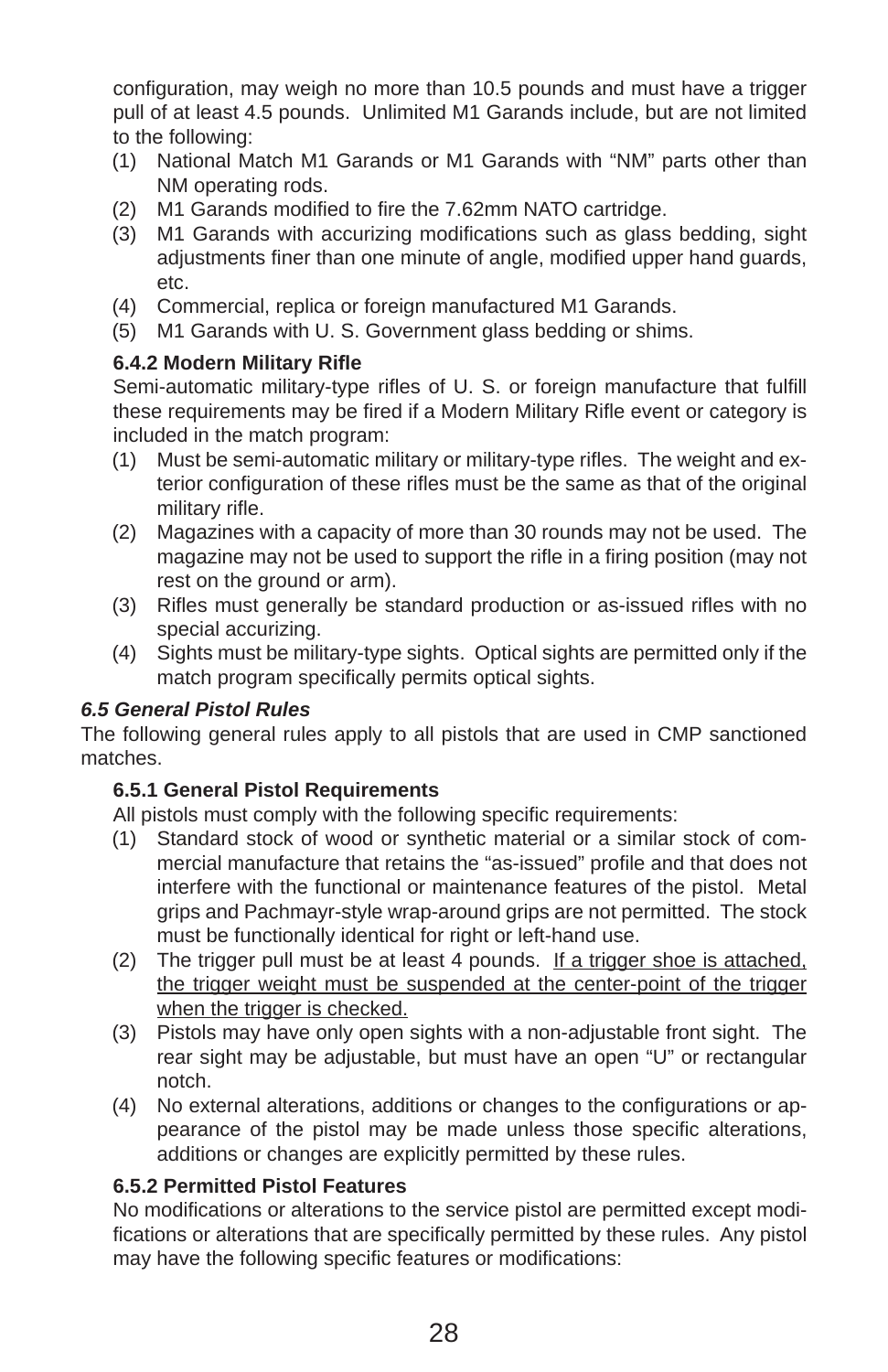configuration, may weigh no more than 10.5 pounds and must have a trigger pull of at least 4.5 pounds. Unlimited M1 Garands include, but are not limited to the following:

(1) National Match M1 Garands or M1 Garands with "NM" parts other than NM operating rods.
(2) M1 Garands modified to fire the 7.62mm NATO cartridge.
(3) M1 Garands with accurizing modifications such as glass bedding, sight adjustments finer than one minute of angle, modified upper hand guards, etc.
(4) Commercial, replica or foreign manufactured M1 Garands.
(5) M1 Garands with U. S. Government glass bedding or shims.

#### 6.4.2 Modern Military Rifle

Semi-automatic military-type rifles of U. S. or foreign manufacture that fulfill these requirements may be fired if a Modern Military Rifle event or category is included in the match program:

(1) Must be semi-automatic military or military-type rifles. The weight and exterior configuration of these rifles must be the same as that of the original military rifle.
(2) Magazines with a capacity of more than 30 rounds may not be used. The magazine may not be used to support the rifle in a firing position (may not rest on the ground or arm).
(3) Rifles must generally be standard production or as-issued rifles with no special accurizing.
(4) Sights must be military-type sights. Optical sights are permitted only if the match program specifically permits optical sights.

### *6.5 General Pistol Rules*

The following general rules apply to all pistols that are used in CMP sanctioned matches.

#### 6.5.1 General Pistol Requirements

All pistols must comply with the following specific requirements:

(1) Standard stock of wood or synthetic material or a similar stock of commercial manufacture that retains the "as-issued" profile and that does not interfere with the functional or maintenance features of the pistol. Metal grips and Pachmayr-style wrap-around grips are not permitted. The stock must be functionally identical for right or left-hand use.
(2) The trigger pull must be at least 4 pounds. <u>If a trigger shoe is attached, the trigger weight must be suspended at the center-point of the trigger when the trigger is checked.</u>
(3) Pistols may have only open sights with a non-adjustable front sight. The rear sight may be adjustable, but must have an open "U" or rectangular notch.
(4) No external alterations, additions or changes to the configurations or appearance of the pistol may be made unless those specific alterations, additions or changes are explicitly permitted by these rules.

#### 6.5.2 Permitted Pistol Features

No modifications or alterations to the service pistol are permitted except modifications or alterations that are specifically permitted by these rules. Any pistol may have the following specific features or modifications: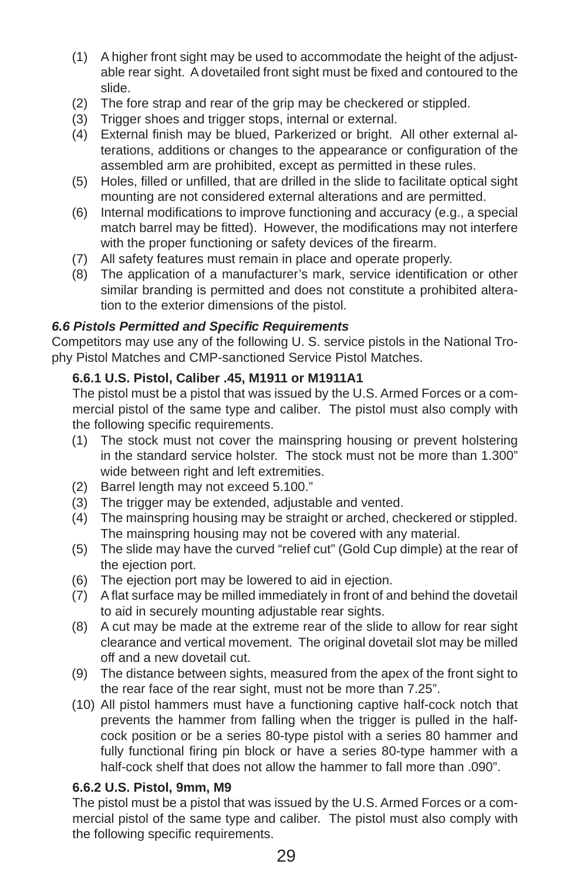(1) A higher front sight may be used to accommodate the height of the adjustable rear sight. A dovetailed front sight must be fixed and contoured to the slide.
(2) The fore strap and rear of the grip may be checkered or stippled.
(3) Trigger shoes and trigger stops, internal or external.
(4) External finish may be blued, Parkerized or bright. All other external alterations, additions or changes to the appearance or configuration of the assembled arm are prohibited, except as permitted in these rules.
(5) Holes, filled or unfilled, that are drilled in the slide to facilitate optical sight mounting are not considered external alterations and are permitted.
(6) Internal modifications to improve functioning and accuracy (e.g., a special match barrel may be fitted). However, the modifications may not interfere with the proper functioning or safety devices of the firearm.
(7) All safety features must remain in place and operate properly.
(8) The application of a manufacturer's mark, service identification or other similar branding is permitted and does not constitute a prohibited alteration to the exterior dimensions of the pistol.

### *6.6 Pistols Permitted and Specific Requirements*

Competitors may use any of the following U. S. service pistols in the National Trophy Pistol Matches and CMP-sanctioned Service Pistol Matches.

#### 6.6.1 U.S. Pistol, Caliber .45, M1911 or M1911A1

The pistol must be a pistol that was issued by the U.S. Armed Forces or a commercial pistol of the same type and caliber. The pistol must also comply with the following specific requirements.

(1) The stock must not cover the mainspring housing or prevent holstering in the standard service holster. The stock must not be more than 1.300" wide between right and left extremities.
(2) Barrel length may not exceed 5.100."
(3) The trigger may be extended, adjustable and vented.
(4) The mainspring housing may be straight or arched, checkered or stippled. The mainspring housing may not be covered with any material.
(5) The slide may have the curved "relief cut" (Gold Cup dimple) at the rear of the ejection port.
(6) The ejection port may be lowered to aid in ejection.
(7) A flat surface may be milled immediately in front of and behind the dovetail to aid in securely mounting adjustable rear sights.
(8) A cut may be made at the extreme rear of the slide to allow for rear sight clearance and vertical movement. The original dovetail slot may be milled off and a new dovetail cut.
(9) The distance between sights, measured from the apex of the front sight to the rear face of the rear sight, must not be more than 7.25".
(10) All pistol hammers must have a functioning captive half-cock notch that prevents the hammer from falling when the trigger is pulled in the half-cock position or be a series 80-type pistol with a series 80 hammer and fully functional firing pin block or have a series 80-type hammer with a half-cock shelf that does not allow the hammer to fall more than .090".

#### 6.6.2 U.S. Pistol, 9mm, M9

The pistol must be a pistol that was issued by the U.S. Armed Forces or a commercial pistol of the same type and caliber. The pistol must also comply with the following specific requirements.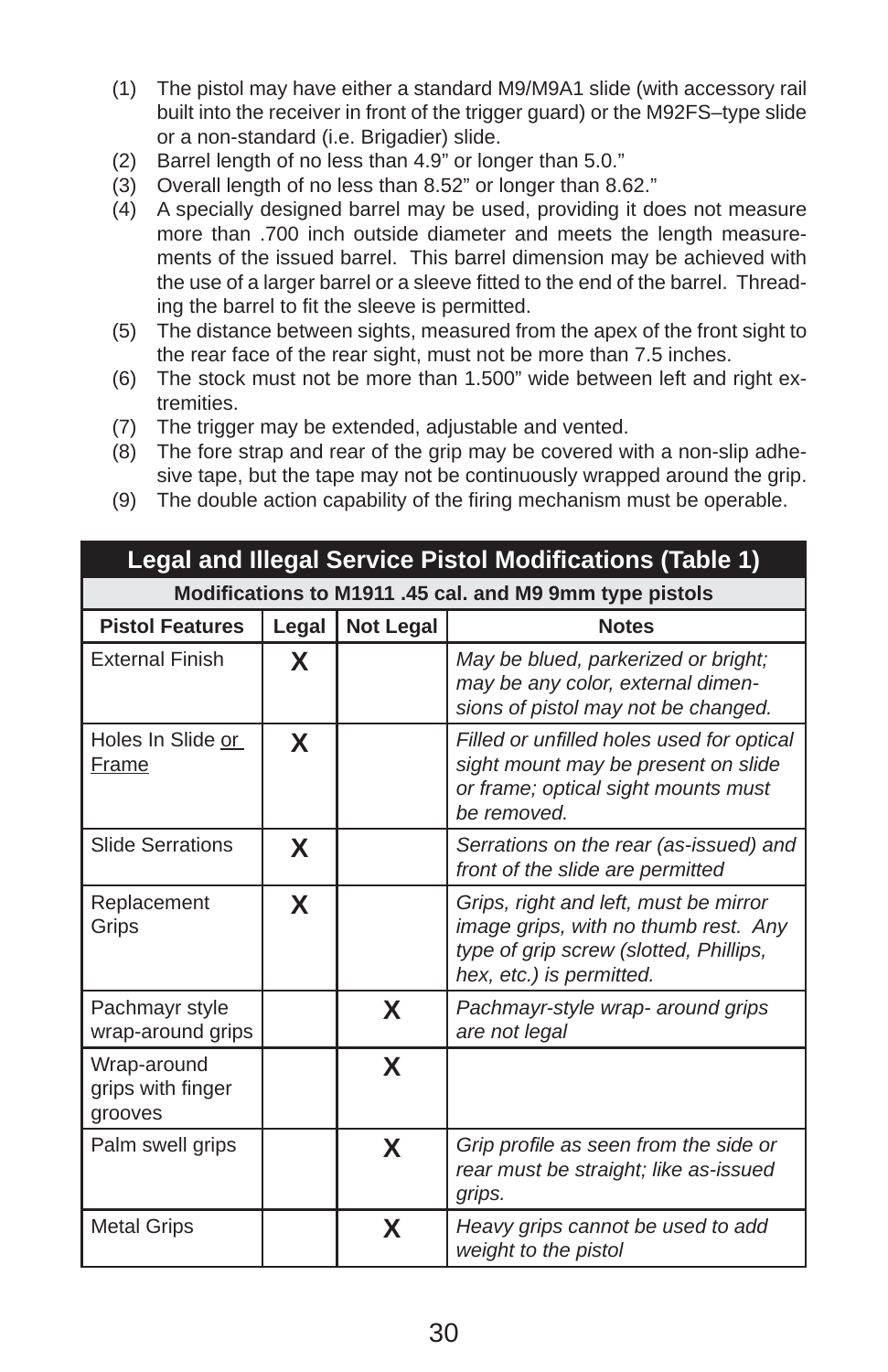(1) The pistol may have either a standard M9/M9A1 slide (with accessory rail built into the receiver in front of the trigger guard) or the M92FS–type slide or a non-standard (i.e. Brigadier) slide.
(2) Barrel length of no less than 4.9" or longer than 5.0."
(3) Overall length of no less than 8.52" or longer than 8.62."
(4) A specially designed barrel may be used, providing it does not measure more than .700 inch outside diameter and meets the length measurements of the issued barrel. This barrel dimension may be achieved with the use of a larger barrel or a sleeve fitted to the end of the barrel. Threading the barrel to fit the sleeve is permitted.
(5) The distance between sights, measured from the apex of the front sight to the rear face of the rear sight, must not be more than 7.5 inches.
(6) The stock must not be more than 1.500" wide between left and right extremities.
(7) The trigger may be extended, adjustable and vented.
(8) The fore strap and rear of the grip may be covered with a non-slip adhesive tape, but the tape may not be continuously wrapped around the grip.
(9) The double action capability of the firing mechanism must be operable.

**Legal and Illegal Service Pistol Modifications (Table 1)**

**Modifications to M1911 .45 cal. and M9 9mm type pistols**

| Pistol Features | Legal | Not Legal | Notes |
|---|---|---|---|
| External Finish | X | | *May be blued, parkerized or bright; may be any color, external dimensions of pistol may not be changed.* |
| Holes In Slide or Frame | X | | *Filled or unfilled holes used for optical sight mount may be present on slide or frame; optical sight mounts must be removed.* |
| Slide Serrations | X | | *Serrations on the rear (as-issued) and front of the slide are permitted* |
| Replacement Grips | X | | *Grips, right and left, must be mirror image grips, with no thumb rest. Any type of grip screw (slotted, Phillips, hex, etc.) is permitted.* |
| Pachmayr style wrap-around grips | | X | *Pachmayr-style wrap- around grips are not legal* |
| Wrap-around grips with finger grooves | | X | |
| Palm swell grips | | X | *Grip profile as seen from the side or rear must be straight; like as-issued grips.* |
| Metal Grips | | X | *Heavy grips cannot be used to add weight to the pistol* |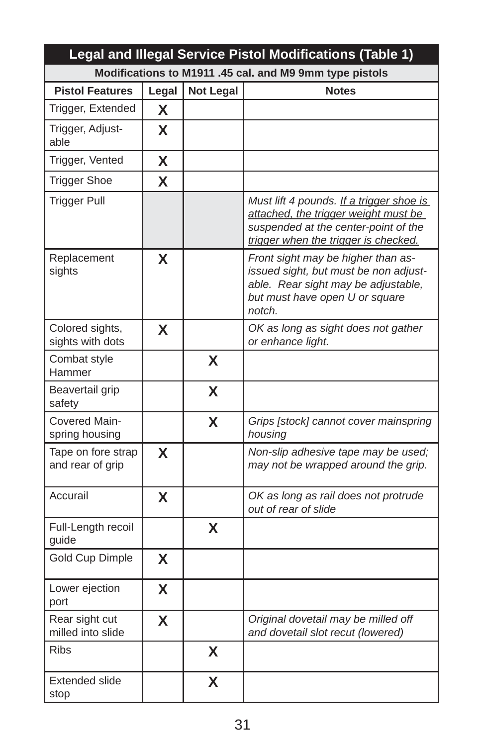| Legal and Illegal Service Pistol Modifications (Table 1) | | | |
|---|---|---|---|
| **Modifications to M1911 .45 cal. and M9 9mm type pistols** | | | |
| **Pistol Features** | **Legal** | **Not Legal** | **Notes** |
| Trigger, Extended | X | | |
| Trigger, Adjustable | X | | |
| Trigger, Vented | X | | |
| Trigger Shoe | X | | |
| Trigger Pull | | | *Must lift 4 pounds. If a trigger shoe is attached, the trigger weight must be suspended at the center-point of the trigger when the trigger is checked.* |
| Replacement sights | X | | *Front sight may be higher than as-issued sight, but must be non adjustable. Rear sight may be adjustable, but must have open U or square notch.* |
| Colored sights, sights with dots | X | | *OK as long as sight does not gather or enhance light.* |
| Combat style Hammer | | X | |
| Beavertail grip safety | | X | |
| Covered Mainspring housing | | X | *Grips [stock] cannot cover mainspring housing* |
| Tape on fore strap and rear of grip | X | | *Non-slip adhesive tape may be used; may not be wrapped around the grip.* |
| Accurail | X | | *OK as long as rail does not protrude out of rear of slide* |
| Full-Length recoil guide | | X | |
| Gold Cup Dimple | X | | |
| Lower ejection port | X | | |
| Rear sight cut milled into slide | X | | *Original dovetail may be milled off and dovetail slot recut (lowered)* |
| Ribs | | X | |
| Extended slide stop | | X | |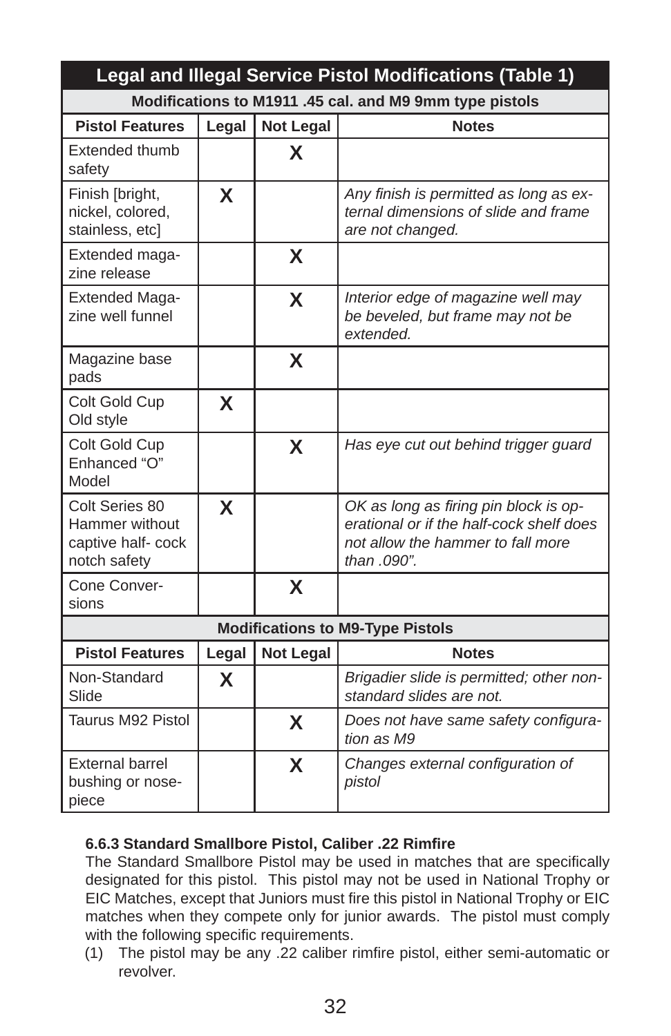| Legal and Illegal Service Pistol Modifications (Table 1) | | | |
|---|---|---|---|
| **Modifications to M1911 .45 cal. and M9 9mm type pistols** | | | |
| **Pistol Features** | **Legal** | **Not Legal** | **Notes** |
| Extended thumb safety | | X | |
| Finish [bright, nickel, colored, stainless, etc] | X | | *Any finish is permitted as long as external dimensions of slide and frame are not changed.* |
| Extended magazine release | | X | |
| Extended Magazine well funnel | | X | *Interior edge of magazine well may be beveled, but frame may not be extended.* |
| Magazine base pads | | X | |
| Colt Gold Cup Old style | X | | |
| Colt Gold Cup Enhanced "O" Model | | X | *Has eye cut out behind trigger guard* |
| Colt Series 80 Hammer without captive half- cock notch safety | X | | *OK as long as firing pin block is operational or if the half-cock shelf does not allow the hammer to fall more than .090".* |
| Cone Conversions | | X | |
| **Modifications to M9-Type Pistols** | | | |
| **Pistol Features** | **Legal** | **Not Legal** | **Notes** |
| Non-Standard Slide | X | | *Brigadier slide is permitted; other non-standard slides are not.* |
| Taurus M92 Pistol | | X | *Does not have same safety configuration as M9* |
| External barrel bushing or nose-piece | | X | *Changes external configuration of pistol* |

**6.6.3 Standard Smallbore Pistol, Caliber .22 Rimfire**

The Standard Smallbore Pistol may be used in matches that are specifically designated for this pistol. This pistol may not be used in National Trophy or EIC Matches, except that Juniors must fire this pistol in National Trophy or EIC matches when they compete only for junior awards. The pistol must comply with the following specific requirements.

(1) The pistol may be any .22 caliber rimfire pistol, either semi-automatic or revolver.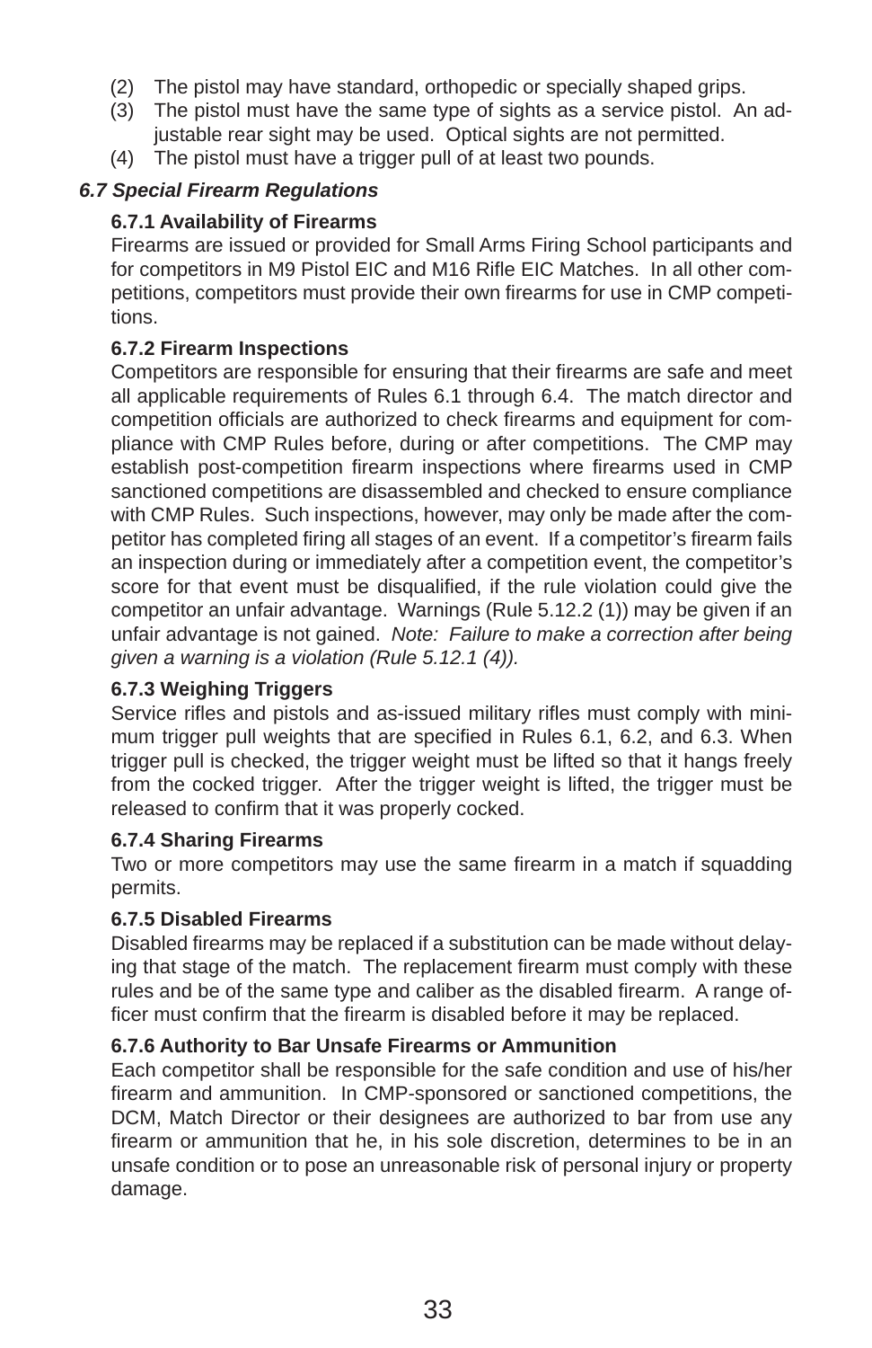(2) The pistol may have standard, orthopedic or specially shaped grips.
(3) The pistol must have the same type of sights as a service pistol. An adjustable rear sight may be used. Optical sights are not permitted.
(4) The pistol must have a trigger pull of at least two pounds.

### *6.7 Special Firearm Regulations*

#### 6.7.1 Availability of Firearms

Firearms are issued or provided for Small Arms Firing School participants and for competitors in M9 Pistol EIC and M16 Rifle EIC Matches. In all other competitions, competitors must provide their own firearms for use in CMP competitions.

#### 6.7.2 Firearm Inspections

Competitors are responsible for ensuring that their firearms are safe and meet all applicable requirements of Rules 6.1 through 6.4. The match director and competition officials are authorized to check firearms and equipment for compliance with CMP Rules before, during or after competitions. The CMP may establish post-competition firearm inspections where firearms used in CMP sanctioned competitions are disassembled and checked to ensure compliance with CMP Rules. Such inspections, however, may only be made after the competitor has completed firing all stages of an event. If a competitor's firearm fails an inspection during or immediately after a competition event, the competitor's score for that event must be disqualified, if the rule violation could give the competitor an unfair advantage. Warnings (Rule 5.12.2 (1)) may be given if an unfair advantage is not gained. *Note: Failure to make a correction after being given a warning is a violation (Rule 5.12.1 (4)).*

#### 6.7.3 Weighing Triggers

Service rifles and pistols and as-issued military rifles must comply with minimum trigger pull weights that are specified in Rules 6.1, 6.2, and 6.3. When trigger pull is checked, the trigger weight must be lifted so that it hangs freely from the cocked trigger. After the trigger weight is lifted, the trigger must be released to confirm that it was properly cocked.

#### 6.7.4 Sharing Firearms

Two or more competitors may use the same firearm in a match if squadding permits.

#### 6.7.5 Disabled Firearms

Disabled firearms may be replaced if a substitution can be made without delaying that stage of the match. The replacement firearm must comply with these rules and be of the same type and caliber as the disabled firearm. A range officer must confirm that the firearm is disabled before it may be replaced.

#### 6.7.6 Authority to Bar Unsafe Firearms or Ammunition

Each competitor shall be responsible for the safe condition and use of his/her firearm and ammunition. In CMP-sponsored or sanctioned competitions, the DCM, Match Director or their designees are authorized to bar from use any firearm or ammunition that he, in his sole discretion, determines to be in an unsafe condition or to pose an unreasonable risk of personal injury or property damage.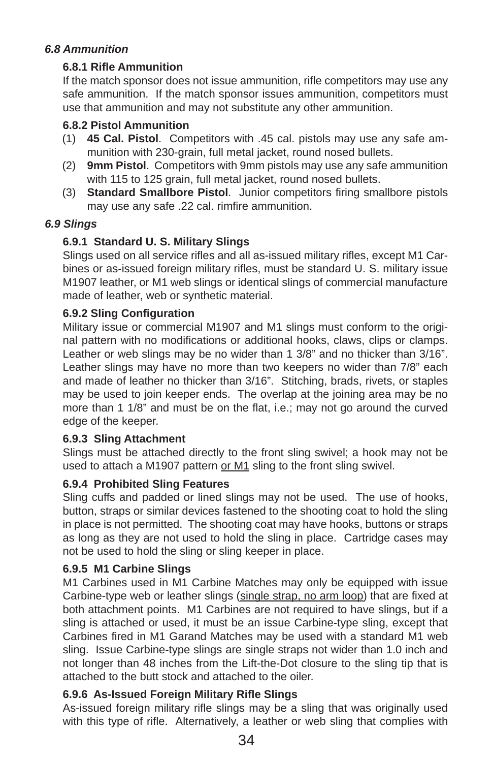### *6.8 Ammunition*

#### 6.8.1 Rifle Ammunition

If the match sponsor does not issue ammunition, rifle competitors may use any safe ammunition. If the match sponsor issues ammunition, competitors must use that ammunition and may not substitute any other ammunition.

#### 6.8.2 Pistol Ammunition

(1) **45 Cal. Pistol**. Competitors with .45 cal. pistols may use any safe ammunition with 230-grain, full metal jacket, round nosed bullets.

(2) **9mm Pistol**. Competitors with 9mm pistols may use any safe ammunition with 115 to 125 grain, full metal jacket, round nosed bullets.

(3) **Standard Smallbore Pistol**. Junior competitors firing smallbore pistols may use any safe .22 cal. rimfire ammunition.

### *6.9 Slings*

#### 6.9.1 Standard U. S. Military Slings

Slings used on all service rifles and all as-issued military rifles, except M1 Carbines or as-issued foreign military rifles, must be standard U. S. military issue M1907 leather, or M1 web slings or identical slings of commercial manufacture made of leather, web or synthetic material.

#### 6.9.2 Sling Configuration

Military issue or commercial M1907 and M1 slings must conform to the original pattern with no modifications or additional hooks, claws, clips or clamps. Leather or web slings may be no wider than 1 3/8" and no thicker than 3/16". Leather slings may have no more than two keepers no wider than 7/8" each and made of leather no thicker than 3/16". Stitching, brads, rivets, or staples may be used to join keeper ends. The overlap at the joining area may be no more than 1 1/8" and must be on the flat, i.e.; may not go around the curved edge of the keeper.

#### 6.9.3 Sling Attachment

Slings must be attached directly to the front sling swivel; a hook may not be used to attach a M1907 pattern <u>or M1</u> sling to the front sling swivel.

#### 6.9.4 Prohibited Sling Features

Sling cuffs and padded or lined slings may not be used. The use of hooks, button, straps or similar devices fastened to the shooting coat to hold the sling in place is not permitted. The shooting coat may have hooks, buttons or straps as long as they are not used to hold the sling in place. Cartridge cases may not be used to hold the sling or sling keeper in place.

#### 6.9.5 M1 Carbine Slings

M1 Carbines used in M1 Carbine Matches may only be equipped with issue Carbine-type web or leather slings (<u>single strap, no arm loop</u>) that are fixed at both attachment points. M1 Carbines are not required to have slings, but if a sling is attached or used, it must be an issue Carbine-type sling, except that Carbines fired in M1 Garand Matches may be used with a standard M1 web sling. Issue Carbine-type slings are single straps not wider than 1.0 inch and not longer than 48 inches from the Lift-the-Dot closure to the sling tip that is attached to the butt stock and attached to the oiler.

#### 6.9.6 As-Issued Foreign Military Rifle Slings

As-issued foreign military rifle slings may be a sling that was originally used with this type of rifle. Alternatively, a leather or web sling that complies with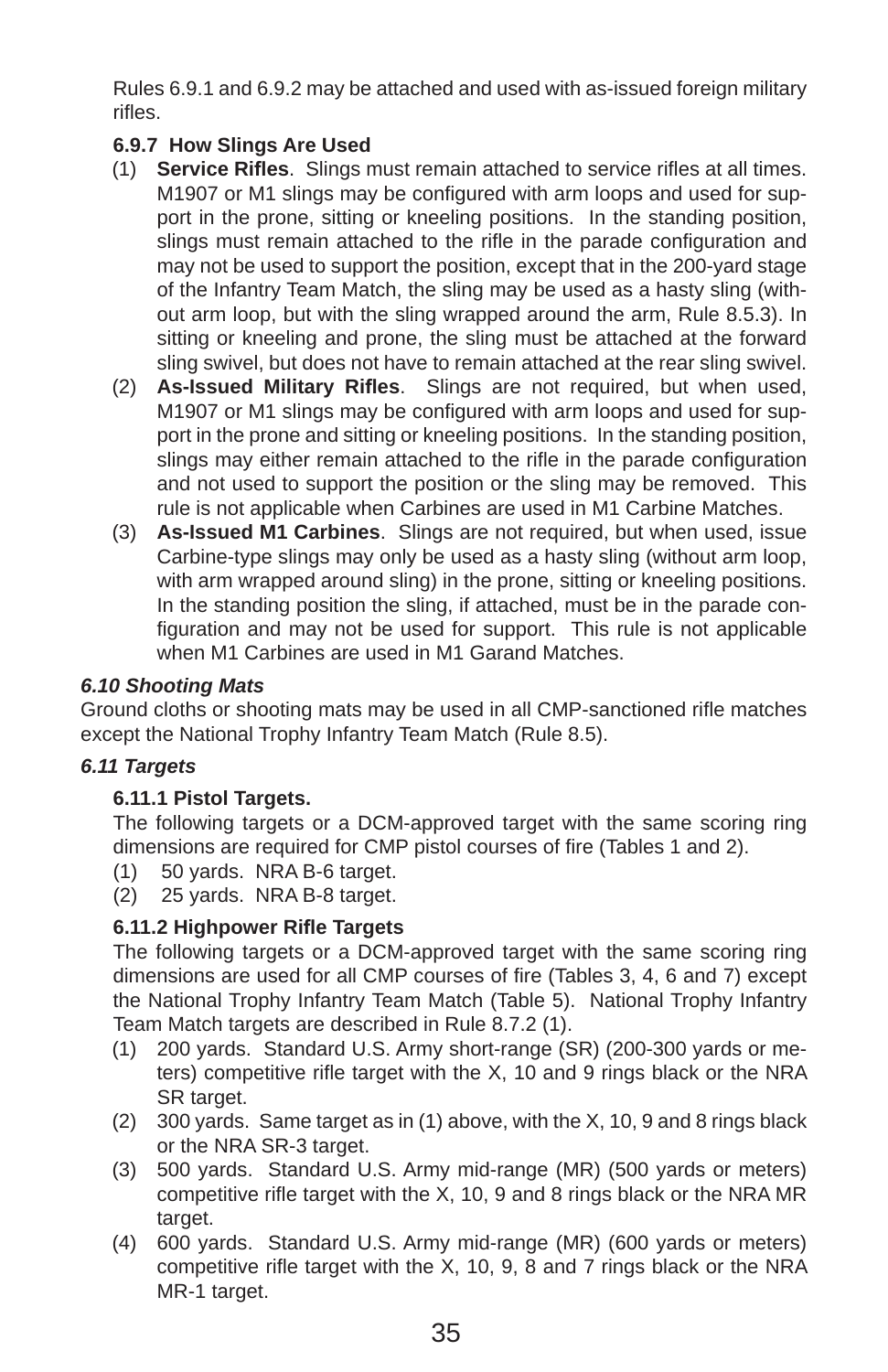Rules 6.9.1 and 6.9.2 may be attached and used with as-issued foreign military rifles.

**6.9.7 How Slings Are Used**

(1) **Service Rifles**. Slings must remain attached to service rifles at all times. M1907 or M1 slings may be configured with arm loops and used for support in the prone, sitting or kneeling positions. In the standing position, slings must remain attached to the rifle in the parade configuration and may not be used to support the position, except that in the 200-yard stage of the Infantry Team Match, the sling may be used as a hasty sling (without arm loop, but with the sling wrapped around the arm, Rule 8.5.3). In sitting or kneeling and prone, the sling must be attached at the forward sling swivel, but does not have to remain attached at the rear sling swivel.

(2) **As-Issued Military Rifles**. Slings are not required, but when used, M1907 or M1 slings may be configured with arm loops and used for support in the prone and sitting or kneeling positions. In the standing position, slings may either remain attached to the rifle in the parade configuration and not used to support the position or the sling may be removed. This rule is not applicable when Carbines are used in M1 Carbine Matches.

(3) **As-Issued M1 Carbines**. Slings are not required, but when used, issue Carbine-type slings may only be used as a hasty sling (without arm loop, with arm wrapped around sling) in the prone, sitting or kneeling positions. In the standing position the sling, if attached, must be in the parade configuration and may not be used for support. This rule is not applicable when M1 Carbines are used in M1 Garand Matches.

### *6.10 Shooting Mats*

Ground cloths or shooting mats may be used in all CMP-sanctioned rifle matches except the National Trophy Infantry Team Match (Rule 8.5).

### *6.11 Targets*

**6.11.1 Pistol Targets.**

The following targets or a DCM-approved target with the same scoring ring dimensions are required for CMP pistol courses of fire (Tables 1 and 2).

(1) 50 yards. NRA B-6 target.

(2) 25 yards. NRA B-8 target.

**6.11.2 Highpower Rifle Targets**

The following targets or a DCM-approved target with the same scoring ring dimensions are used for all CMP courses of fire (Tables 3, 4, 6 and 7) except the National Trophy Infantry Team Match (Table 5). National Trophy Infantry Team Match targets are described in Rule 8.7.2 (1).

(1) 200 yards. Standard U.S. Army short-range (SR) (200-300 yards or meters) competitive rifle target with the X, 10 and 9 rings black or the NRA SR target.

(2) 300 yards. Same target as in (1) above, with the X, 10, 9 and 8 rings black or the NRA SR-3 target.

(3) 500 yards. Standard U.S. Army mid-range (MR) (500 yards or meters) competitive rifle target with the X, 10, 9 and 8 rings black or the NRA MR target.

(4) 600 yards. Standard U.S. Army mid-range (MR) (600 yards or meters) competitive rifle target with the X, 10, 9, 8 and 7 rings black or the NRA MR-1 target.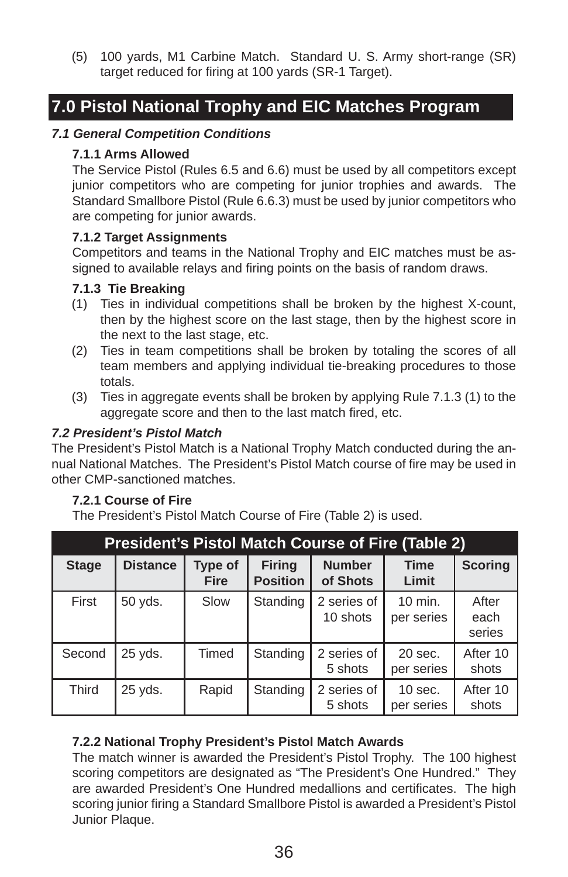(5) 100 yards, M1 Carbine Match. Standard U. S. Army short-range (SR) target reduced for firing at 100 yards (SR-1 Target).

# 7.0 Pistol National Trophy and EIC Matches Program

## *7.1 General Competition Conditions*

### 7.1.1 Arms Allowed

The Service Pistol (Rules 6.5 and 6.6) must be used by all competitors except junior competitors who are competing for junior trophies and awards. The Standard Smallbore Pistol (Rule 6.6.3) must be used by junior competitors who are competing for junior awards.

### 7.1.2 Target Assignments

Competitors and teams in the National Trophy and EIC matches must be assigned to available relays and firing points on the basis of random draws.

### 7.1.3 Tie Breaking

(1) Ties in individual competitions shall be broken by the highest X-count, then by the highest score on the last stage, then by the highest score in the next to the last stage, etc.

(2) Ties in team competitions shall be broken by totaling the scores of all team members and applying individual tie-breaking procedures to those totals.

(3) Ties in aggregate events shall be broken by applying Rule 7.1.3 (1) to the aggregate score and then to the last match fired, etc.

## *7.2 President's Pistol Match*

The President's Pistol Match is a National Trophy Match conducted during the annual National Matches. The President's Pistol Match course of fire may be used in other CMP-sanctioned matches.

### 7.2.1 Course of Fire

The President's Pistol Match Course of Fire (Table 2) is used.

| President's Pistol Match Course of Fire (Table 2) | | | | | | |
|---|---|---|---|---|---|---|
| **Stage** | **Distance** | **Type of Fire** | **Firing Position** | **Number of Shots** | **Time Limit** | **Scoring** |
| First | 50 yds. | Slow | Standing | 2 series of 10 shots | 10 min. per series | After each series |
| Second | 25 yds. | Timed | Standing | 2 series of 5 shots | 20 sec. per series | After 10 shots |
| Third | 25 yds. | Rapid | Standing | 2 series of 5 shots | 10 sec. per series | After 10 shots |

### 7.2.2 National Trophy President's Pistol Match Awards

The match winner is awarded the President's Pistol Trophy. The 100 highest scoring competitors are designated as "The President's One Hundred." They are awarded President's One Hundred medallions and certificates. The high scoring junior firing a Standard Smallbore Pistol is awarded a President's Pistol Junior Plaque.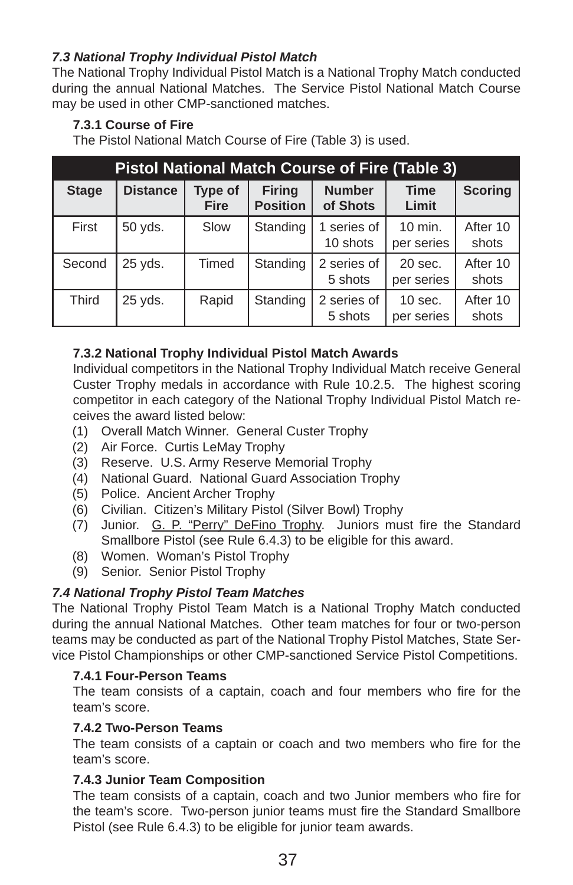### *7.3 National Trophy Individual Pistol Match*

The National Trophy Individual Pistol Match is a National Trophy Match conducted during the annual National Matches. The Service Pistol National Match Course may be used in other CMP-sanctioned matches.

#### 7.3.1 Course of Fire

The Pistol National Match Course of Fire (Table 3) is used.

| Pistol National Match Course of Fire (Table 3) | | | | | | |
|---|---|---|---|---|---|---|
| **Stage** | **Distance** | **Type of Fire** | **Firing Position** | **Number of Shots** | **Time Limit** | **Scoring** |
| First | 50 yds. | Slow | Standing | 1 series of 10 shots | 10 min. per series | After 10 shots |
| Second | 25 yds. | Timed | Standing | 2 series of 5 shots | 20 sec. per series | After 10 shots |
| Third | 25 yds. | Rapid | Standing | 2 series of 5 shots | 10 sec. per series | After 10 shots |

#### 7.3.2 National Trophy Individual Pistol Match Awards

Individual competitors in the National Trophy Individual Match receive General Custer Trophy medals in accordance with Rule 10.2.5. The highest scoring competitor in each category of the National Trophy Individual Pistol Match receives the award listed below:

(1) Overall Match Winner. General Custer Trophy
(2) Air Force. Curtis LeMay Trophy
(3) Reserve. U.S. Army Reserve Memorial Trophy
(4) National Guard. National Guard Association Trophy
(5) Police. Ancient Archer Trophy
(6) Civilian. Citizen's Military Pistol (Silver Bowl) Trophy
(7) Junior. <u>G. P. "Perry" DeFino Trophy</u>. Juniors must fire the Standard Smallbore Pistol (see Rule 6.4.3) to be eligible for this award.
(8) Women. Woman's Pistol Trophy
(9) Senior. Senior Pistol Trophy

### *7.4 National Trophy Pistol Team Matches*

The National Trophy Pistol Team Match is a National Trophy Match conducted during the annual National Matches. Other team matches for four or two-person teams may be conducted as part of the National Trophy Pistol Matches, State Service Pistol Championships or other CMP-sanctioned Service Pistol Competitions.

#### 7.4.1 Four-Person Teams

The team consists of a captain, coach and four members who fire for the team's score.

#### 7.4.2 Two-Person Teams

The team consists of a captain or coach and two members who fire for the team's score.

#### 7.4.3 Junior Team Composition

The team consists of a captain, coach and two Junior members who fire for the team's score. Two-person junior teams must fire the Standard Smallbore Pistol (see Rule 6.4.3) to be eligible for junior team awards.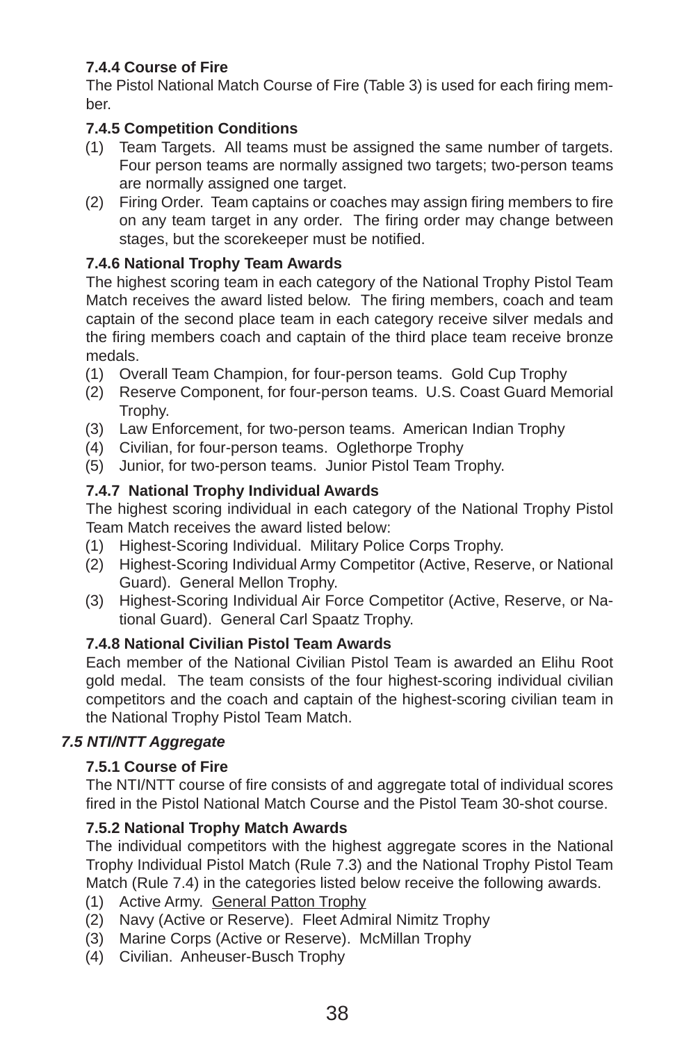#### 7.4.4 Course of Fire

The Pistol National Match Course of Fire (Table 3) is used for each firing member.

#### 7.4.5 Competition Conditions

(1) Team Targets. All teams must be assigned the same number of targets. Four person teams are normally assigned two targets; two-person teams are normally assigned one target.

(2) Firing Order. Team captains or coaches may assign firing members to fire on any team target in any order. The firing order may change between stages, but the scorekeeper must be notified.

#### 7.4.6 National Trophy Team Awards

The highest scoring team in each category of the National Trophy Pistol Team Match receives the award listed below. The firing members, coach and team captain of the second place team in each category receive silver medals and the firing members coach and captain of the third place team receive bronze medals.

(1) Overall Team Champion, for four-person teams. Gold Cup Trophy
(2) Reserve Component, for four-person teams. U.S. Coast Guard Memorial Trophy.
(3) Law Enforcement, for two-person teams. American Indian Trophy
(4) Civilian, for four-person teams. Oglethorpe Trophy
(5) Junior, for two-person teams. Junior Pistol Team Trophy.

#### 7.4.7 National Trophy Individual Awards

The highest scoring individual in each category of the National Trophy Pistol Team Match receives the award listed below:

(1) Highest-Scoring Individual. Military Police Corps Trophy.
(2) Highest-Scoring Individual Army Competitor (Active, Reserve, or National Guard). General Mellon Trophy.
(3) Highest-Scoring Individual Air Force Competitor (Active, Reserve, or National Guard). General Carl Spaatz Trophy.

#### 7.4.8 National Civilian Pistol Team Awards

Each member of the National Civilian Pistol Team is awarded an Elihu Root gold medal. The team consists of the four highest-scoring individual civilian competitors and the coach and captain of the highest-scoring civilian team in the National Trophy Pistol Team Match.

### *7.5 NTI/NTT Aggregate*

#### 7.5.1 Course of Fire

The NTI/NTT course of fire consists of and aggregate total of individual scores fired in the Pistol National Match Course and the Pistol Team 30-shot course.

#### 7.5.2 National Trophy Match Awards

The individual competitors with the highest aggregate scores in the National Trophy Individual Pistol Match (Rule 7.3) and the National Trophy Pistol Team Match (Rule 7.4) in the categories listed below receive the following awards.

(1) Active Army. <u>General Patton Trophy</u>
(2) Navy (Active or Reserve). Fleet Admiral Nimitz Trophy
(3) Marine Corps (Active or Reserve). McMillan Trophy
(4) Civilian. Anheuser-Busch Trophy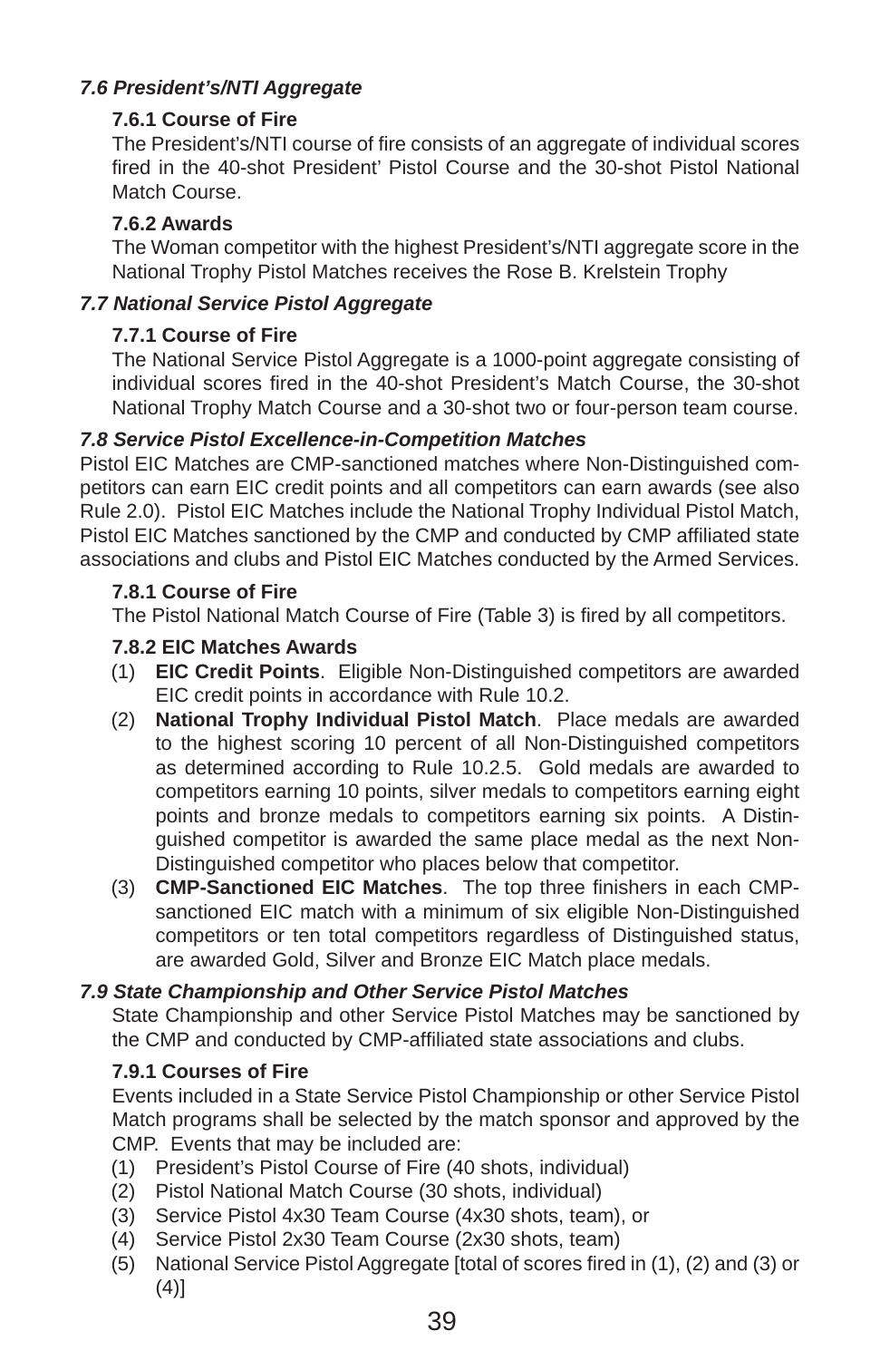### *7.6 President's/NTI Aggregate*

**7.6.1 Course of Fire**

The President's/NTI course of fire consists of an aggregate of individual scores fired in the 40-shot President' Pistol Course and the 30-shot Pistol National Match Course.

**7.6.2 Awards**

The Woman competitor with the highest President's/NTI aggregate score in the National Trophy Pistol Matches receives the Rose B. Krelstein Trophy

### *7.7 National Service Pistol Aggregate*

**7.7.1 Course of Fire**

The National Service Pistol Aggregate is a 1000-point aggregate consisting of individual scores fired in the 40-shot President's Match Course, the 30-shot National Trophy Match Course and a 30-shot two or four-person team course.

### *7.8 Service Pistol Excellence-in-Competition Matches*

Pistol EIC Matches are CMP-sanctioned matches where Non-Distinguished competitors can earn EIC credit points and all competitors can earn awards (see also Rule 2.0). Pistol EIC Matches include the National Trophy Individual Pistol Match, Pistol EIC Matches sanctioned by the CMP and conducted by CMP affiliated state associations and clubs and Pistol EIC Matches conducted by the Armed Services.

**7.8.1 Course of Fire**

The Pistol National Match Course of Fire (Table 3) is fired by all competitors.

**7.8.2 EIC Matches Awards**

(1) **EIC Credit Points**. Eligible Non-Distinguished competitors are awarded EIC credit points in accordance with Rule 10.2.

(2) **National Trophy Individual Pistol Match**. Place medals are awarded to the highest scoring 10 percent of all Non-Distinguished competitors as determined according to Rule 10.2.5. Gold medals are awarded to competitors earning 10 points, silver medals to competitors earning eight points and bronze medals to competitors earning six points. A Distinguished competitor is awarded the same place medal as the next Non-Distinguished competitor who places below that competitor.

(3) **CMP-Sanctioned EIC Matches**. The top three finishers in each CMP-sanctioned EIC match with a minimum of six eligible Non-Distinguished competitors or ten total competitors regardless of Distinguished status, are awarded Gold, Silver and Bronze EIC Match place medals.

### *7.9 State Championship and Other Service Pistol Matches*

State Championship and other Service Pistol Matches may be sanctioned by the CMP and conducted by CMP-affiliated state associations and clubs.

**7.9.1 Courses of Fire**

Events included in a State Service Pistol Championship or other Service Pistol Match programs shall be selected by the match sponsor and approved by the CMP. Events that may be included are:

(1) President's Pistol Course of Fire (40 shots, individual)
(2) Pistol National Match Course (30 shots, individual)
(3) Service Pistol 4x30 Team Course (4x30 shots, team), or
(4) Service Pistol 2x30 Team Course (2x30 shots, team)
(5) National Service Pistol Aggregate [total of scores fired in (1), (2) and (3) or (4)]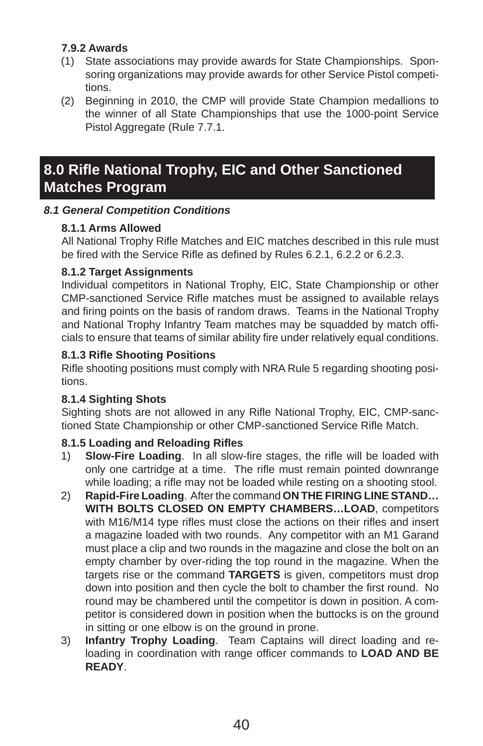#### 7.9.2 Awards

(1) State associations may provide awards for State Championships. Sponsoring organizations may provide awards for other Service Pistol competitions.

(2) Beginning in 2010, the CMP will provide State Champion medallions to the winner of all State Championships that use the 1000-point Service Pistol Aggregate (Rule 7.7.1.

# 8.0 Rifle National Trophy, EIC and Other Sanctioned Matches Program

## *8.1 General Competition Conditions*

#### 8.1.1 Arms Allowed

All National Trophy Rifle Matches and EIC matches described in this rule must be fired with the Service Rifle as defined by Rules 6.2.1, 6.2.2 or 6.2.3.

#### 8.1.2 Target Assignments

Individual competitors in National Trophy, EIC, State Championship or other CMP-sanctioned Service Rifle matches must be assigned to available relays and firing points on the basis of random draws. Teams in the National Trophy and National Trophy Infantry Team matches may be squadded by match officials to ensure that teams of similar ability fire under relatively equal conditions.

#### 8.1.3 Rifle Shooting Positions

Rifle shooting positions must comply with NRA Rule 5 regarding shooting positions.

#### 8.1.4 Sighting Shots

Sighting shots are not allowed in any Rifle National Trophy, EIC, CMP-sanctioned State Championship or other CMP-sanctioned Service Rifle Match.

#### 8.1.5 Loading and Reloading Rifles

1) **Slow-Fire Loading**. In all slow-fire stages, the rifle will be loaded with only one cartridge at a time. The rifle must remain pointed downrange while loading; a rifle may not be loaded while resting on a shooting stool.

2) **Rapid-Fire Loading**. After the command **ON THE FIRING LINE STAND… WITH BOLTS CLOSED ON EMPTY CHAMBERS…LOAD**, competitors with M16/M14 type rifles must close the actions on their rifles and insert a magazine loaded with two rounds. Any competitor with an M1 Garand must place a clip and two rounds in the magazine and close the bolt on an empty chamber by over-riding the top round in the magazine. When the targets rise or the command **TARGETS** is given, competitors must drop down into position and then cycle the bolt to chamber the first round. No round may be chambered until the competitor is down in position. A competitor is considered down in position when the buttocks is on the ground in sitting or one elbow is on the ground in prone.

3) **Infantry Trophy Loading**. Team Captains will direct loading and reloading in coordination with range officer commands to **LOAD AND BE READY**.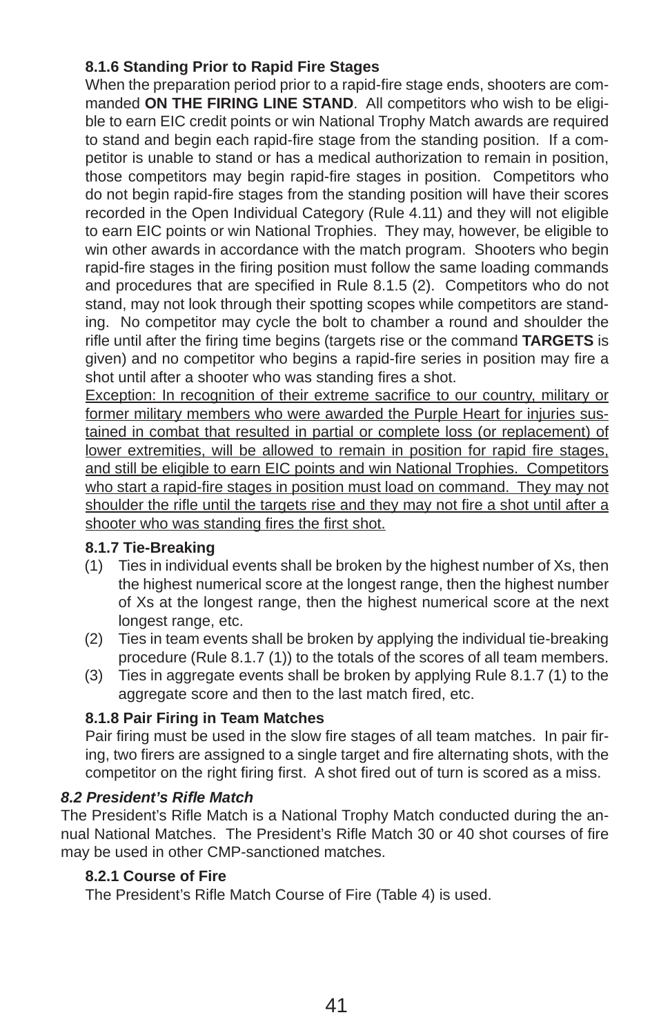#### 8.1.6 Standing Prior to Rapid Fire Stages

When the preparation period prior to a rapid-fire stage ends, shooters are commanded **ON THE FIRING LINE STAND**. All competitors who wish to be eligible to earn EIC credit points or win National Trophy Match awards are required to stand and begin each rapid-fire stage from the standing position. If a competitor is unable to stand or has a medical authorization to remain in position, those competitors may begin rapid-fire stages in position. Competitors who do not begin rapid-fire stages from the standing position will have their scores recorded in the Open Individual Category (Rule 4.11) and they will not eligible to earn EIC points or win National Trophies. They may, however, be eligible to win other awards in accordance with the match program. Shooters who begin rapid-fire stages in the firing position must follow the same loading commands and procedures that are specified in Rule 8.1.5 (2). Competitors who do not stand, may not look through their spotting scopes while competitors are standing. No competitor may cycle the bolt to chamber a round and shoulder the rifle until after the firing time begins (targets rise or the command **TARGETS** is given) and no competitor who begins a rapid-fire series in position may fire a shot until after a shooter who was standing fires a shot.

<u>Exception: In recognition of their extreme sacrifice to our country, military or former military members who were awarded the Purple Heart for injuries sustained in combat that resulted in partial or complete loss (or replacement) of lower extremities, will be allowed to remain in position for rapid fire stages, and still be eligible to earn EIC points and win National Trophies. Competitors who start a rapid-fire stages in position must load on command. They may not shoulder the rifle until the targets rise and they may not fire a shot until after a shooter who was standing fires the first shot.</u>

#### 8.1.7 Tie-Breaking

(1) Ties in individual events shall be broken by the highest number of Xs, then the highest numerical score at the longest range, then the highest number of Xs at the longest range, then the highest numerical score at the next longest range, etc.

(2) Ties in team events shall be broken by applying the individual tie-breaking procedure (Rule 8.1.7 (1)) to the totals of the scores of all team members.

(3) Ties in aggregate events shall be broken by applying Rule 8.1.7 (1) to the aggregate score and then to the last match fired, etc.

#### 8.1.8 Pair Firing in Team Matches

Pair firing must be used in the slow fire stages of all team matches. In pair firing, two firers are assigned to a single target and fire alternating shots, with the competitor on the right firing first. A shot fired out of turn is scored as a miss.

### *8.2 President's Rifle Match*

The President's Rifle Match is a National Trophy Match conducted during the annual National Matches. The President's Rifle Match 30 or 40 shot courses of fire may be used in other CMP-sanctioned matches.

#### 8.2.1 Course of Fire

The President's Rifle Match Course of Fire (Table 4) is used.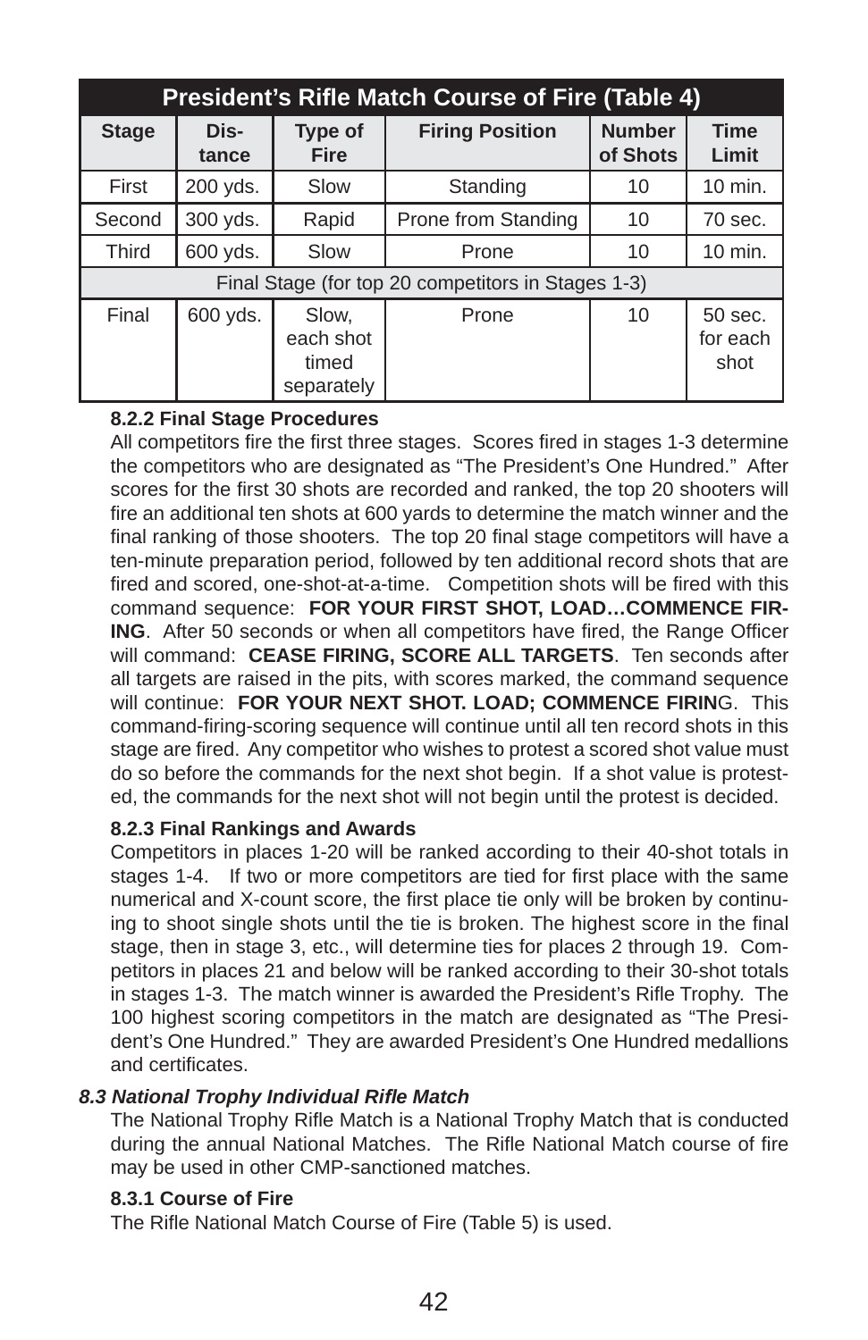| President's Rifle Match Course of Fire (Table 4) | | | | | |
|---|---|---|---|---|---|
| **Stage** | **Distance** | **Type of Fire** | **Firing Position** | **Number of Shots** | **Time Limit** |
| First | 200 yds. | Slow | Standing | 10 | 10 min. |
| Second | 300 yds. | Rapid | Prone from Standing | 10 | 70 sec. |
| Third | 600 yds. | Slow | Prone | 10 | 10 min. |
| Final Stage (for top 20 competitors in Stages 1-3) | | | | | |
| Final | 600 yds. | Slow, each shot timed separately | Prone | 10 | 50 sec. for each shot |

**8.2.2 Final Stage Procedures**

All competitors fire the first three stages. Scores fired in stages 1-3 determine the competitors who are designated as "The President's One Hundred." After scores for the first 30 shots are recorded and ranked, the top 20 shooters will fire an additional ten shots at 600 yards to determine the match winner and the final ranking of those shooters. The top 20 final stage competitors will have a ten-minute preparation period, followed by ten additional record shots that are fired and scored, one-shot-at-a-time. Competition shots will be fired with this command sequence: **FOR YOUR FIRST SHOT, LOAD…COMMENCE FIRING**. After 50 seconds or when all competitors have fired, the Range Officer will command: **CEASE FIRING, SCORE ALL TARGETS**. Ten seconds after all targets are raised in the pits, with scores marked, the command sequence will continue: **FOR YOUR NEXT SHOT. LOAD; COMMENCE FIRIN**G. This command-firing-scoring sequence will continue until all ten record shots in this stage are fired. Any competitor who wishes to protest a scored shot value must do so before the commands for the next shot begin. If a shot value is protested, the commands for the next shot will not begin until the protest is decided.

**8.2.3 Final Rankings and Awards**

Competitors in places 1-20 will be ranked according to their 40-shot totals in stages 1-4. If two or more competitors are tied for first place with the same numerical and X-count score, the first place tie only will be broken by continuing to shoot single shots until the tie is broken. The highest score in the final stage, then in stage 3, etc., will determine ties for places 2 through 19. Competitors in places 21 and below will be ranked according to their 30-shot totals in stages 1-3. The match winner is awarded the President's Rifle Trophy. The 100 highest scoring competitors in the match are designated as "The President's One Hundred." They are awarded President's One Hundred medallions and certificates.

***8.3 National Trophy Individual Rifle Match***

The National Trophy Rifle Match is a National Trophy Match that is conducted during the annual National Matches. The Rifle National Match course of fire may be used in other CMP-sanctioned matches.

**8.3.1 Course of Fire**

The Rifle National Match Course of Fire (Table 5) is used.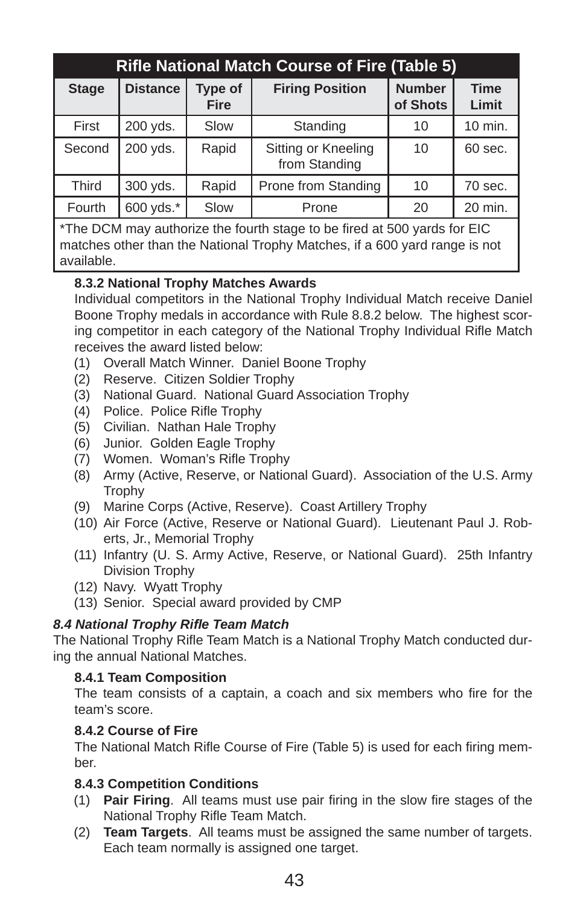| Rifle National Match Course of Fire (Table 5) | | | | | |
|---|---|---|---|---|---|
| **Stage** | **Distance** | **Type of Fire** | **Firing Position** | **Number of Shots** | **Time Limit** |
| First | 200 yds. | Slow | Standing | 10 | 10 min. |
| Second | 200 yds. | Rapid | Sitting or Kneeling from Standing | 10 | 60 sec. |
| Third | 300 yds. | Rapid | Prone from Standing | 10 | 70 sec. |
| Fourth | 600 yds.* | Slow | Prone | 20 | 20 min. |

*The DCM may authorize the fourth stage to be fired at 500 yards for EIC matches other than the National Trophy Matches, if a 600 yard range is not available.

**8.3.2 National Trophy Matches Awards**

Individual competitors in the National Trophy Individual Match receive Daniel Boone Trophy medals in accordance with Rule 8.8.2 below. The highest scoring competitor in each category of the National Trophy Individual Rifle Match receives the award listed below:

(1) Overall Match Winner. Daniel Boone Trophy
(2) Reserve. Citizen Soldier Trophy
(3) National Guard. National Guard Association Trophy
(4) Police. Police Rifle Trophy
(5) Civilian. Nathan Hale Trophy
(6) Junior. Golden Eagle Trophy
(7) Women. Woman's Rifle Trophy
(8) Army (Active, Reserve, or National Guard). Association of the U.S. Army Trophy
(9) Marine Corps (Active, Reserve). Coast Artillery Trophy
(10) Air Force (Active, Reserve or National Guard). Lieutenant Paul J. Roberts, Jr., Memorial Trophy
(11) Infantry (U. S. Army Active, Reserve, or National Guard). 25th Infantry Division Trophy
(12) Navy. Wyatt Trophy
(13) Senior. Special award provided by CMP

***8.4 National Trophy Rifle Team Match***

The National Trophy Rifle Team Match is a National Trophy Match conducted during the annual National Matches.

**8.4.1 Team Composition**

The team consists of a captain, a coach and six members who fire for the team's score.

**8.4.2 Course of Fire**

The National Match Rifle Course of Fire (Table 5) is used for each firing member.

**8.4.3 Competition Conditions**

(1) **Pair Firing**. All teams must use pair firing in the slow fire stages of the National Trophy Rifle Team Match.
(2) **Team Targets**. All teams must be assigned the same number of targets. Each team normally is assigned one target.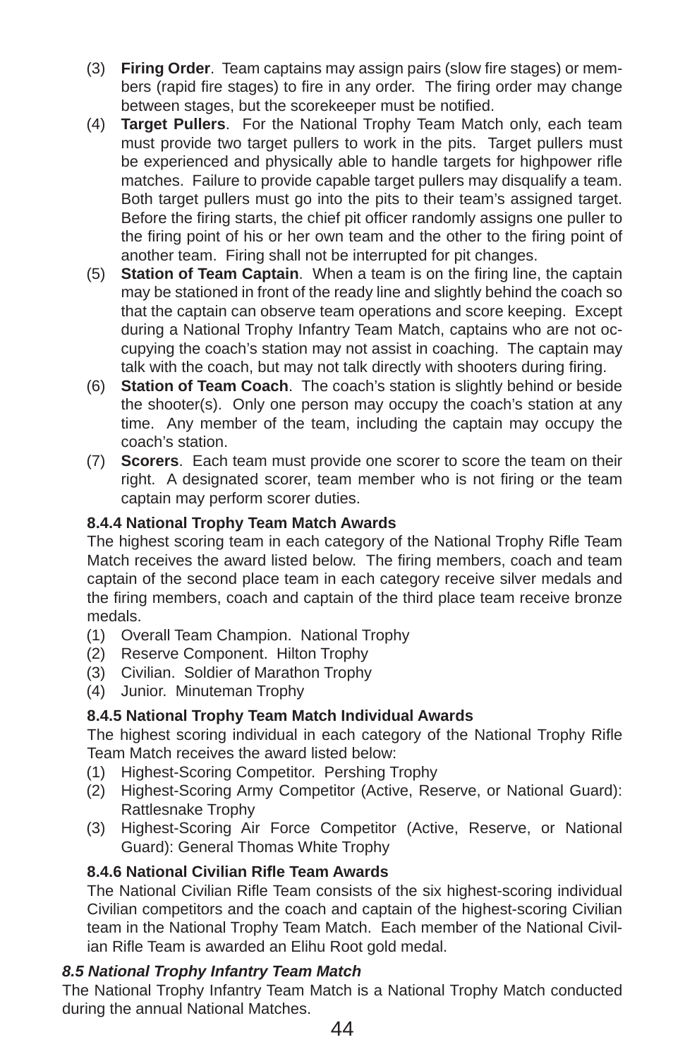(3) **Firing Order**. Team captains may assign pairs (slow fire stages) or members (rapid fire stages) to fire in any order. The firing order may change between stages, but the scorekeeper must be notified.

(4) **Target Pullers**. For the National Trophy Team Match only, each team must provide two target pullers to work in the pits. Target pullers must be experienced and physically able to handle targets for highpower rifle matches. Failure to provide capable target pullers may disqualify a team. Both target pullers must go into the pits to their team's assigned target. Before the firing starts, the chief pit officer randomly assigns one puller to the firing point of his or her own team and the other to the firing point of another team. Firing shall not be interrupted for pit changes.

(5) **Station of Team Captain**. When a team is on the firing line, the captain may be stationed in front of the ready line and slightly behind the coach so that the captain can observe team operations and score keeping. Except during a National Trophy Infantry Team Match, captains who are not occupying the coach's station may not assist in coaching. The captain may talk with the coach, but may not talk directly with shooters during firing.

(6) **Station of Team Coach**. The coach's station is slightly behind or beside the shooter(s). Only one person may occupy the coach's station at any time. Any member of the team, including the captain may occupy the coach's station.

(7) **Scorers**. Each team must provide one scorer to score the team on their right. A designated scorer, team member who is not firing or the team captain may perform scorer duties.

### 8.4.4 National Trophy Team Match Awards

The highest scoring team in each category of the National Trophy Rifle Team Match receives the award listed below. The firing members, coach and team captain of the second place team in each category receive silver medals and the firing members, coach and captain of the third place team receive bronze medals.

(1) Overall Team Champion. National Trophy
(2) Reserve Component. Hilton Trophy
(3) Civilian. Soldier of Marathon Trophy
(4) Junior. Minuteman Trophy

### 8.4.5 National Trophy Team Match Individual Awards

The highest scoring individual in each category of the National Trophy Rifle Team Match receives the award listed below:

(1) Highest-Scoring Competitor. Pershing Trophy
(2) Highest-Scoring Army Competitor (Active, Reserve, or National Guard): Rattlesnake Trophy
(3) Highest-Scoring Air Force Competitor (Active, Reserve, or National Guard): General Thomas White Trophy

### 8.4.6 National Civilian Rifle Team Awards

The National Civilian Rifle Team consists of the six highest-scoring individual Civilian competitors and the coach and captain of the highest-scoring Civilian team in the National Trophy Team Match. Each member of the National Civilian Rifle Team is awarded an Elihu Root gold medal.

## *8.5 National Trophy Infantry Team Match*

The National Trophy Infantry Team Match is a National Trophy Match conducted during the annual National Matches.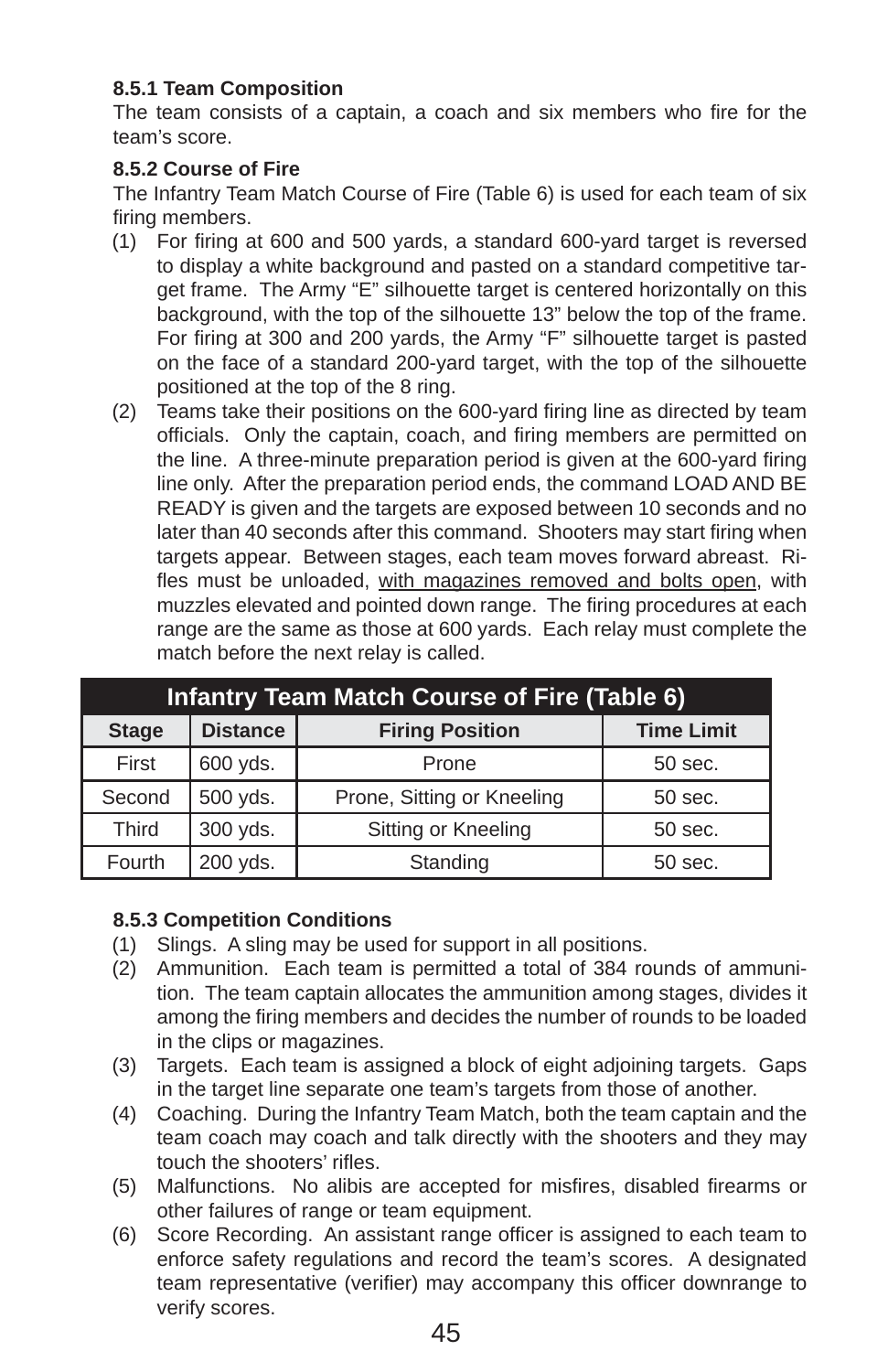**8.5.1 Team Composition**

The team consists of a captain, a coach and six members who fire for the team's score.

**8.5.2 Course of Fire**

The Infantry Team Match Course of Fire (Table 6) is used for each team of six firing members.

(1) For firing at 600 and 500 yards, a standard 600-yard target is reversed to display a white background and pasted on a standard competitive target frame. The Army "E" silhouette target is centered horizontally on this background, with the top of the silhouette 13" below the top of the frame. For firing at 300 and 200 yards, the Army "F" silhouette target is pasted on the face of a standard 200-yard target, with the top of the silhouette positioned at the top of the 8 ring.

(2) Teams take their positions on the 600-yard firing line as directed by team officials. Only the captain, coach, and firing members are permitted on the line. A three-minute preparation period is given at the 600-yard firing line only. After the preparation period ends, the command LOAD AND BE READY is given and the targets are exposed between 10 seconds and no later than 40 seconds after this command. Shooters may start firing when targets appear. Between stages, each team moves forward abreast. Rifles must be unloaded, <u>with magazines removed and bolts open</u>, with muzzles elevated and pointed down range. The firing procedures at each range are the same as those at 600 yards. Each relay must complete the match before the next relay is called.

| Infantry Team Match Course of Fire (Table 6) | | | |
|---|---|---|---|
| **Stage** | **Distance** | **Firing Position** | **Time Limit** |
| First | 600 yds. | Prone | 50 sec. |
| Second | 500 yds. | Prone, Sitting or Kneeling | 50 sec. |
| Third | 300 yds. | Sitting or Kneeling | 50 sec. |
| Fourth | 200 yds. | Standing | 50 sec. |

**8.5.3 Competition Conditions**

(1) Slings. A sling may be used for support in all positions.

(2) Ammunition. Each team is permitted a total of 384 rounds of ammunition. The team captain allocates the ammunition among stages, divides it among the firing members and decides the number of rounds to be loaded in the clips or magazines.

(3) Targets. Each team is assigned a block of eight adjoining targets. Gaps in the target line separate one team's targets from those of another.

(4) Coaching. During the Infantry Team Match, both the team captain and the team coach may coach and talk directly with the shooters and they may touch the shooters' rifles.

(5) Malfunctions. No alibis are accepted for misfires, disabled firearms or other failures of range or team equipment.

(6) Score Recording. An assistant range officer is assigned to each team to enforce safety regulations and record the team's scores. A designated team representative (verifier) may accompany this officer downrange to verify scores.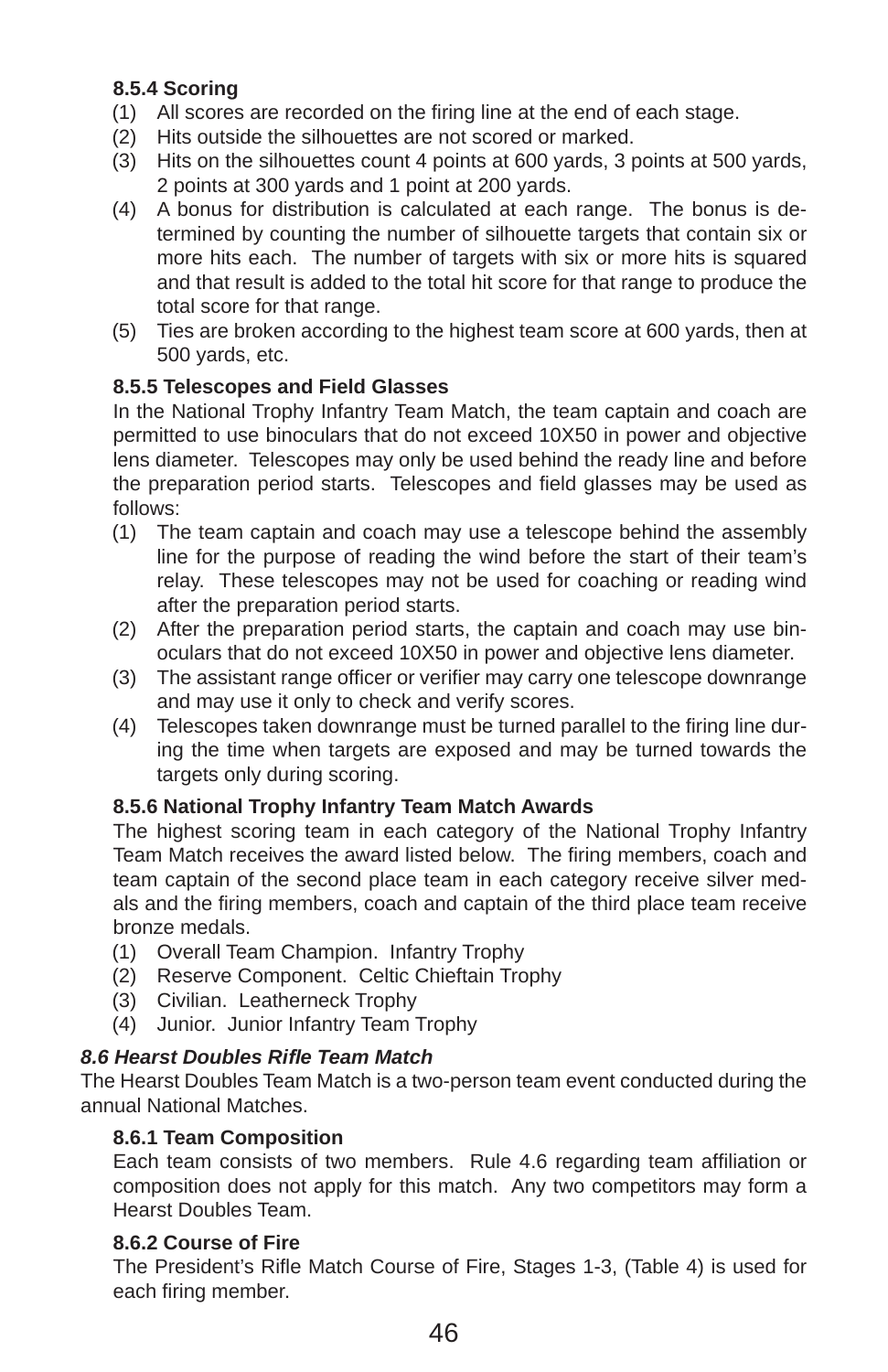#### 8.5.4 Scoring

(1) All scores are recorded on the firing line at the end of each stage.
(2) Hits outside the silhouettes are not scored or marked.
(3) Hits on the silhouettes count 4 points at 600 yards, 3 points at 500 yards, 2 points at 300 yards and 1 point at 200 yards.
(4) A bonus for distribution is calculated at each range. The bonus is determined by counting the number of silhouette targets that contain six or more hits each. The number of targets with six or more hits is squared and that result is added to the total hit score for that range to produce the total score for that range.
(5) Ties are broken according to the highest team score at 600 yards, then at 500 yards, etc.

#### 8.5.5 Telescopes and Field Glasses

In the National Trophy Infantry Team Match, the team captain and coach are permitted to use binoculars that do not exceed 10X50 in power and objective lens diameter. Telescopes may only be used behind the ready line and before the preparation period starts. Telescopes and field glasses may be used as follows:

(1) The team captain and coach may use a telescope behind the assembly line for the purpose of reading the wind before the start of their team's relay. These telescopes may not be used for coaching or reading wind after the preparation period starts.
(2) After the preparation period starts, the captain and coach may use binoculars that do not exceed 10X50 in power and objective lens diameter.
(3) The assistant range officer or verifier may carry one telescope downrange and may use it only to check and verify scores.
(4) Telescopes taken downrange must be turned parallel to the firing line during the time when targets are exposed and may be turned towards the targets only during scoring.

#### 8.5.6 National Trophy Infantry Team Match Awards

The highest scoring team in each category of the National Trophy Infantry Team Match receives the award listed below. The firing members, coach and team captain of the second place team in each category receive silver medals and the firing members, coach and captain of the third place team receive bronze medals.

(1) Overall Team Champion. Infantry Trophy
(2) Reserve Component. Celtic Chieftain Trophy
(3) Civilian. Leatherneck Trophy
(4) Junior. Junior Infantry Team Trophy

### *8.6 Hearst Doubles Rifle Team Match*

The Hearst Doubles Team Match is a two-person team event conducted during the annual National Matches.

#### 8.6.1 Team Composition

Each team consists of two members. Rule 4.6 regarding team affiliation or composition does not apply for this match. Any two competitors may form a Hearst Doubles Team.

#### 8.6.2 Course of Fire

The President's Rifle Match Course of Fire, Stages 1-3, (Table 4) is used for each firing member.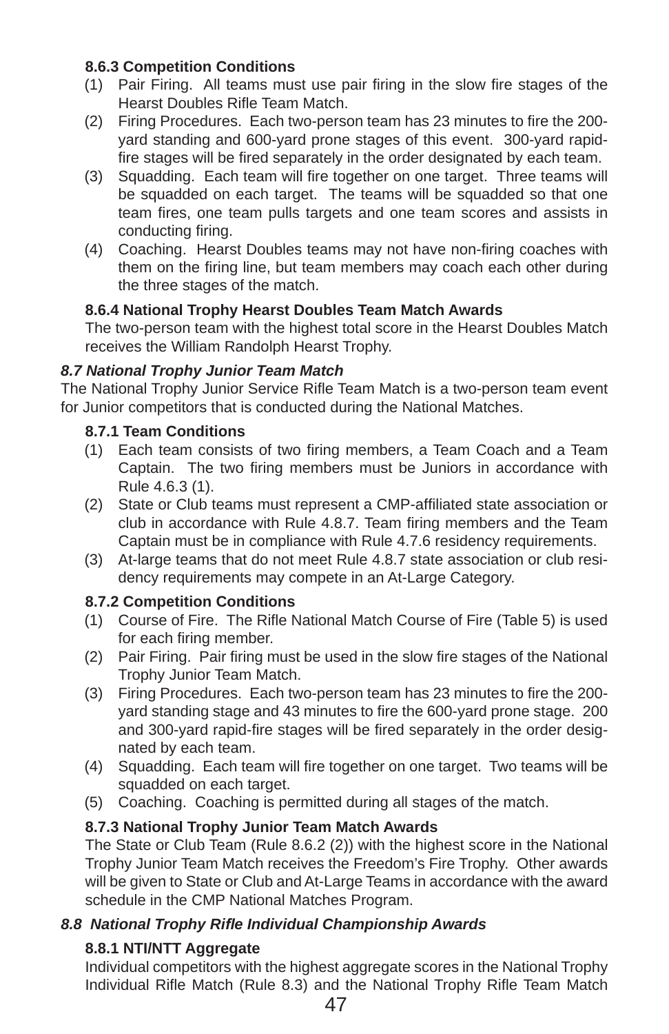#### 8.6.3 Competition Conditions

(1) Pair Firing. All teams must use pair firing in the slow fire stages of the Hearst Doubles Rifle Team Match.

(2) Firing Procedures. Each two-person team has 23 minutes to fire the 200-yard standing and 600-yard prone stages of this event. 300-yard rapid-fire stages will be fired separately in the order designated by each team.

(3) Squadding. Each team will fire together on one target. Three teams will be squadded on each target. The teams will be squadded so that one team fires, one team pulls targets and one team scores and assists in conducting firing.

(4) Coaching. Hearst Doubles teams may not have non-firing coaches with them on the firing line, but team members may coach each other during the three stages of the match.

#### 8.6.4 National Trophy Hearst Doubles Team Match Awards

The two-person team with the highest total score in the Hearst Doubles Match receives the William Randolph Hearst Trophy.

### *8.7 National Trophy Junior Team Match*

The National Trophy Junior Service Rifle Team Match is a two-person team event for Junior competitors that is conducted during the National Matches.

#### 8.7.1 Team Conditions

(1) Each team consists of two firing members, a Team Coach and a Team Captain. The two firing members must be Juniors in accordance with Rule 4.6.3 (1).

(2) State or Club teams must represent a CMP-affiliated state association or club in accordance with Rule 4.8.7. Team firing members and the Team Captain must be in compliance with Rule 4.7.6 residency requirements.

(3) At-large teams that do not meet Rule 4.8.7 state association or club residency requirements may compete in an At-Large Category.

#### 8.7.2 Competition Conditions

(1) Course of Fire. The Rifle National Match Course of Fire (Table 5) is used for each firing member.

(2) Pair Firing. Pair firing must be used in the slow fire stages of the National Trophy Junior Team Match.

(3) Firing Procedures. Each two-person team has 23 minutes to fire the 200-yard standing stage and 43 minutes to fire the 600-yard prone stage. 200 and 300-yard rapid-fire stages will be fired separately in the order designated by each team.

(4) Squadding. Each team will fire together on one target. Two teams will be squadded on each target.

(5) Coaching. Coaching is permitted during all stages of the match.

#### 8.7.3 National Trophy Junior Team Match Awards

The State or Club Team (Rule 8.6.2 (2)) with the highest score in the National Trophy Junior Team Match receives the Freedom's Fire Trophy. Other awards will be given to State or Club and At-Large Teams in accordance with the award schedule in the CMP National Matches Program.

### *8.8 National Trophy Rifle Individual Championship Awards*

#### 8.8.1 NTI/NTT Aggregate

Individual competitors with the highest aggregate scores in the National Trophy Individual Rifle Match (Rule 8.3) and the National Trophy Rifle Team Match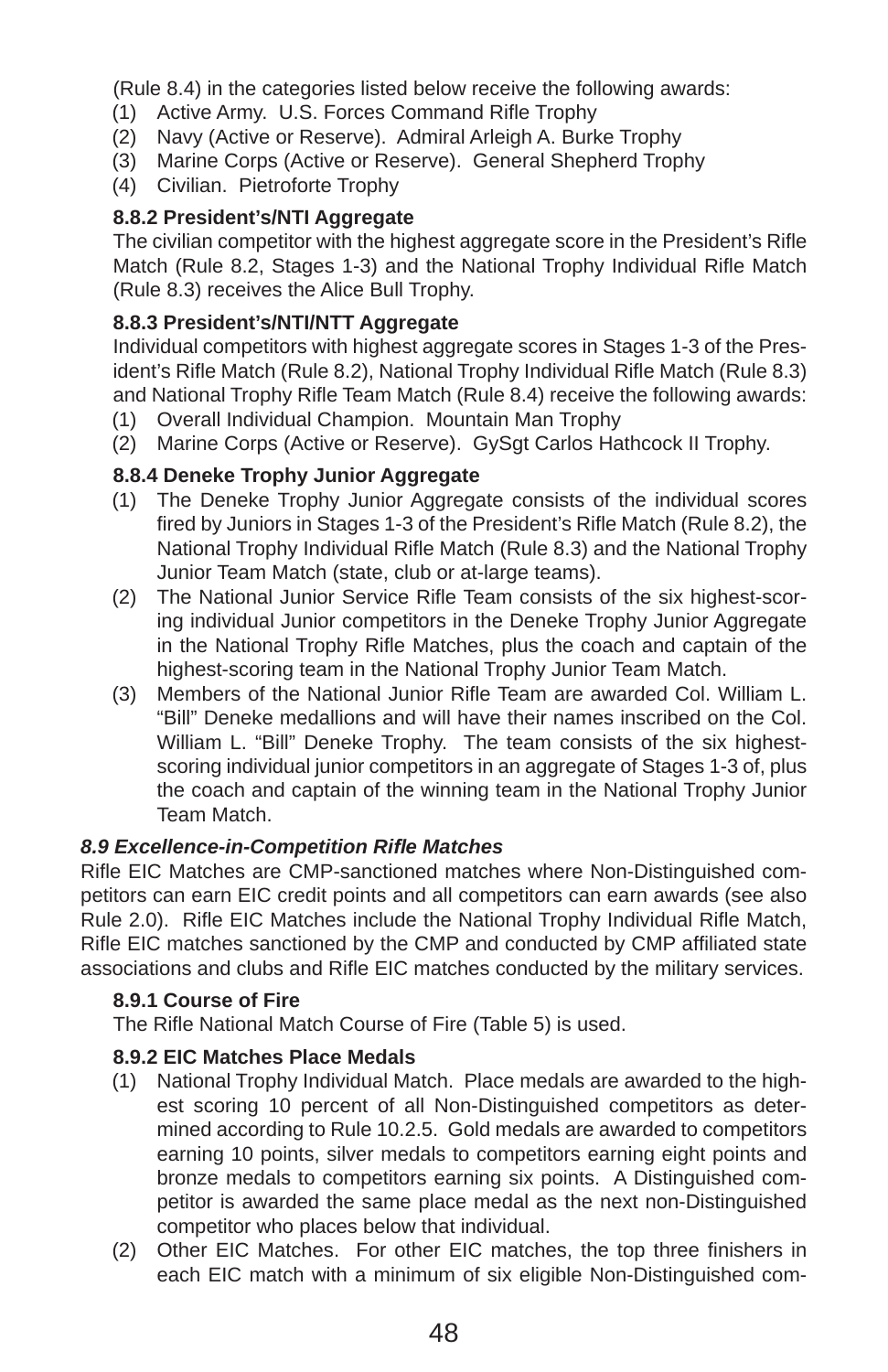(Rule 8.4) in the categories listed below receive the following awards:

1. Active Army. U.S. Forces Command Rifle Trophy
2. Navy (Active or Reserve). Admiral Arleigh A. Burke Trophy
3. Marine Corps (Active or Reserve). General Shepherd Trophy
4. Civilian. Pietroforte Trophy

### 8.8.2 President's/NTI Aggregate

The civilian competitor with the highest aggregate score in the President's Rifle Match (Rule 8.2, Stages 1-3) and the National Trophy Individual Rifle Match (Rule 8.3) receives the Alice Bull Trophy.

### 8.8.3 President's/NTI/NTT Aggregate

Individual competitors with highest aggregate scores in Stages 1-3 of the President's Rifle Match (Rule 8.2), National Trophy Individual Rifle Match (Rule 8.3) and National Trophy Rifle Team Match (Rule 8.4) receive the following awards:

1. Overall Individual Champion. Mountain Man Trophy
2. Marine Corps (Active or Reserve). GySgt Carlos Hathcock II Trophy.

### 8.8.4 Deneke Trophy Junior Aggregate

1. The Deneke Trophy Junior Aggregate consists of the individual scores fired by Juniors in Stages 1-3 of the President's Rifle Match (Rule 8.2), the National Trophy Individual Rifle Match (Rule 8.3) and the National Trophy Junior Team Match (state, club or at-large teams).
2. The National Junior Service Rifle Team consists of the six highest-scoring individual Junior competitors in the Deneke Trophy Junior Aggregate in the National Trophy Rifle Matches, plus the coach and captain of the highest-scoring team in the National Trophy Junior Team Match.
3. Members of the National Junior Rifle Team are awarded Col. William L. "Bill" Deneke medallions and will have their names inscribed on the Col. William L. "Bill" Deneke Trophy. The team consists of the six highest-scoring individual junior competitors in an aggregate of Stages 1-3 of, plus the coach and captain of the winning team in the National Trophy Junior Team Match.

## *8.9 Excellence-in-Competition Rifle Matches*

Rifle EIC Matches are CMP-sanctioned matches where Non-Distinguished competitors can earn EIC credit points and all competitors can earn awards (see also Rule 2.0). Rifle EIC Matches include the National Trophy Individual Rifle Match, Rifle EIC matches sanctioned by the CMP and conducted by CMP affiliated state associations and clubs and Rifle EIC matches conducted by the military services.

### 8.9.1 Course of Fire

The Rifle National Match Course of Fire (Table 5) is used.

### 8.9.2 EIC Matches Place Medals

1. National Trophy Individual Match. Place medals are awarded to the highest scoring 10 percent of all Non-Distinguished competitors as determined according to Rule 10.2.5. Gold medals are awarded to competitors earning 10 points, silver medals to competitors earning eight points and bronze medals to competitors earning six points. A Distinguished competitor is awarded the same place medal as the next non-Distinguished competitor who places below that individual.
2. Other EIC Matches. For other EIC matches, the top three finishers in each EIC match with a minimum of six eligible Non-Distinguished com-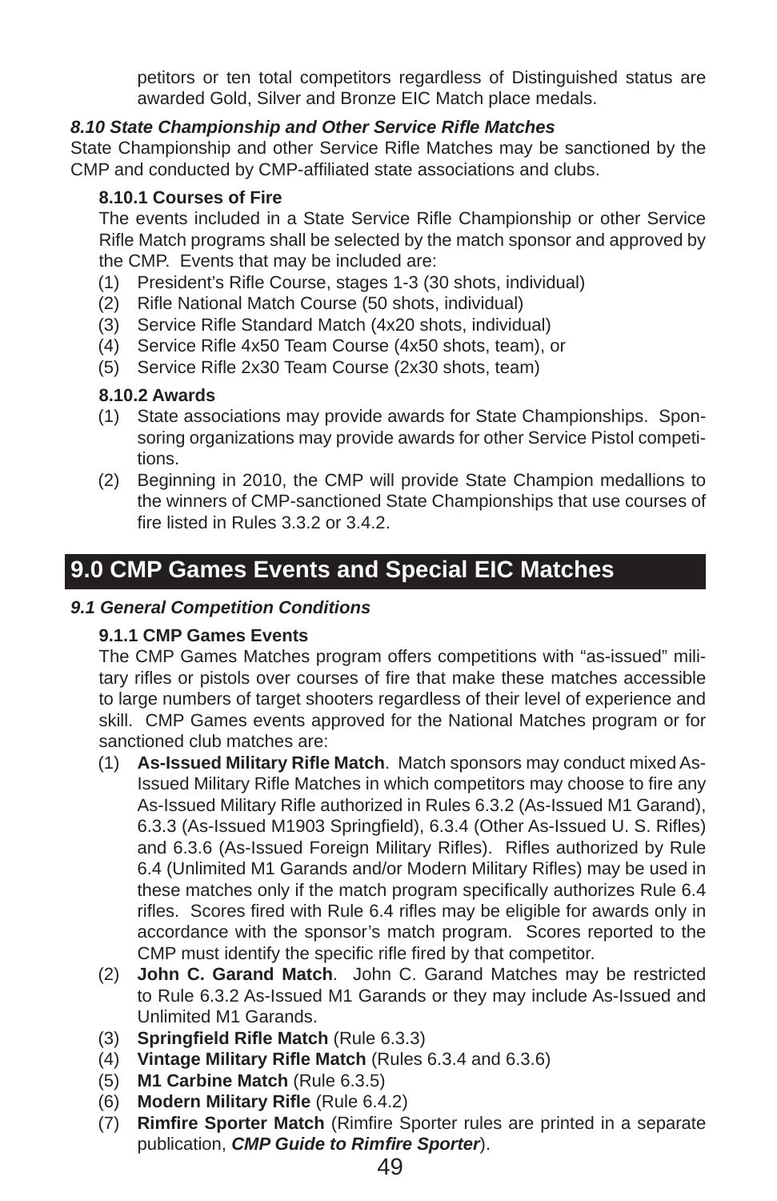petitors or ten total competitors regardless of Distinguished status are awarded Gold, Silver and Bronze EIC Match place medals.

#### *8.10 State Championship and Other Service Rifle Matches*

State Championship and other Service Rifle Matches may be sanctioned by the CMP and conducted by CMP-affiliated state associations and clubs.

**8.10.1 Courses of Fire**

The events included in a State Service Rifle Championship or other Service Rifle Match programs shall be selected by the match sponsor and approved by the CMP. Events that may be included are:

(1) President's Rifle Course, stages 1-3 (30 shots, individual)
(2) Rifle National Match Course (50 shots, individual)
(3) Service Rifle Standard Match (4x20 shots, individual)
(4) Service Rifle 4x50 Team Course (4x50 shots, team), or
(5) Service Rifle 2x30 Team Course (2x30 shots, team)

**8.10.2 Awards**

(1) State associations may provide awards for State Championships. Sponsoring organizations may provide awards for other Service Pistol competitions.
(2) Beginning in 2010, the CMP will provide State Champion medallions to the winners of CMP-sanctioned State Championships that use courses of fire listed in Rules 3.3.2 or 3.4.2.

## 9.0 CMP Games Events and Special EIC Matches

#### *9.1 General Competition Conditions*

**9.1.1 CMP Games Events**

The CMP Games Matches program offers competitions with "as-issued" military rifles or pistols over courses of fire that make these matches accessible to large numbers of target shooters regardless of their level of experience and skill. CMP Games events approved for the National Matches program or for sanctioned club matches are:

(1) **As-Issued Military Rifle Match**. Match sponsors may conduct mixed As-Issued Military Rifle Matches in which competitors may choose to fire any As-Issued Military Rifle authorized in Rules 6.3.2 (As-Issued M1 Garand), 6.3.3 (As-Issued M1903 Springfield), 6.3.4 (Other As-Issued U. S. Rifles) and 6.3.6 (As-Issued Foreign Military Rifles). Rifles authorized by Rule 6.4 (Unlimited M1 Garands and/or Modern Military Rifles) may be used in these matches only if the match program specifically authorizes Rule 6.4 rifles. Scores fired with Rule 6.4 rifles may be eligible for awards only in accordance with the sponsor's match program. Scores reported to the CMP must identify the specific rifle fired by that competitor.
(2) **John C. Garand Match**. John C. Garand Matches may be restricted to Rule 6.3.2 As-Issued M1 Garands or they may include As-Issued and Unlimited M1 Garands.
(3) **Springfield Rifle Match** (Rule 6.3.3)
(4) **Vintage Military Rifle Match** (Rules 6.3.4 and 6.3.6)
(5) **M1 Carbine Match** (Rule 6.3.5)
(6) **Modern Military Rifle** (Rule 6.4.2)
(7) **Rimfire Sporter Match** (Rimfire Sporter rules are printed in a separate publication, ***CMP Guide to Rimfire Sporter***).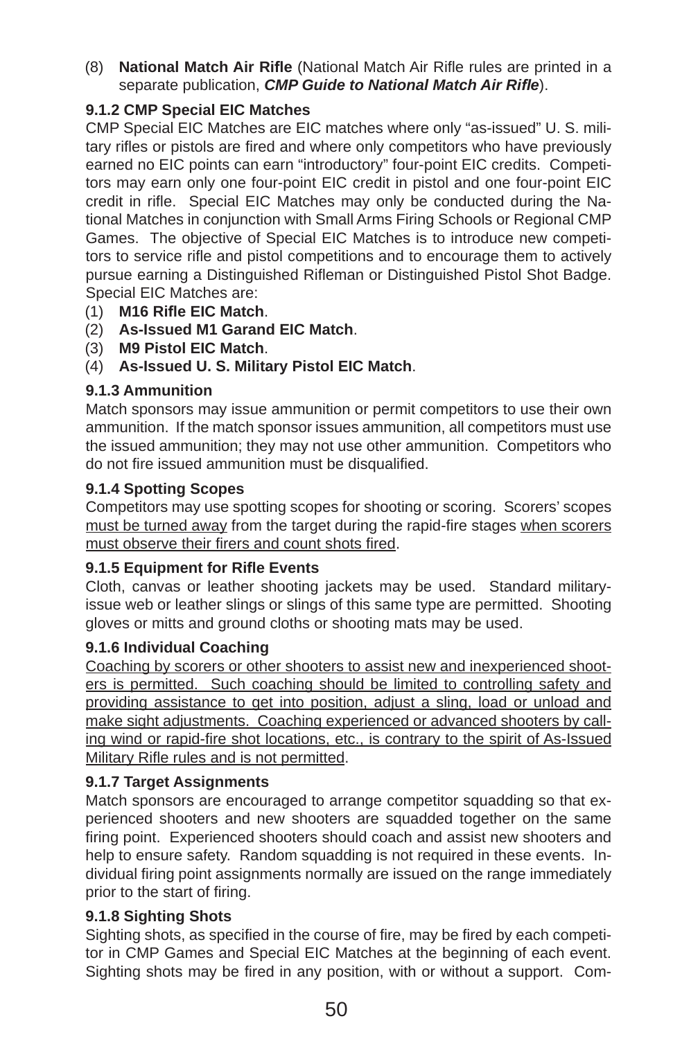(8) **National Match Air Rifle** (National Match Air Rifle rules are printed in a separate publication, ***CMP Guide to National Match Air Rifle***).

### 9.1.2 CMP Special EIC Matches

CMP Special EIC Matches are EIC matches where only "as-issued" U. S. military rifles or pistols are fired and where only competitors who have previously earned no EIC points can earn "introductory" four-point EIC credits. Competitors may earn only one four-point EIC credit in pistol and one four-point EIC credit in rifle. Special EIC Matches may only be conducted during the National Matches in conjunction with Small Arms Firing Schools or Regional CMP Games. The objective of Special EIC Matches is to introduce new competitors to service rifle and pistol competitions and to encourage them to actively pursue earning a Distinguished Rifleman or Distinguished Pistol Shot Badge. Special EIC Matches are:

(1) **M16 Rifle EIC Match**.
(2) **As-Issued M1 Garand EIC Match**.
(3) **M9 Pistol EIC Match**.
(4) **As-Issued U. S. Military Pistol EIC Match**.

### 9.1.3 Ammunition

Match sponsors may issue ammunition or permit competitors to use their own ammunition. If the match sponsor issues ammunition, all competitors must use the issued ammunition; they may not use other ammunition. Competitors who do not fire issued ammunition must be disqualified.

### 9.1.4 Spotting Scopes

Competitors may use spotting scopes for shooting or scoring. Scorers' scopes <u>must be turned away</u> from the target during the rapid-fire stages <u>when scorers must observe their firers and count shots fired</u>.

### 9.1.5 Equipment for Rifle Events

Cloth, canvas or leather shooting jackets may be used. Standard military-issue web or leather slings or slings of this same type are permitted. Shooting gloves or mitts and ground cloths or shooting mats may be used.

### 9.1.6 Individual Coaching

<u>Coaching by scorers or other shooters to assist new and inexperienced shooters is permitted. Such coaching should be limited to controlling safety and providing assistance to get into position, adjust a sling, load or unload and make sight adjustments. Coaching experienced or advanced shooters by calling wind or rapid-fire shot locations, etc., is contrary to the spirit of As-Issued Military Rifle rules and is not permitted</u>.

### 9.1.7 Target Assignments

Match sponsors are encouraged to arrange competitor squadding so that experienced shooters and new shooters are squadded together on the same firing point. Experienced shooters should coach and assist new shooters and help to ensure safety. Random squadding is not required in these events. Individual firing point assignments normally are issued on the range immediately prior to the start of firing.

### 9.1.8 Sighting Shots

Sighting shots, as specified in the course of fire, may be fired by each competitor in CMP Games and Special EIC Matches at the beginning of each event. Sighting shots may be fired in any position, with or without a support. Com-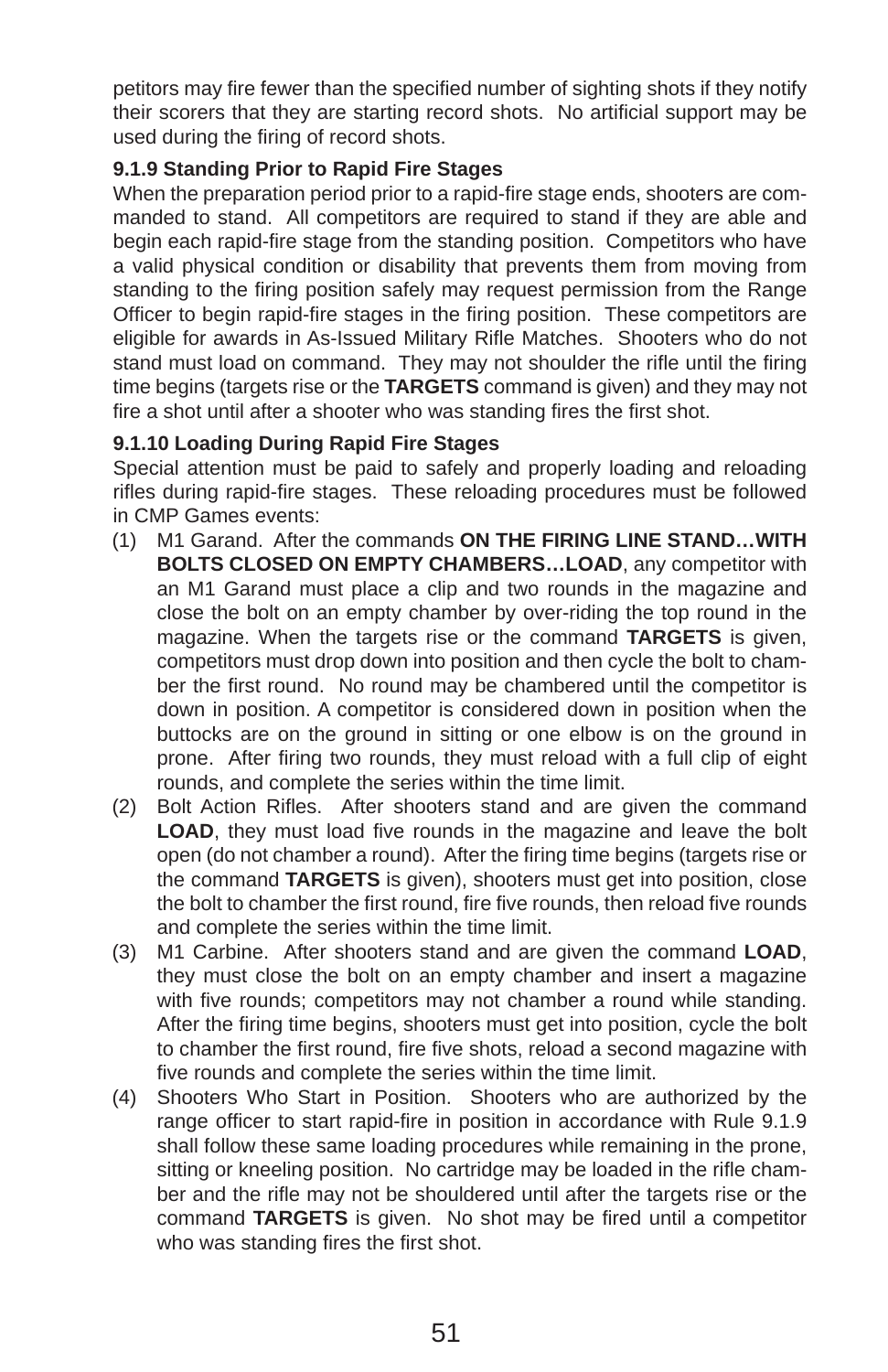petitors may fire fewer than the specified number of sighting shots if they notify their scorers that they are starting record shots. No artificial support may be used during the firing of record shots.

### 9.1.9 Standing Prior to Rapid Fire Stages

When the preparation period prior to a rapid-fire stage ends, shooters are commanded to stand. All competitors are required to stand if they are able and begin each rapid-fire stage from the standing position. Competitors who have a valid physical condition or disability that prevents them from moving from standing to the firing position safely may request permission from the Range Officer to begin rapid-fire stages in the firing position. These competitors are eligible for awards in As-Issued Military Rifle Matches. Shooters who do not stand must load on command. They may not shoulder the rifle until the firing time begins (targets rise or the **TARGETS** command is given) and they may not fire a shot until after a shooter who was standing fires the first shot.

### 9.1.10 Loading During Rapid Fire Stages

Special attention must be paid to safely and properly loading and reloading rifles during rapid-fire stages. These reloading procedures must be followed in CMP Games events:

(1) M1 Garand. After the commands **ON THE FIRING LINE STAND…WITH BOLTS CLOSED ON EMPTY CHAMBERS…LOAD**, any competitor with an M1 Garand must place a clip and two rounds in the magazine and close the bolt on an empty chamber by over-riding the top round in the magazine. When the targets rise or the command **TARGETS** is given, competitors must drop down into position and then cycle the bolt to chamber the first round. No round may be chambered until the competitor is down in position. A competitor is considered down in position when the buttocks are on the ground in sitting or one elbow is on the ground in prone. After firing two rounds, they must reload with a full clip of eight rounds, and complete the series within the time limit.

(2) Bolt Action Rifles. After shooters stand and are given the command **LOAD**, they must load five rounds in the magazine and leave the bolt open (do not chamber a round). After the firing time begins (targets rise or the command **TARGETS** is given), shooters must get into position, close the bolt to chamber the first round, fire five rounds, then reload five rounds and complete the series within the time limit.

(3) M1 Carbine. After shooters stand and are given the command **LOAD**, they must close the bolt on an empty chamber and insert a magazine with five rounds; competitors may not chamber a round while standing. After the firing time begins, shooters must get into position, cycle the bolt to chamber the first round, fire five shots, reload a second magazine with five rounds and complete the series within the time limit.

(4) Shooters Who Start in Position. Shooters who are authorized by the range officer to start rapid-fire in position in accordance with Rule 9.1.9 shall follow these same loading procedures while remaining in the prone, sitting or kneeling position. No cartridge may be loaded in the rifle chamber and the rifle may not be shouldered until after the targets rise or the command **TARGETS** is given. No shot may be fired until a competitor who was standing fires the first shot.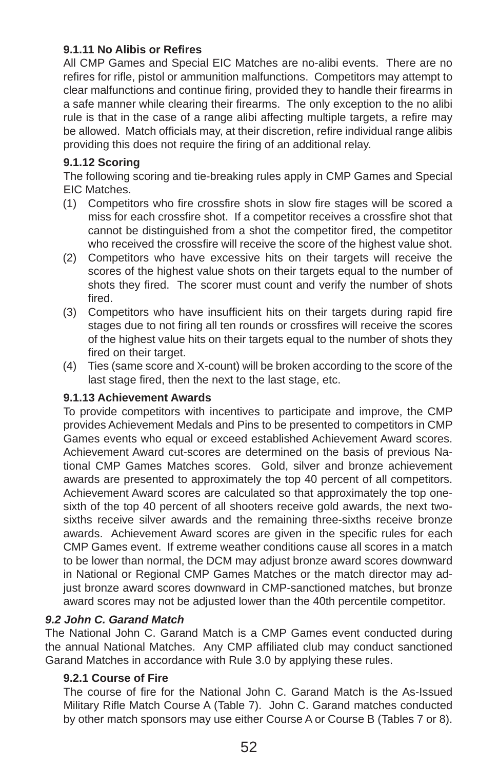#### 9.1.11 No Alibis or Refires

All CMP Games and Special EIC Matches are no-alibi events. There are no refires for rifle, pistol or ammunition malfunctions. Competitors may attempt to clear malfunctions and continue firing, provided they to handle their firearms in a safe manner while clearing their firearms. The only exception to the no alibi rule is that in the case of a range alibi affecting multiple targets, a refire may be allowed. Match officials may, at their discretion, refire individual range alibis providing this does not require the firing of an additional relay.

#### 9.1.12 Scoring

The following scoring and tie-breaking rules apply in CMP Games and Special EIC Matches.

(1) Competitors who fire crossfire shots in slow fire stages will be scored a miss for each crossfire shot. If a competitor receives a crossfire shot that cannot be distinguished from a shot the competitor fired, the competitor who received the crossfire will receive the score of the highest value shot.

(2) Competitors who have excessive hits on their targets will receive the scores of the highest value shots on their targets equal to the number of shots they fired. The scorer must count and verify the number of shots fired.

(3) Competitors who have insufficient hits on their targets during rapid fire stages due to not firing all ten rounds or crossfires will receive the scores of the highest value hits on their targets equal to the number of shots they fired on their target.

(4) Ties (same score and X-count) will be broken according to the score of the last stage fired, then the next to the last stage, etc.

#### 9.1.13 Achievement Awards

To provide competitors with incentives to participate and improve, the CMP provides Achievement Medals and Pins to be presented to competitors in CMP Games events who equal or exceed established Achievement Award scores. Achievement Award cut-scores are determined on the basis of previous National CMP Games Matches scores. Gold, silver and bronze achievement awards are presented to approximately the top 40 percent of all competitors. Achievement Award scores are calculated so that approximately the top one-sixth of the top 40 percent of all shooters receive gold awards, the next two-sixths receive silver awards and the remaining three-sixths receive bronze awards. Achievement Award scores are given in the specific rules for each CMP Games event. If extreme weather conditions cause all scores in a match to be lower than normal, the DCM may adjust bronze award scores downward in National or Regional CMP Games Matches or the match director may adjust bronze award scores downward in CMP-sanctioned matches, but bronze award scores may not be adjusted lower than the 40th percentile competitor.

### *9.2 John C. Garand Match*

The National John C. Garand Match is a CMP Games event conducted during the annual National Matches. Any CMP affiliated club may conduct sanctioned Garand Matches in accordance with Rule 3.0 by applying these rules.

#### 9.2.1 Course of Fire

The course of fire for the National John C. Garand Match is the As-Issued Military Rifle Match Course A (Table 7). John C. Garand matches conducted by other match sponsors may use either Course A or Course B (Tables 7 or 8).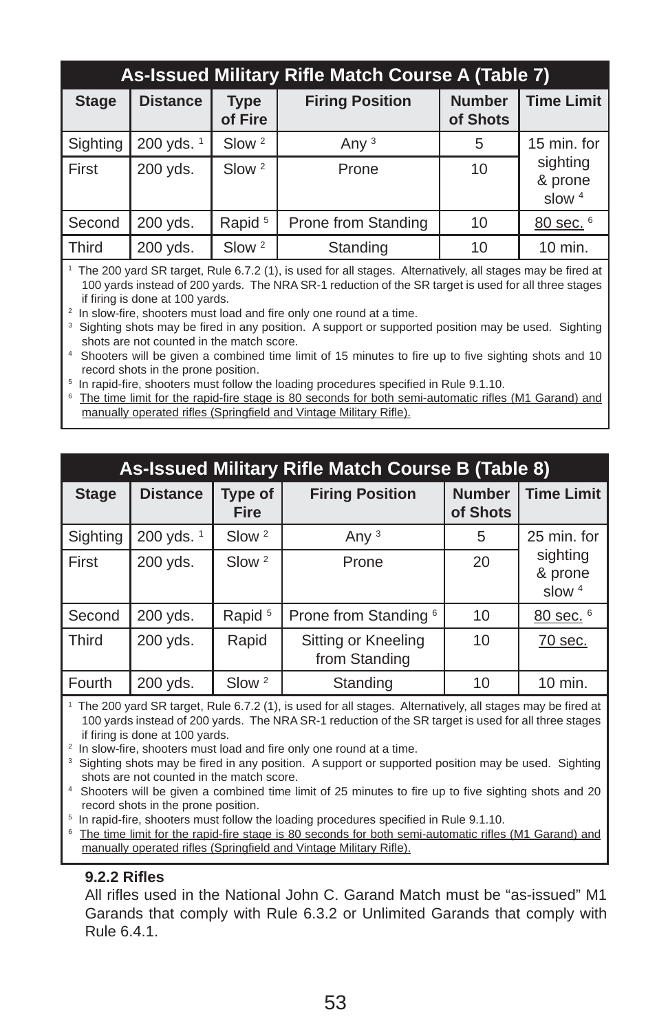| As-Issued Military Rifle Match Course A (Table 7) | | | | | |
|---|---|---|---|---|---|
| **Stage** | **Distance** | **Type of Fire** | **Firing Position** | **Number of Shots** | **Time Limit** |
| Sighting | 200 yds. [1] | Slow [2] | Any [3] | 5 | 15 min. for sighting & prone slow [4] |
| First | 200 yds. | Slow [2] | Prone | 10 | |
| Second | 200 yds. | Rapid [5] | Prone from Standing | 10 | <u>80 sec.</u> [6] |
| Third | 200 yds. | Slow [2] | Standing | 10 | 10 min. |

[1] The 200 yard SR target, Rule 6.7.2 (1), is used for all stages. Alternatively, all stages may be fired at 100 yards instead of 200 yards. The NRA SR-1 reduction of the SR target is used for all three stages if firing is done at 100 yards.
[2] In slow-fire, shooters must load and fire only one round at a time.
[3] Sighting shots may be fired in any position. A support or supported position may be used. Sighting shots are not counted in the match score.
[4] Shooters will be given a combined time limit of 15 minutes to fire up to five sighting shots and 10 record shots in the prone position.
[5] In rapid-fire, shooters must follow the loading procedures specified in Rule 9.1.10.
[6] <u>The time limit for the rapid-fire stage is 80 seconds for both semi-automatic rifles (M1 Garand) and manually operated rifles (Springfield and Vintage Military Rifle).</u>

| As-Issued Military Rifle Match Course B (Table 8) | | | | | |
|---|---|---|---|---|---|
| **Stage** | **Distance** | **Type of Fire** | **Firing Position** | **Number of Shots** | **Time Limit** |
| Sighting | 200 yds. [1] | Slow [2] | Any [3] | 5 | 25 min. for sighting & prone slow [4] |
| First | 200 yds. | Slow [2] | Prone | 20 | |
| Second | 200 yds. | Rapid [5] | Prone from Standing [6] | 10 | <u>80 sec.</u> [6] |
| Third | 200 yds. | Rapid | Sitting or Kneeling from Standing | 10 | <u>70 sec.</u> |
| Fourth | 200 yds. | Slow [2] | Standing | 10 | 10 min. |

[1] The 200 yard SR target, Rule 6.7.2 (1), is used for all stages. Alternatively, all stages may be fired at 100 yards instead of 200 yards. The NRA SR-1 reduction of the SR target is used for all three stages if firing is done at 100 yards.
[2] In slow-fire, shooters must load and fire only one round at a time.
[3] Sighting shots may be fired in any position. A support or supported position may be used. Sighting shots are not counted in the match score.
[4] Shooters will be given a combined time limit of 25 minutes to fire up to five sighting shots and 20 record shots in the prone position.
[5] In rapid-fire, shooters must follow the loading procedures specified in Rule 9.1.10.
[6] <u>The time limit for the rapid-fire stage is 80 seconds for both semi-automatic rifles (M1 Garand) and manually operated rifles (Springfield and Vintage Military Rifle).</u>

**9.2.2 Rifles**

All rifles used in the National John C. Garand Match must be "as-issued" M1 Garands that comply with Rule 6.3.2 or Unlimited Garands that comply with Rule 6.4.1.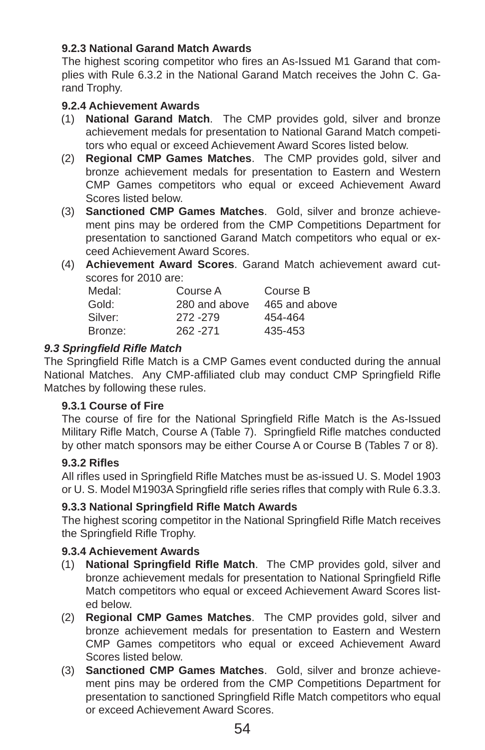#### 9.2.3 National Garand Match Awards

The highest scoring competitor who fires an As-Issued M1 Garand that complies with Rule 6.3.2 in the National Garand Match receives the John C. Garand Trophy.

#### 9.2.4 Achievement Awards

(1) **National Garand Match**. The CMP provides gold, silver and bronze achievement medals for presentation to National Garand Match competitors who equal or exceed Achievement Award Scores listed below.

(2) **Regional CMP Games Matches**. The CMP provides gold, silver and bronze achievement medals for presentation to Eastern and Western CMP Games competitors who equal or exceed Achievement Award Scores listed below.

(3) **Sanctioned CMP Games Matches**. Gold, silver and bronze achievement pins may be ordered from the CMP Competitions Department for presentation to sanctioned Garand Match competitors who equal or exceed Achievement Award Scores.

(4) **Achievement Award Scores**. Garand Match achievement award cut-scores for 2010 are:

| Medal: | Course A | Course B |
| --- | --- | --- |
| Gold: | 280 and above | 465 and above |
| Silver: | 272 -279 | 454-464 |
| Bronze: | 262 -271 | 435-453 |

### *9.3 Springfield Rifle Match*

The Springfield Rifle Match is a CMP Games event conducted during the annual National Matches. Any CMP-affiliated club may conduct CMP Springfield Rifle Matches by following these rules.

#### 9.3.1 Course of Fire

The course of fire for the National Springfield Rifle Match is the As-Issued Military Rifle Match, Course A (Table 7). Springfield Rifle matches conducted by other match sponsors may be either Course A or Course B (Tables 7 or 8).

#### 9.3.2 Rifles

All rifles used in Springfield Rifle Matches must be as-issued U. S. Model 1903 or U. S. Model M1903A Springfield rifle series rifles that comply with Rule 6.3.3.

#### 9.3.3 National Springfield Rifle Match Awards

The highest scoring competitor in the National Springfield Rifle Match receives the Springfield Rifle Trophy.

#### 9.3.4 Achievement Awards

(1) **National Springfield Rifle Match**. The CMP provides gold, silver and bronze achievement medals for presentation to National Springfield Rifle Match competitors who equal or exceed Achievement Award Scores listed below.

(2) **Regional CMP Games Matches**. The CMP provides gold, silver and bronze achievement medals for presentation to Eastern and Western CMP Games competitors who equal or exceed Achievement Award Scores listed below.

(3) **Sanctioned CMP Games Matches**. Gold, silver and bronze achievement pins may be ordered from the CMP Competitions Department for presentation to sanctioned Springfield Rifle Match competitors who equal or exceed Achievement Award Scores.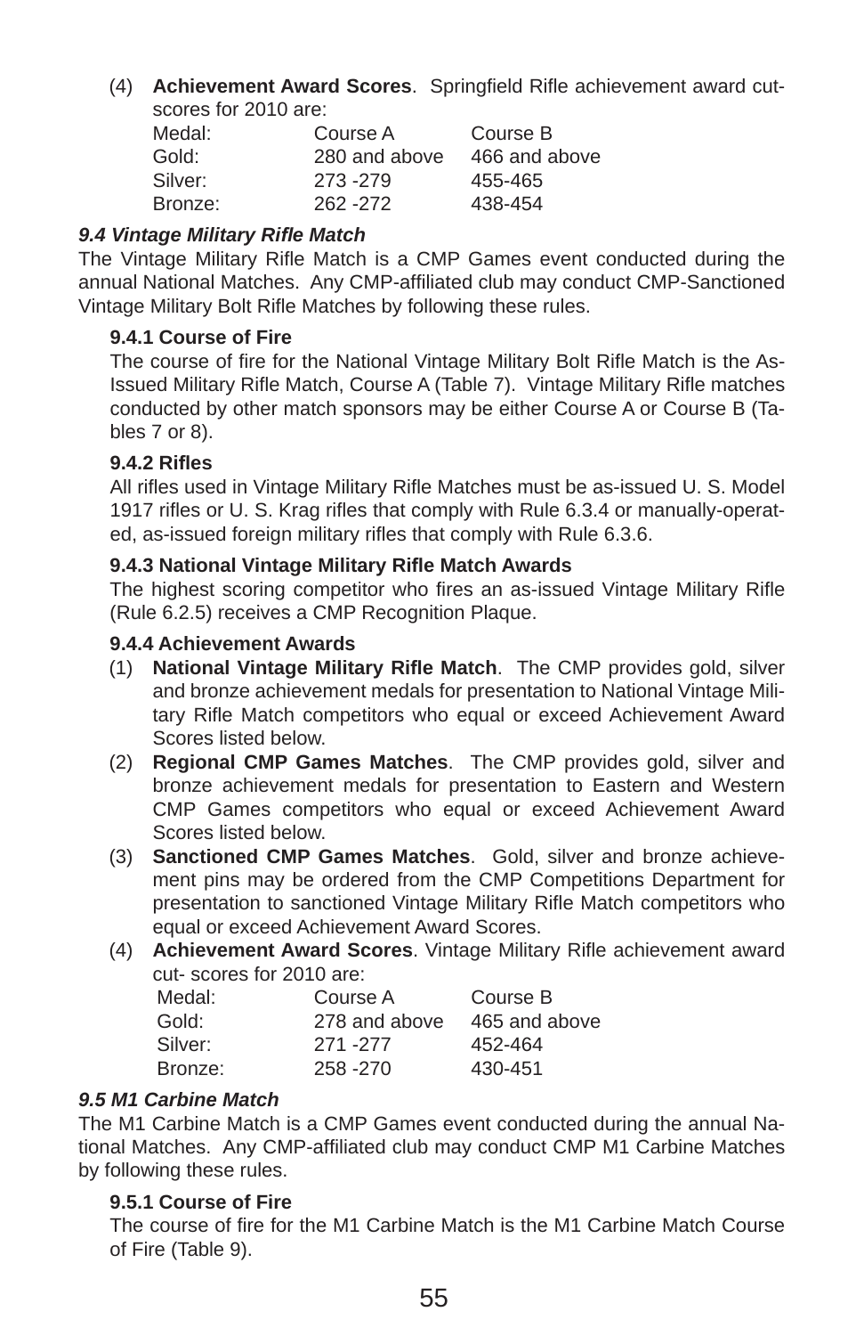(4) **Achievement Award Scores**. Springfield Rifle achievement award cut-scores for 2010 are:

| Medal: | Course A | Course B |
|---|---|---|
| Gold: | 280 and above | 466 and above |
| Silver: | 273 -279 | 455-465 |
| Bronze: | 262 -272 | 438-454 |

### *9.4 Vintage Military Rifle Match*

The Vintage Military Rifle Match is a CMP Games event conducted during the annual National Matches. Any CMP-affiliated club may conduct CMP-Sanctioned Vintage Military Bolt Rifle Matches by following these rules.

#### 9.4.1 Course of Fire

The course of fire for the National Vintage Military Bolt Rifle Match is the As-Issued Military Rifle Match, Course A (Table 7). Vintage Military Rifle matches conducted by other match sponsors may be either Course A or Course B (Tables 7 or 8).

#### 9.4.2 Rifles

All rifles used in Vintage Military Rifle Matches must be as-issued U. S. Model 1917 rifles or U. S. Krag rifles that comply with Rule 6.3.4 or manually-operated, as-issued foreign military rifles that comply with Rule 6.3.6.

#### 9.4.3 National Vintage Military Rifle Match Awards

The highest scoring competitor who fires an as-issued Vintage Military Rifle (Rule 6.2.5) receives a CMP Recognition Plaque.

#### 9.4.4 Achievement Awards

(1) **National Vintage Military Rifle Match**. The CMP provides gold, silver and bronze achievement medals for presentation to National Vintage Military Rifle Match competitors who equal or exceed Achievement Award Scores listed below.

(2) **Regional CMP Games Matches**. The CMP provides gold, silver and bronze achievement medals for presentation to Eastern and Western CMP Games competitors who equal or exceed Achievement Award Scores listed below.

(3) **Sanctioned CMP Games Matches**. Gold, silver and bronze achievement pins may be ordered from the CMP Competitions Department for presentation to sanctioned Vintage Military Rifle Match competitors who equal or exceed Achievement Award Scores.

(4) **Achievement Award Scores**. Vintage Military Rifle achievement award cut- scores for 2010 are:

| Medal: | Course A | Course B |
|---|---|---|
| Gold: | 278 and above | 465 and above |
| Silver: | 271 -277 | 452-464 |
| Bronze: | 258 -270 | 430-451 |

### *9.5 M1 Carbine Match*

The M1 Carbine Match is a CMP Games event conducted during the annual National Matches. Any CMP-affiliated club may conduct CMP M1 Carbine Matches by following these rules.

#### 9.5.1 Course of Fire

The course of fire for the M1 Carbine Match is the M1 Carbine Match Course of Fire (Table 9).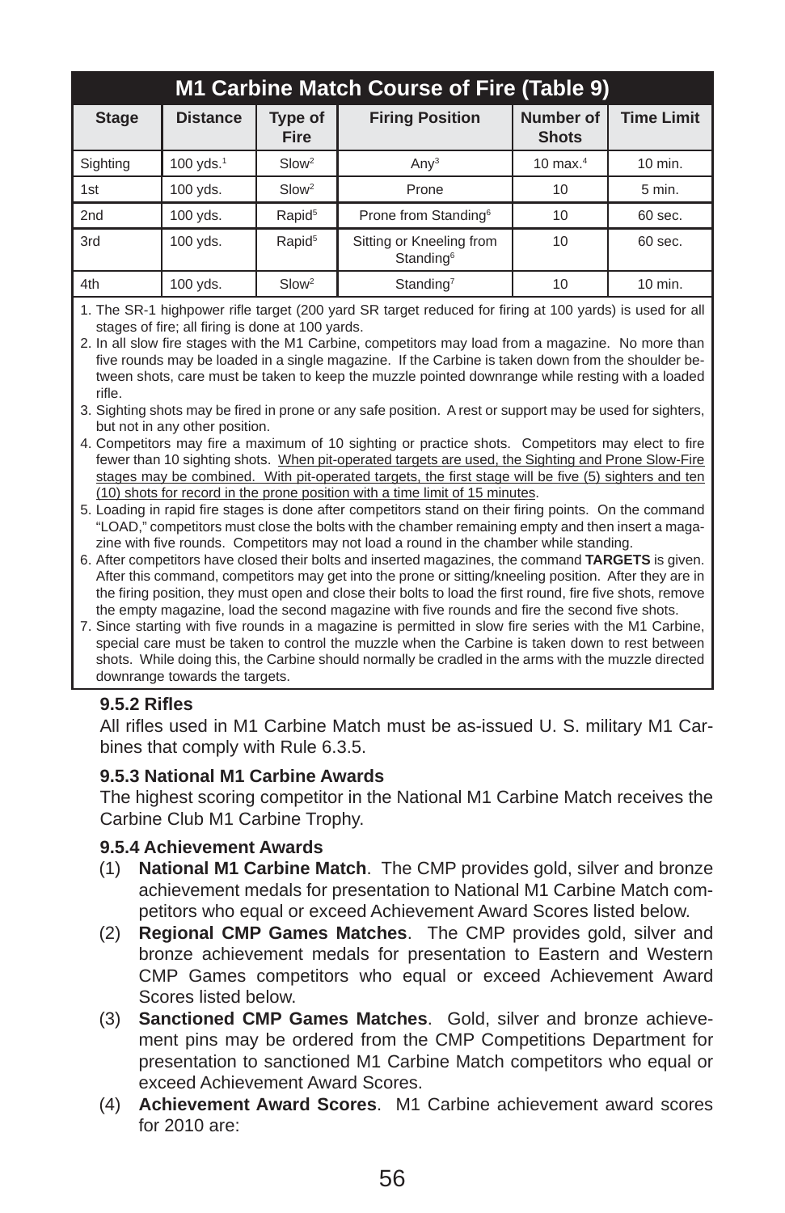| M1 Carbine Match Course of Fire (Table 9) | | | | | |
|---|---|---|---|---|---|
| **Stage** | **Distance** | **Type of Fire** | **Firing Position** | **Number of Shots** | **Time Limit** |
| Sighting | 100 yds.[1] | Slow[2] | Any[3] | 10 max.[4] | 10 min. |
| 1st | 100 yds. | Slow[2] | Prone | 10 | 5 min. |
| 2nd | 100 yds. | Rapid[5] | Prone from Standing[6] | 10 | 60 sec. |
| 3rd | 100 yds. | Rapid[5] | Sitting or Kneeling from Standing[6] | 10 | 60 sec. |
| 4th | 100 yds. | Slow[2] | Standing[7] | 10 | 10 min. |

1. The SR-1 highpower rifle target (200 yard SR target reduced for firing at 100 yards) is used for all stages of fire; all firing is done at 100 yards.
2. In all slow fire stages with the M1 Carbine, competitors may load from a magazine. No more than five rounds may be loaded in a single magazine. If the Carbine is taken down from the shoulder between shots, care must be taken to keep the muzzle pointed downrange while resting with a loaded rifle.
3. Sighting shots may be fired in prone or any safe position. A rest or support may be used for sighters, but not in any other position.
4. Competitors may fire a maximum of 10 sighting or practice shots. Competitors may elect to fire fewer than 10 sighting shots. When pit-operated targets are used, the Sighting and Prone Slow-Fire stages may be combined. With pit-operated targets, the first stage will be five (5) sighters and ten (10) shots for record in the prone position with a time limit of 15 minutes.
5. Loading in rapid fire stages is done after competitors stand on their firing points. On the command "LOAD," competitors must close the bolts with the chamber remaining empty and then insert a magazine with five rounds. Competitors may not load a round in the chamber while standing.
6. After competitors have closed their bolts and inserted magazines, the command **TARGETS** is given. After this command, competitors may get into the prone or sitting/kneeling position. After they are in the firing position, they must open and close their bolts to load the first round, fire five shots, remove the empty magazine, load the second magazine with five rounds and fire the second five shots.
7. Since starting with five rounds in a magazine is permitted in slow fire series with the M1 Carbine, special care must be taken to control the muzzle when the Carbine is taken down to rest between shots. While doing this, the Carbine should normally be cradled in the arms with the muzzle directed downrange towards the targets.

#### 9.5.2 Rifles

All rifles used in M1 Carbine Match must be as-issued U. S. military M1 Carbines that comply with Rule 6.3.5.

#### 9.5.3 National M1 Carbine Awards

The highest scoring competitor in the National M1 Carbine Match receives the Carbine Club M1 Carbine Trophy.

#### 9.5.4 Achievement Awards

(1) **National M1 Carbine Match**. The CMP provides gold, silver and bronze achievement medals for presentation to National M1 Carbine Match competitors who equal or exceed Achievement Award Scores listed below.

(2) **Regional CMP Games Matches**. The CMP provides gold, silver and bronze achievement medals for presentation to Eastern and Western CMP Games competitors who equal or exceed Achievement Award Scores listed below.

(3) **Sanctioned CMP Games Matches**. Gold, silver and bronze achievement pins may be ordered from the CMP Competitions Department for presentation to sanctioned M1 Carbine Match competitors who equal or exceed Achievement Award Scores.

(4) **Achievement Award Scores**. M1 Carbine achievement award scores for 2010 are: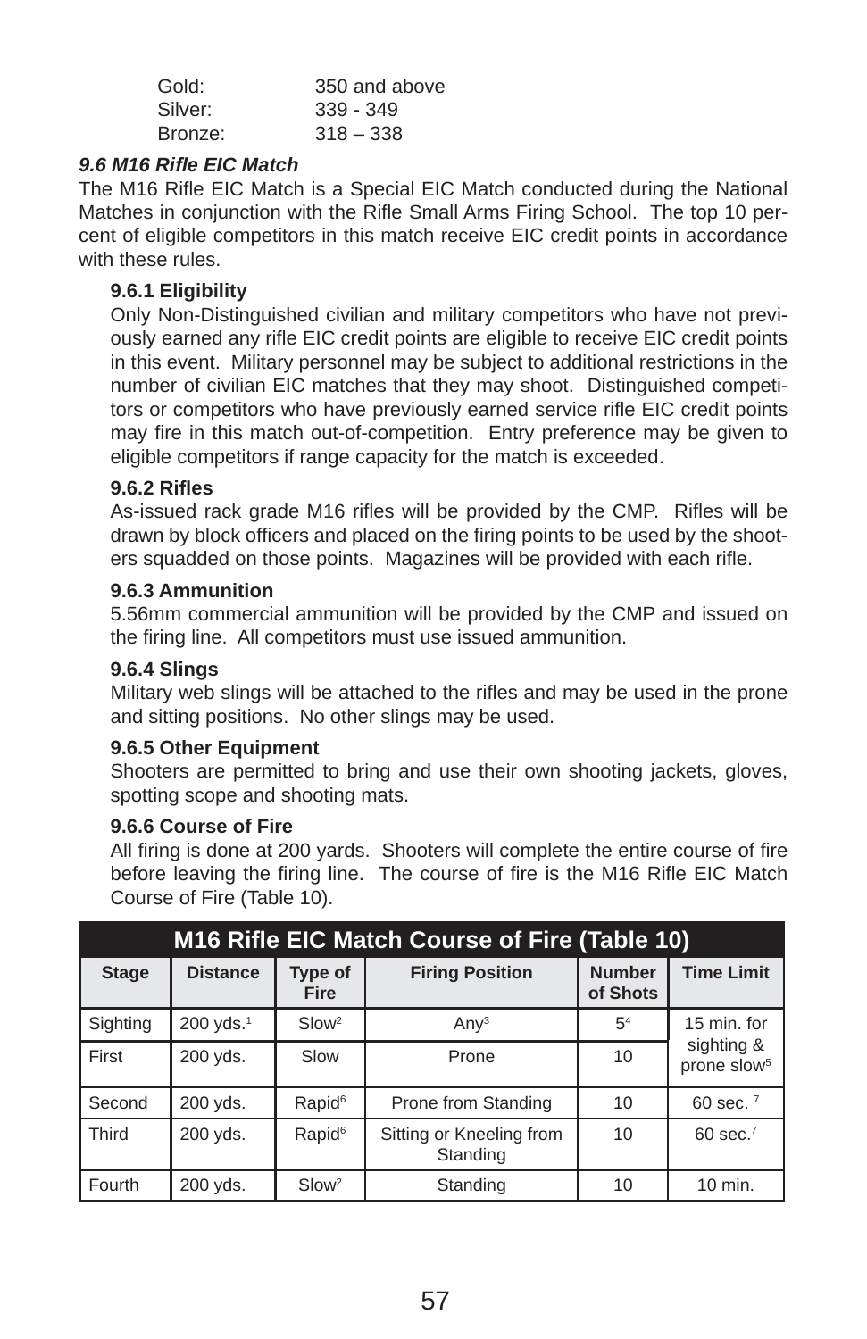| | |
|---|---|
| Gold: | 350 and above |
| Silver: | 339 - 349 |
| Bronze: | 318 – 338 |

### *9.6 M16 Rifle EIC Match*

The M16 Rifle EIC Match is a Special EIC Match conducted during the National Matches in conjunction with the Rifle Small Arms Firing School. The top 10 percent of eligible competitors in this match receive EIC credit points in accordance with these rules.

#### 9.6.1 Eligibility

Only Non-Distinguished civilian and military competitors who have not previously earned any rifle EIC credit points are eligible to receive EIC credit points in this event. Military personnel may be subject to additional restrictions in the number of civilian EIC matches that they may shoot. Distinguished competitors or competitors who have previously earned service rifle EIC credit points may fire in this match out-of-competition. Entry preference may be given to eligible competitors if range capacity for the match is exceeded.

#### 9.6.2 Rifles

As-issued rack grade M16 rifles will be provided by the CMP. Rifles will be drawn by block officers and placed on the firing points to be used by the shooters squadded on those points. Magazines will be provided with each rifle.

#### 9.6.3 Ammunition

5.56mm commercial ammunition will be provided by the CMP and issued on the firing line. All competitors must use issued ammunition.

#### 9.6.4 Slings

Military web slings will be attached to the rifles and may be used in the prone and sitting positions. No other slings may be used.

#### 9.6.5 Other Equipment

Shooters are permitted to bring and use their own shooting jackets, gloves, spotting scope and shooting mats.

#### 9.6.6 Course of Fire

All firing is done at 200 yards. Shooters will complete the entire course of fire before leaving the firing line. The course of fire is the M16 Rifle EIC Match Course of Fire (Table 10).

**M16 Rifle EIC Match Course of Fire (Table 10)**

| Stage | Distance | Type of Fire | Firing Position | Number of Shots | Time Limit |
|---|---|---|---|---|---|
| Sighting | 200 yds.[1] | Slow[2] | Any[3] | 5[4] | 15 min. for sighting & prone slow[5] |
| First | 200 yds. | Slow | Prone | 10 | |
| Second | 200 yds. | Rapid[6] | Prone from Standing | 10 | 60 sec. [7] |
| Third | 200 yds. | Rapid[6] | Sitting or Kneeling from Standing | 10 | 60 sec.[7] |
| Fourth | 200 yds. | Slow[2] | Standing | 10 | 10 min. |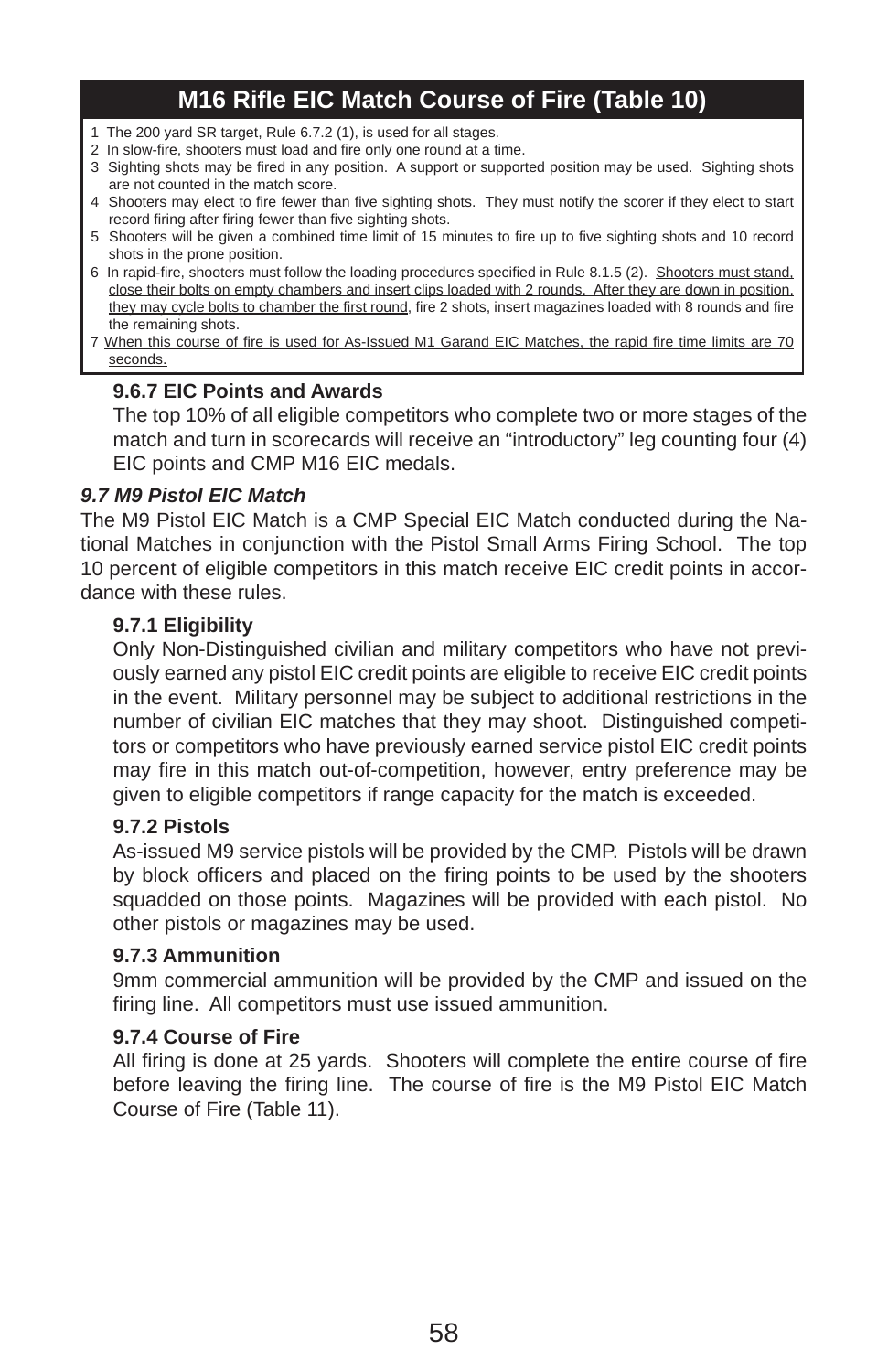## M16 Rifle EIC Match Course of Fire (Table 10)

1. The 200 yard SR target, Rule 6.7.2 (1), is used for all stages.
2. In slow-fire, shooters must load and fire only one round at a time.
3. Sighting shots may be fired in any position. A support or supported position may be used. Sighting shots are not counted in the match score.
4. Shooters may elect to fire fewer than five sighting shots. They must notify the scorer if they elect to start record firing after firing fewer than five sighting shots.
5. Shooters will be given a combined time limit of 15 minutes to fire up to five sighting shots and 10 record shots in the prone position.
6. In rapid-fire, shooters must follow the loading procedures specified in Rule 8.1.5 (2). Shooters must stand, close their bolts on empty chambers and insert clips loaded with 2 rounds. After they are down in position, they may cycle bolts to chamber the first round, fire 2 shots, insert magazines loaded with 8 rounds and fire the remaining shots.
7. When this course of fire is used for As-Issued M1 Garand EIC Matches, the rapid fire time limits are 70 seconds.

### 9.6.7 EIC Points and Awards

The top 10% of all eligible competitors who complete two or more stages of the match and turn in scorecards will receive an "introductory" leg counting four (4) EIC points and CMP M16 EIC medals.

## *9.7 M9 Pistol EIC Match*

The M9 Pistol EIC Match is a CMP Special EIC Match conducted during the National Matches in conjunction with the Pistol Small Arms Firing School. The top 10 percent of eligible competitors in this match receive EIC credit points in accordance with these rules.

### 9.7.1 Eligibility

Only Non-Distinguished civilian and military competitors who have not previously earned any pistol EIC credit points are eligible to receive EIC credit points in the event. Military personnel may be subject to additional restrictions in the number of civilian EIC matches that they may shoot. Distinguished competitors or competitors who have previously earned service pistol EIC credit points may fire in this match out-of-competition, however, entry preference may be given to eligible competitors if range capacity for the match is exceeded.

### 9.7.2 Pistols

As-issued M9 service pistols will be provided by the CMP. Pistols will be drawn by block officers and placed on the firing points to be used by the shooters squadded on those points. Magazines will be provided with each pistol. No other pistols or magazines may be used.

### 9.7.3 Ammunition

9mm commercial ammunition will be provided by the CMP and issued on the firing line. All competitors must use issued ammunition.

### 9.7.4 Course of Fire

All firing is done at 25 yards. Shooters will complete the entire course of fire before leaving the firing line. The course of fire is the M9 Pistol EIC Match Course of Fire (Table 11).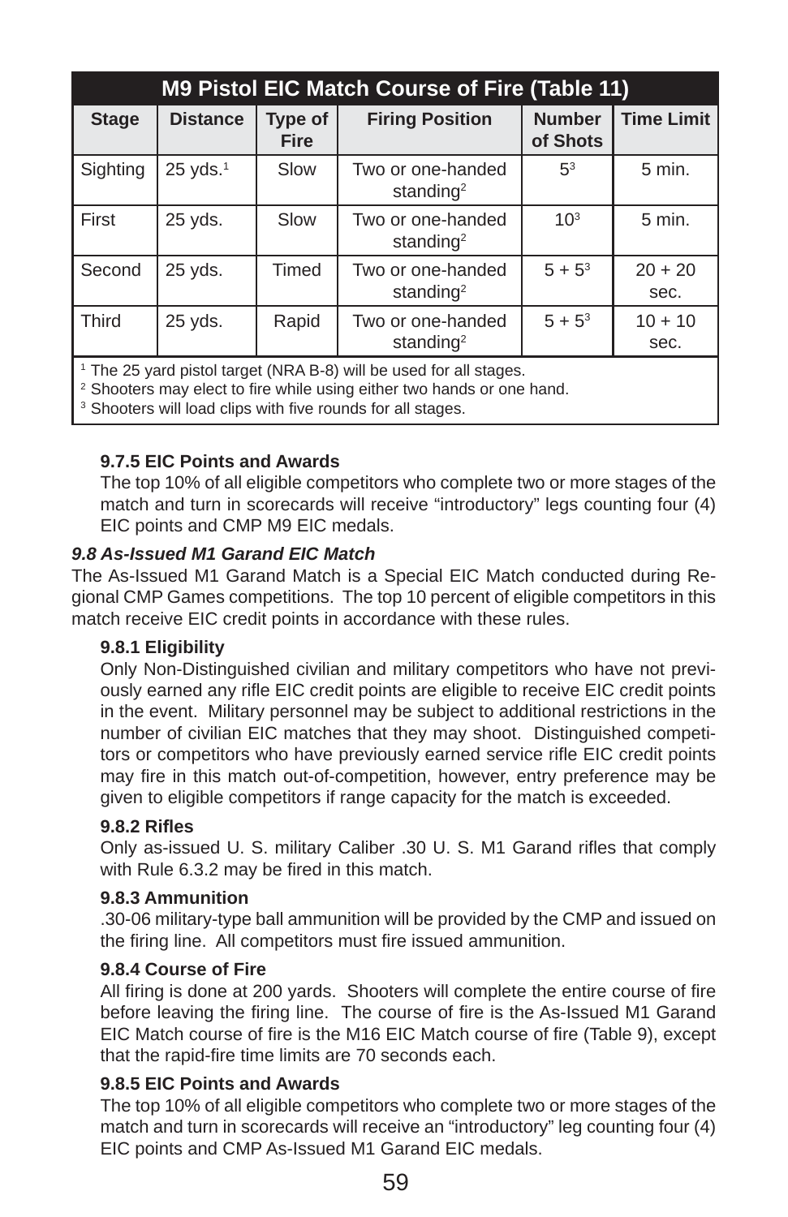| M9 Pistol EIC Match Course of Fire (Table 11) | | | | | |
|---|---|---|---|---|---|
| Stage | Distance | Type of Fire | Firing Position | Number of Shots | Time Limit |
| Sighting | 25 yds.[1] | Slow | Two or one-handed standing[2] | 5[3] | 5 min. |
| First | 25 yds. | Slow | Two or one-handed standing[2] | 10[3] | 5 min. |
| Second | 25 yds. | Timed | Two or one-handed standing[2] | 5 + 5[3] | 20 + 20 sec. |
| Third | 25 yds. | Rapid | Two or one-handed standing[2] | 5 + 5[3] | 10 + 10 sec. |

[1] The 25 yard pistol target (NRA B-8) will be used for all stages.
[2] Shooters may elect to fire while using either two hands or one hand.
[3] Shooters will load clips with five rounds for all stages.

#### 9.7.5 EIC Points and Awards

The top 10% of all eligible competitors who complete two or more stages of the match and turn in scorecards will receive "introductory" legs counting four (4) EIC points and CMP M9 EIC medals.

### *9.8 As-Issued M1 Garand EIC Match*

The As-Issued M1 Garand Match is a Special EIC Match conducted during Regional CMP Games competitions. The top 10 percent of eligible competitors in this match receive EIC credit points in accordance with these rules.

#### 9.8.1 Eligibility

Only Non-Distinguished civilian and military competitors who have not previously earned any rifle EIC credit points are eligible to receive EIC credit points in the event. Military personnel may be subject to additional restrictions in the number of civilian EIC matches that they may shoot. Distinguished competitors or competitors who have previously earned service rifle EIC credit points may fire in this match out-of-competition, however, entry preference may be given to eligible competitors if range capacity for the match is exceeded.

#### 9.8.2 Rifles

Only as-issued U. S. military Caliber .30 U. S. M1 Garand rifles that comply with Rule 6.3.2 may be fired in this match.

#### 9.8.3 Ammunition

.30-06 military-type ball ammunition will be provided by the CMP and issued on the firing line. All competitors must fire issued ammunition.

#### 9.8.4 Course of Fire

All firing is done at 200 yards. Shooters will complete the entire course of fire before leaving the firing line. The course of fire is the As-Issued M1 Garand EIC Match course of fire is the M16 EIC Match course of fire (Table 9), except that the rapid-fire time limits are 70 seconds each.

#### 9.8.5 EIC Points and Awards

The top 10% of all eligible competitors who complete two or more stages of the match and turn in scorecards will receive an "introductory" leg counting four (4) EIC points and CMP As-Issued M1 Garand EIC medals.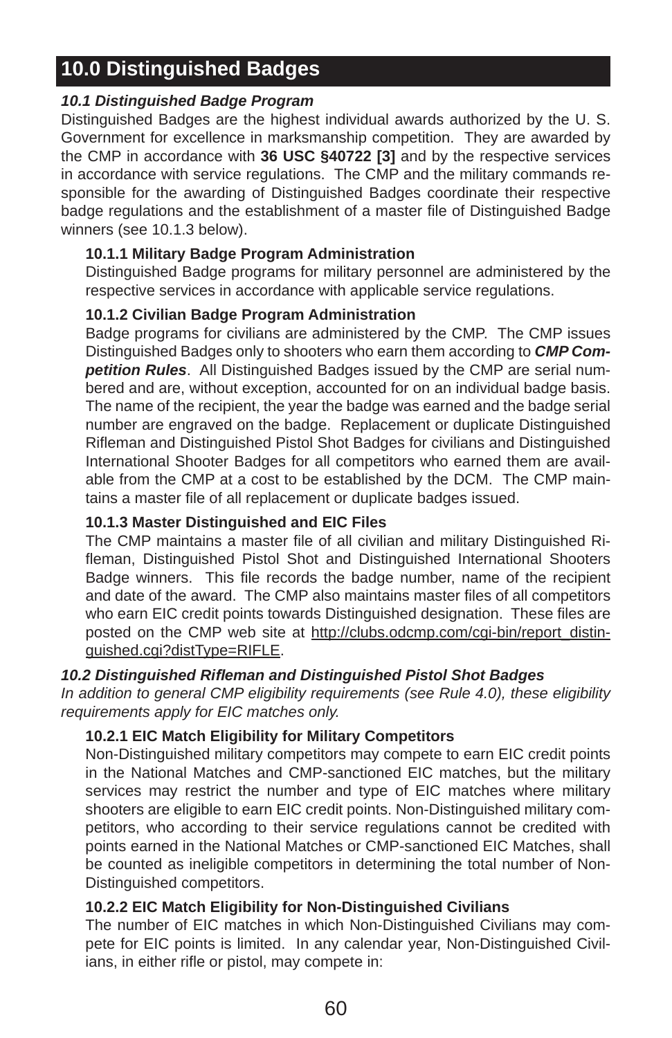## 10.0 Distinguished Badges

### *10.1 Distinguished Badge Program*

Distinguished Badges are the highest individual awards authorized by the U. S. Government for excellence in marksmanship competition. They are awarded by the CMP in accordance with **36 USC §40722 [3]** and by the respective services in accordance with service regulations. The CMP and the military commands responsible for the awarding of Distinguished Badges coordinate their respective badge regulations and the establishment of a master file of Distinguished Badge winners (see 10.1.3 below).

#### 10.1.1 Military Badge Program Administration

Distinguished Badge programs for military personnel are administered by the respective services in accordance with applicable service regulations.

#### 10.1.2 Civilian Badge Program Administration

Badge programs for civilians are administered by the CMP. The CMP issues Distinguished Badges only to shooters who earn them according to ***CMP Competition Rules***. All Distinguished Badges issued by the CMP are serial numbered and are, without exception, accounted for on an individual badge basis. The name of the recipient, the year the badge was earned and the badge serial number are engraved on the badge. Replacement or duplicate Distinguished Rifleman and Distinguished Pistol Shot Badges for civilians and Distinguished International Shooter Badges for all competitors who earned them are available from the CMP at a cost to be established by the DCM. The CMP maintains a master file of all replacement or duplicate badges issued.

#### 10.1.3 Master Distinguished and EIC Files

The CMP maintains a master file of all civilian and military Distinguished Rifleman, Distinguished Pistol Shot and Distinguished International Shooters Badge winners. This file records the badge number, name of the recipient and date of the award. The CMP also maintains master files of all competitors who earn EIC credit points towards Distinguished designation. These files are posted on the CMP web site at http://clubs.odcmp.com/cgi-bin/report_distinguished.cgi?distType=RIFLE.

### *10.2 Distinguished Rifleman and Distinguished Pistol Shot Badges*

*In addition to general CMP eligibility requirements (see Rule 4.0), these eligibility requirements apply for EIC matches only.*

#### 10.2.1 EIC Match Eligibility for Military Competitors

Non-Distinguished military competitors may compete to earn EIC credit points in the National Matches and CMP-sanctioned EIC matches, but the military services may restrict the number and type of EIC matches where military shooters are eligible to earn EIC credit points. Non-Distinguished military competitors, who according to their service regulations cannot be credited with points earned in the National Matches or CMP-sanctioned EIC Matches, shall be counted as ineligible competitors in determining the total number of Non-Distinguished competitors.

#### 10.2.2 EIC Match Eligibility for Non-Distinguished Civilians

The number of EIC matches in which Non-Distinguished Civilians may compete for EIC points is limited. In any calendar year, Non-Distinguished Civilians, in either rifle or pistol, may compete in: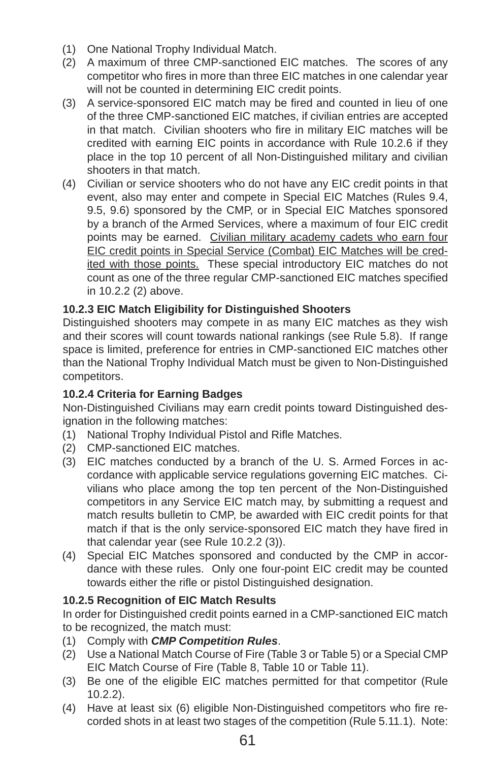(1) One National Trophy Individual Match.
(2) A maximum of three CMP-sanctioned EIC matches. The scores of any competitor who fires in more than three EIC matches in one calendar year will not be counted in determining EIC credit points.
(3) A service-sponsored EIC match may be fired and counted in lieu of one of the three CMP-sanctioned EIC matches, if civilian entries are accepted in that match. Civilian shooters who fire in military EIC matches will be credited with earning EIC points in accordance with Rule 10.2.6 if they place in the top 10 percent of all Non-Distinguished military and civilian shooters in that match.
(4) Civilian or service shooters who do not have any EIC credit points in that event, also may enter and compete in Special EIC Matches (Rules 9.4, 9.5, 9.6) sponsored by the CMP, or in Special EIC Matches sponsored by a branch of the Armed Services, where a maximum of four EIC credit points may be earned. <u>Civilian military academy cadets who earn four EIC credit points in Special Service (Combat) EIC Matches will be credited with those points.</u> These special introductory EIC matches do not count as one of the three regular CMP-sanctioned EIC matches specified in 10.2.2 (2) above.

**10.2.3 EIC Match Eligibility for Distinguished Shooters**

Distinguished shooters may compete in as many EIC matches as they wish and their scores will count towards national rankings (see Rule 5.8). If range space is limited, preference for entries in CMP-sanctioned EIC matches other than the National Trophy Individual Match must be given to Non-Distinguished competitors.

**10.2.4 Criteria for Earning Badges**

Non-Distinguished Civilians may earn credit points toward Distinguished designation in the following matches:

(1) National Trophy Individual Pistol and Rifle Matches.
(2) CMP-sanctioned EIC matches.
(3) EIC matches conducted by a branch of the U. S. Armed Forces in accordance with applicable service regulations governing EIC matches. Civilians who place among the top ten percent of the Non-Distinguished competitors in any Service EIC match may, by submitting a request and match results bulletin to CMP, be awarded with EIC credit points for that match if that is the only service-sponsored EIC match they have fired in that calendar year (see Rule 10.2.2 (3)).
(4) Special EIC Matches sponsored and conducted by the CMP in accordance with these rules. Only one four-point EIC credit may be counted towards either the rifle or pistol Distinguished designation.

**10.2.5 Recognition of EIC Match Results**

In order for Distinguished credit points earned in a CMP-sanctioned EIC match to be recognized, the match must:

(1) Comply with ***CMP Competition Rules***.
(2) Use a National Match Course of Fire (Table 3 or Table 5) or a Special CMP EIC Match Course of Fire (Table 8, Table 10 or Table 11).
(3) Be one of the eligible EIC matches permitted for that competitor (Rule 10.2.2).
(4) Have at least six (6) eligible Non-Distinguished competitors who fire recorded shots in at least two stages of the competition (Rule 5.11.1). Note: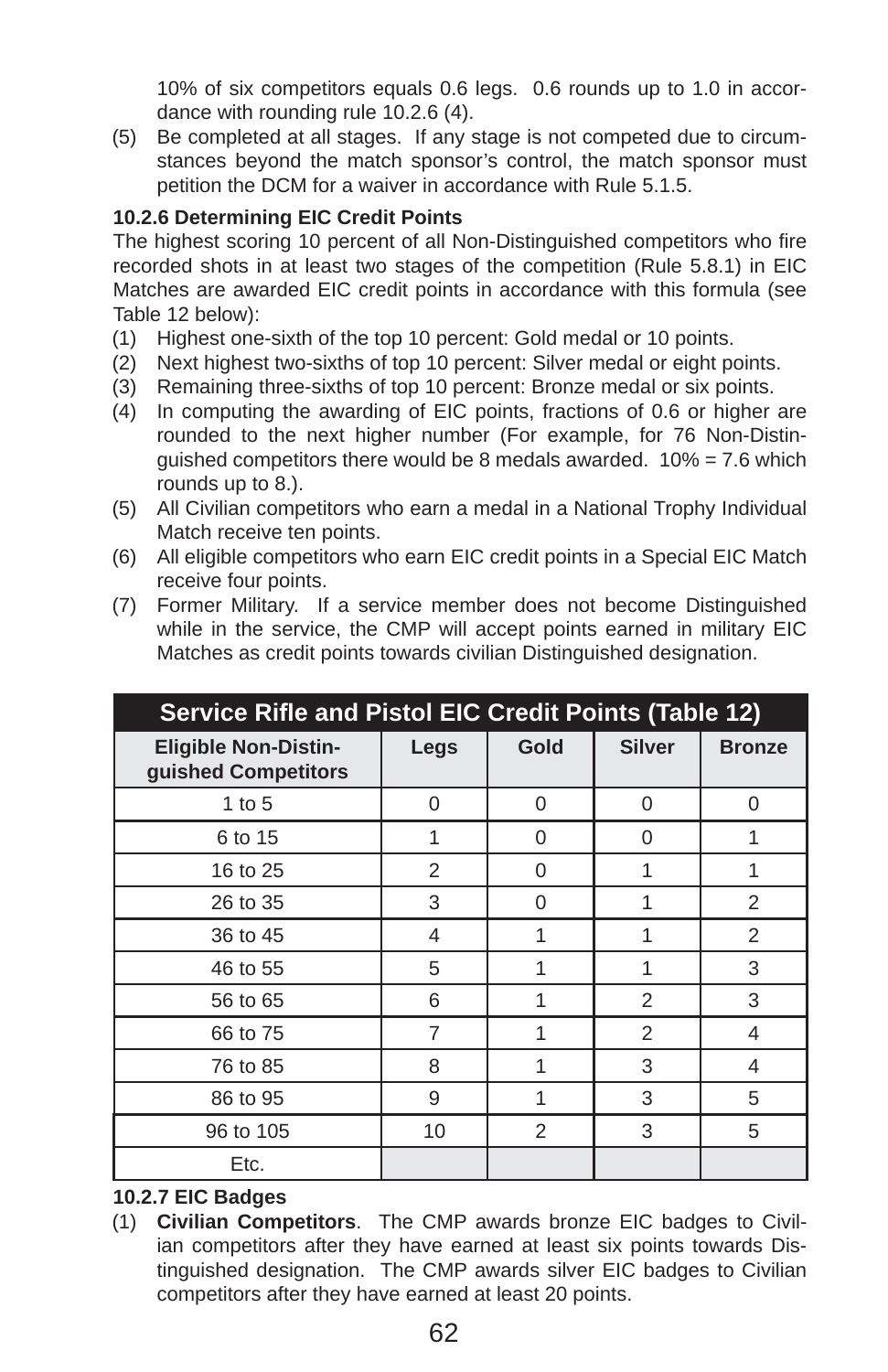10% of six competitors equals 0.6 legs. 0.6 rounds up to 1.0 in accordance with rounding rule 10.2.6 (4).

(5) Be completed at all stages. If any stage is not competed due to circumstances beyond the match sponsor's control, the match sponsor must petition the DCM for a waiver in accordance with Rule 5.1.5.

**10.2.6 Determining EIC Credit Points**

The highest scoring 10 percent of all Non-Distinguished competitors who fire recorded shots in at least two stages of the competition (Rule 5.8.1) in EIC Matches are awarded EIC credit points in accordance with this formula (see Table 12 below):

(1) Highest one-sixth of the top 10 percent: Gold medal or 10 points.
(2) Next highest two-sixths of top 10 percent: Silver medal or eight points.
(3) Remaining three-sixths of top 10 percent: Bronze medal or six points.
(4) In computing the awarding of EIC points, fractions of 0.6 or higher are rounded to the next higher number (For example, for 76 Non-Distinguished competitors there would be 8 medals awarded. 10% = 7.6 which rounds up to 8.).
(5) All Civilian competitors who earn a medal in a National Trophy Individual Match receive ten points.
(6) All eligible competitors who earn EIC credit points in a Special EIC Match receive four points.
(7) Former Military. If a service member does not become Distinguished while in the service, the CMP will accept points earned in military EIC Matches as credit points towards civilian Distinguished designation.

**Service Rifle and Pistol EIC Credit Points (Table 12)**

| Eligible Non-Distinguished Competitors | Legs | Gold | Silver | Bronze |
|---|---|---|---|---|
| 1 to 5 | 0 | 0 | 0 | 0 |
| 6 to 15 | 1 | 0 | 0 | 1 |
| 16 to 25 | 2 | 0 | 1 | 1 |
| 26 to 35 | 3 | 0 | 1 | 2 |
| 36 to 45 | 4 | 1 | 1 | 2 |
| 46 to 55 | 5 | 1 | 1 | 3 |
| 56 to 65 | 6 | 1 | 2 | 3 |
| 66 to 75 | 7 | 1 | 2 | 4 |
| 76 to 85 | 8 | 1 | 3 | 4 |
| 86 to 95 | 9 | 1 | 3 | 5 |
| 96 to 105 | 10 | 2 | 3 | 5 |
| Etc. | | | | |

**10.2.7 EIC Badges**

(1) **Civilian Competitors**. The CMP awards bronze EIC badges to Civilian competitors after they have earned at least six points towards Distinguished designation. The CMP awards silver EIC badges to Civilian competitors after they have earned at least 20 points.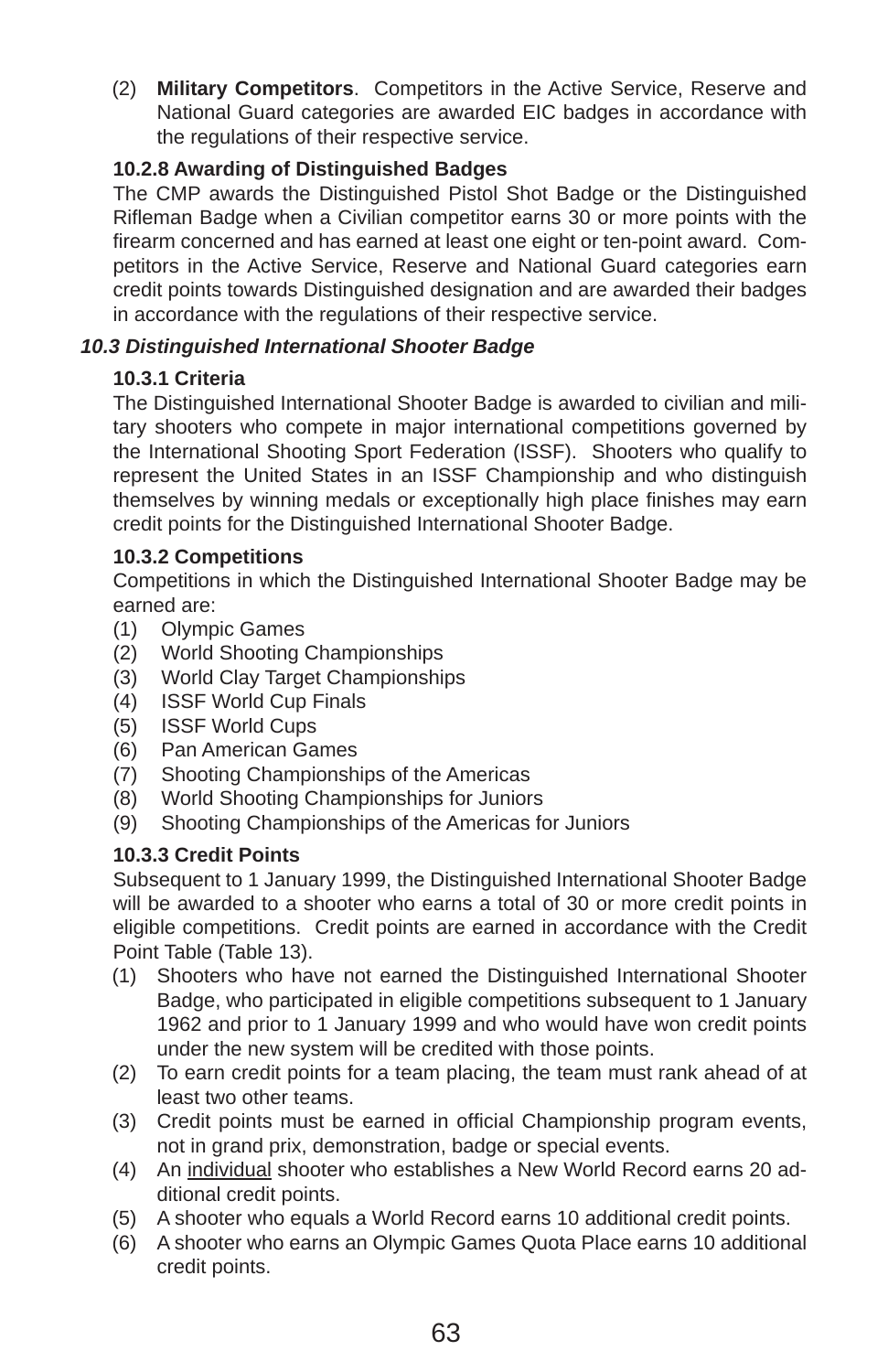(2) **Military Competitors**. Competitors in the Active Service, Reserve and National Guard categories are awarded EIC badges in accordance with the regulations of their respective service.

#### 10.2.8 Awarding of Distinguished Badges

The CMP awards the Distinguished Pistol Shot Badge or the Distinguished Rifleman Badge when a Civilian competitor earns 30 or more points with the firearm concerned and has earned at least one eight or ten-point award. Competitors in the Active Service, Reserve and National Guard categories earn credit points towards Distinguished designation and are awarded their badges in accordance with the regulations of their respective service.

### *10.3 Distinguished International Shooter Badge*

#### 10.3.1 Criteria

The Distinguished International Shooter Badge is awarded to civilian and military shooters who compete in major international competitions governed by the International Shooting Sport Federation (ISSF). Shooters who qualify to represent the United States in an ISSF Championship and who distinguish themselves by winning medals or exceptionally high place finishes may earn credit points for the Distinguished International Shooter Badge.

#### 10.3.2 Competitions

Competitions in which the Distinguished International Shooter Badge may be earned are:

(1) Olympic Games
(2) World Shooting Championships
(3) World Clay Target Championships
(4) ISSF World Cup Finals
(5) ISSF World Cups
(6) Pan American Games
(7) Shooting Championships of the Americas
(8) World Shooting Championships for Juniors
(9) Shooting Championships of the Americas for Juniors

#### 10.3.3 Credit Points

Subsequent to 1 January 1999, the Distinguished International Shooter Badge will be awarded to a shooter who earns a total of 30 or more credit points in eligible competitions. Credit points are earned in accordance with the Credit Point Table (Table 13).

(1) Shooters who have not earned the Distinguished International Shooter Badge, who participated in eligible competitions subsequent to 1 January 1962 and prior to 1 January 1999 and who would have won credit points under the new system will be credited with those points.
(2) To earn credit points for a team placing, the team must rank ahead of at least two other teams.
(3) Credit points must be earned in official Championship program events, not in grand prix, demonstration, badge or special events.
(4) An <u>individual</u> shooter who establishes a New World Record earns 20 additional credit points.
(5) A shooter who equals a World Record earns 10 additional credit points.
(6) A shooter who earns an Olympic Games Quota Place earns 10 additional credit points.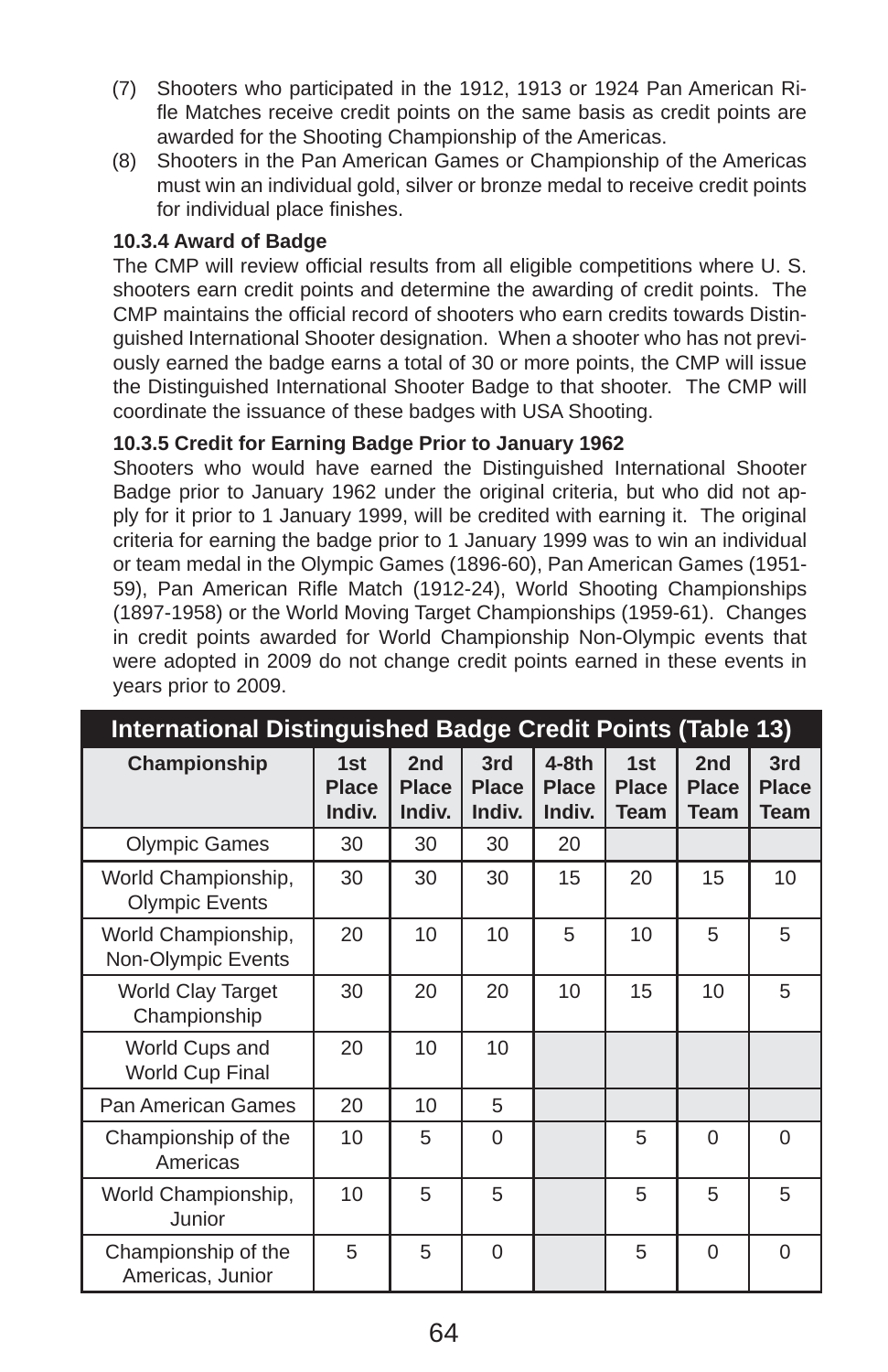(7) Shooters who participated in the 1912, 1913 or 1924 Pan American Rifle Matches receive credit points on the same basis as credit points are awarded for the Shooting Championship of the Americas.

(8) Shooters in the Pan American Games or Championship of the Americas must win an individual gold, silver or bronze medal to receive credit points for individual place finishes.

**10.3.4 Award of Badge**

The CMP will review official results from all eligible competitions where U. S. shooters earn credit points and determine the awarding of credit points. The CMP maintains the official record of shooters who earn credits towards Distinguished International Shooter designation. When a shooter who has not previously earned the badge earns a total of 30 or more points, the CMP will issue the Distinguished International Shooter Badge to that shooter. The CMP will coordinate the issuance of these badges with USA Shooting.

**10.3.5 Credit for Earning Badge Prior to January 1962**

Shooters who would have earned the Distinguished International Shooter Badge prior to January 1962 under the original criteria, but who did not apply for it prior to 1 January 1999, will be credited with earning it. The original criteria for earning the badge prior to 1 January 1999 was to win an individual or team medal in the Olympic Games (1896-60), Pan American Games (1951-59), Pan American Rifle Match (1912-24), World Shooting Championships (1897-1958) or the World Moving Target Championships (1959-61). Changes in credit points awarded for World Championship Non-Olympic events that were adopted in 2009 do not change credit points earned in these events in years prior to 2009.

**International Distinguished Badge Credit Points (Table 13)**

| Championship | 1st Place Indiv. | 2nd Place Indiv. | 3rd Place Indiv. | 4-8th Place Indiv. | 1st Place Team | 2nd Place Team | 3rd Place Team |
|---|---|---|---|---|---|---|---|
| Olympic Games | 30 | 30 | 30 | 20 | | | |
| World Championship, Olympic Events | 30 | 30 | 30 | 15 | 20 | 15 | 10 |
| World Championship, Non-Olympic Events | 20 | 10 | 10 | 5 | 10 | 5 | 5 |
| World Clay Target Championship | 30 | 20 | 20 | 10 | 15 | 10 | 5 |
| World Cups and World Cup Final | 20 | 10 | 10 | | | | |
| Pan American Games | 20 | 10 | 5 | | | | |
| Championship of the Americas | 10 | 5 | 0 | | 5 | 0 | 0 |
| World Championship, Junior | 10 | 5 | 5 | | 5 | 5 | 5 |
| Championship of the Americas, Junior | 5 | 5 | 0 | | 5 | 0 | 0 |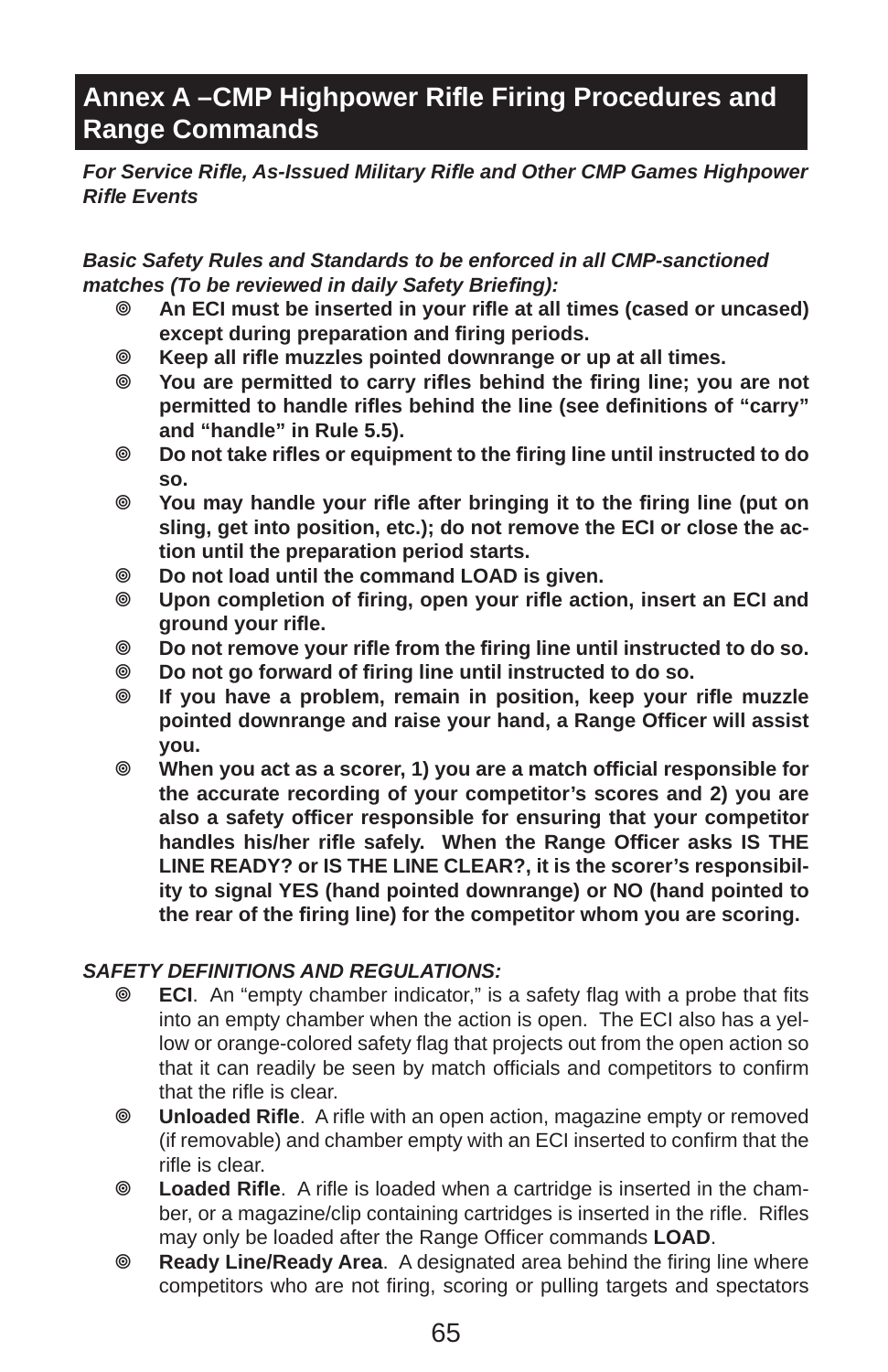## Annex A –CMP Highpower Rifle Firing Procedures and Range Commands

***For Service Rifle, As-Issued Military Rifle and Other CMP Games Highpower Rifle Events***

***Basic Safety Rules and Standards to be enforced in all CMP-sanctioned matches (To be reviewed in daily Safety Briefing):***

- **An ECI must be inserted in your rifle at all times (cased or uncased) except during preparation and firing periods.**
- **Keep all rifle muzzles pointed downrange or up at all times.**
- **You are permitted to carry rifles behind the firing line; you are not permitted to handle rifles behind the line (see definitions of “carry” and “handle” in Rule 5.5).**
- **Do not take rifles or equipment to the firing line until instructed to do so.**
- **You may handle your rifle after bringing it to the firing line (put on sling, get into position, etc.); do not remove the ECI or close the action until the preparation period starts.**
- **Do not load until the command LOAD is given.**
- **Upon completion of firing, open your rifle action, insert an ECI and ground your rifle.**
- **Do not remove your rifle from the firing line until instructed to do so.**
- **Do not go forward of firing line until instructed to do so.**
- **If you have a problem, remain in position, keep your rifle muzzle pointed downrange and raise your hand, a Range Officer will assist you.**
- **When you act as a scorer, 1) you are a match official responsible for the accurate recording of your competitor’s scores and 2) you are also a safety officer responsible for ensuring that your competitor handles his/her rifle safely. When the Range Officer asks IS THE LINE READY? or IS THE LINE CLEAR?, it is the scorer’s responsibility to signal YES (hand pointed downrange) or NO (hand pointed to the rear of the firing line) for the competitor whom you are scoring.**

***SAFETY DEFINITIONS AND REGULATIONS:***

- **ECI**. An “empty chamber indicator,” is a safety flag with a probe that fits into an empty chamber when the action is open. The ECI also has a yellow or orange-colored safety flag that projects out from the open action so that it can readily be seen by match officials and competitors to confirm that the rifle is clear.
- **Unloaded Rifle**. A rifle with an open action, magazine empty or removed (if removable) and chamber empty with an ECI inserted to confirm that the rifle is clear.
- **Loaded Rifle**. A rifle is loaded when a cartridge is inserted in the chamber, or a magazine/clip containing cartridges is inserted in the rifle. Rifles may only be loaded after the Range Officer commands **LOAD**.
- **Ready Line/Ready Area**. A designated area behind the firing line where competitors who are not firing, scoring or pulling targets and spectators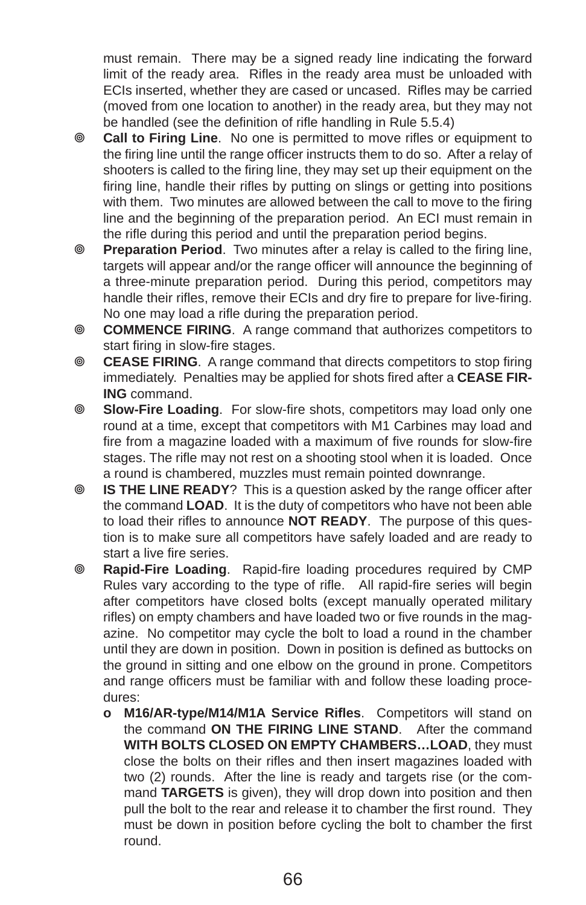must remain. There may be a signed ready line indicating the forward limit of the ready area. Rifles in the ready area must be unloaded with ECIs inserted, whether they are cased or uncased. Rifles may be carried (moved from one location to another) in the ready area, but they may not be handled (see the definition of rifle handling in Rule 5.5.4)

- **Call to Firing Line**. No one is permitted to move rifles or equipment to the firing line until the range officer instructs them to do so. After a relay of shooters is called to the firing line, they may set up their equipment on the firing line, handle their rifles by putting on slings or getting into positions with them. Two minutes are allowed between the call to move to the firing line and the beginning of the preparation period. An ECI must remain in the rifle during this period and until the preparation period begins.
- **Preparation Period**. Two minutes after a relay is called to the firing line, targets will appear and/or the range officer will announce the beginning of a three-minute preparation period. During this period, competitors may handle their rifles, remove their ECIs and dry fire to prepare for live-firing. No one may load a rifle during the preparation period.
- **COMMENCE FIRING**. A range command that authorizes competitors to start firing in slow-fire stages.
- **CEASE FIRING**. A range command that directs competitors to stop firing immediately. Penalties may be applied for shots fired after a **CEASE FIRING** command.
- **Slow-Fire Loading**. For slow-fire shots, competitors may load only one round at a time, except that competitors with M1 Carbines may load and fire from a magazine loaded with a maximum of five rounds for slow-fire stages. The rifle may not rest on a shooting stool when it is loaded. Once a round is chambered, muzzles must remain pointed downrange.
- **IS THE LINE READY**? This is a question asked by the range officer after the command **LOAD**. It is the duty of competitors who have not been able to load their rifles to announce **NOT READY**. The purpose of this question is to make sure all competitors have safely loaded and are ready to start a live fire series.
- **Rapid-Fire Loading**. Rapid-fire loading procedures required by CMP Rules vary according to the type of rifle. All rapid-fire series will begin after competitors have closed bolts (except manually operated military rifles) on empty chambers and have loaded two or five rounds in the magazine. No competitor may cycle the bolt to load a round in the chamber until they are down in position. Down in position is defined as buttocks on the ground in sitting and one elbow on the ground in prone. Competitors and range officers must be familiar with and follow these loading procedures:
  - **M16/AR-type/M14/M1A Service Rifles**. Competitors will stand on the command **ON THE FIRING LINE STAND**. After the command **WITH BOLTS CLOSED ON EMPTY CHAMBERS…LOAD**, they must close the bolts on their rifles and then insert magazines loaded with two (2) rounds. After the line is ready and targets rise (or the command **TARGETS** is given), they will drop down into position and then pull the bolt to the rear and release it to chamber the first round. They must be down in position before cycling the bolt to chamber the first round.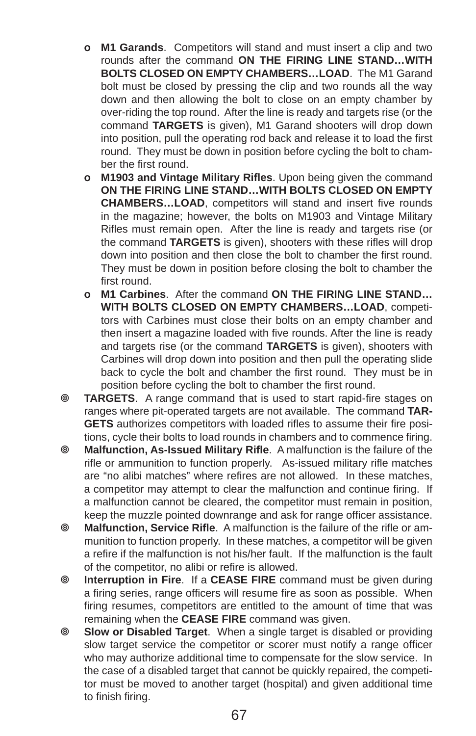- **M1 Garands**. Competitors will stand and must insert a clip and two rounds after the command **ON THE FIRING LINE STAND…WITH BOLTS CLOSED ON EMPTY CHAMBERS…LOAD**. The M1 Garand bolt must be closed by pressing the clip and two rounds all the way down and then allowing the bolt to close on an empty chamber by over-riding the top round. After the line is ready and targets rise (or the command **TARGETS** is given), M1 Garand shooters will drop down into position, pull the operating rod back and release it to load the first round. They must be down in position before cycling the bolt to chamber the first round.
- **M1903 and Vintage Military Rifles**. Upon being given the command **ON THE FIRING LINE STAND…WITH BOLTS CLOSED ON EMPTY CHAMBERS…LOAD**, competitors will stand and insert five rounds in the magazine; however, the bolts on M1903 and Vintage Military Rifles must remain open. After the line is ready and targets rise (or the command **TARGETS** is given), shooters with these rifles will drop down into position and then close the bolt to chamber the first round. They must be down in position before closing the bolt to chamber the first round.
- **M1 Carbines**. After the command **ON THE FIRING LINE STAND…WITH BOLTS CLOSED ON EMPTY CHAMBERS…LOAD**, competitors with Carbines must close their bolts on an empty chamber and then insert a magazine loaded with five rounds. After the line is ready and targets rise (or the command **TARGETS** is given), shooters with Carbines will drop down into position and then pull the operating slide back to cycle the bolt and chamber the first round. They must be in position before cycling the bolt to chamber the first round.

- **TARGETS**. A range command that is used to start rapid-fire stages on ranges where pit-operated targets are not available. The command **TARGETS** authorizes competitors with loaded rifles to assume their fire positions, cycle their bolts to load rounds in chambers and to commence firing.
- **Malfunction, As-Issued Military Rifle**. A malfunction is the failure of the rifle or ammunition to function properly. As-issued military rifle matches are "no alibi matches" where refires are not allowed. In these matches, a competitor may attempt to clear the malfunction and continue firing. If a malfunction cannot be cleared, the competitor must remain in position, keep the muzzle pointed downrange and ask for range officer assistance.
- **Malfunction, Service Rifle**. A malfunction is the failure of the rifle or ammunition to function properly. In these matches, a competitor will be given a refire if the malfunction is not his/her fault. If the malfunction is the fault of the competitor, no alibi or refire is allowed.
- **Interruption in Fire**. If a **CEASE FIRE** command must be given during a firing series, range officers will resume fire as soon as possible. When firing resumes, competitors are entitled to the amount of time that was remaining when the **CEASE FIRE** command was given.
- **Slow or Disabled Target**. When a single target is disabled or providing slow target service the competitor or scorer must notify a range officer who may authorize additional time to compensate for the slow service. In the case of a disabled target that cannot be quickly repaired, the competitor must be moved to another target (hospital) and given additional time to finish firing.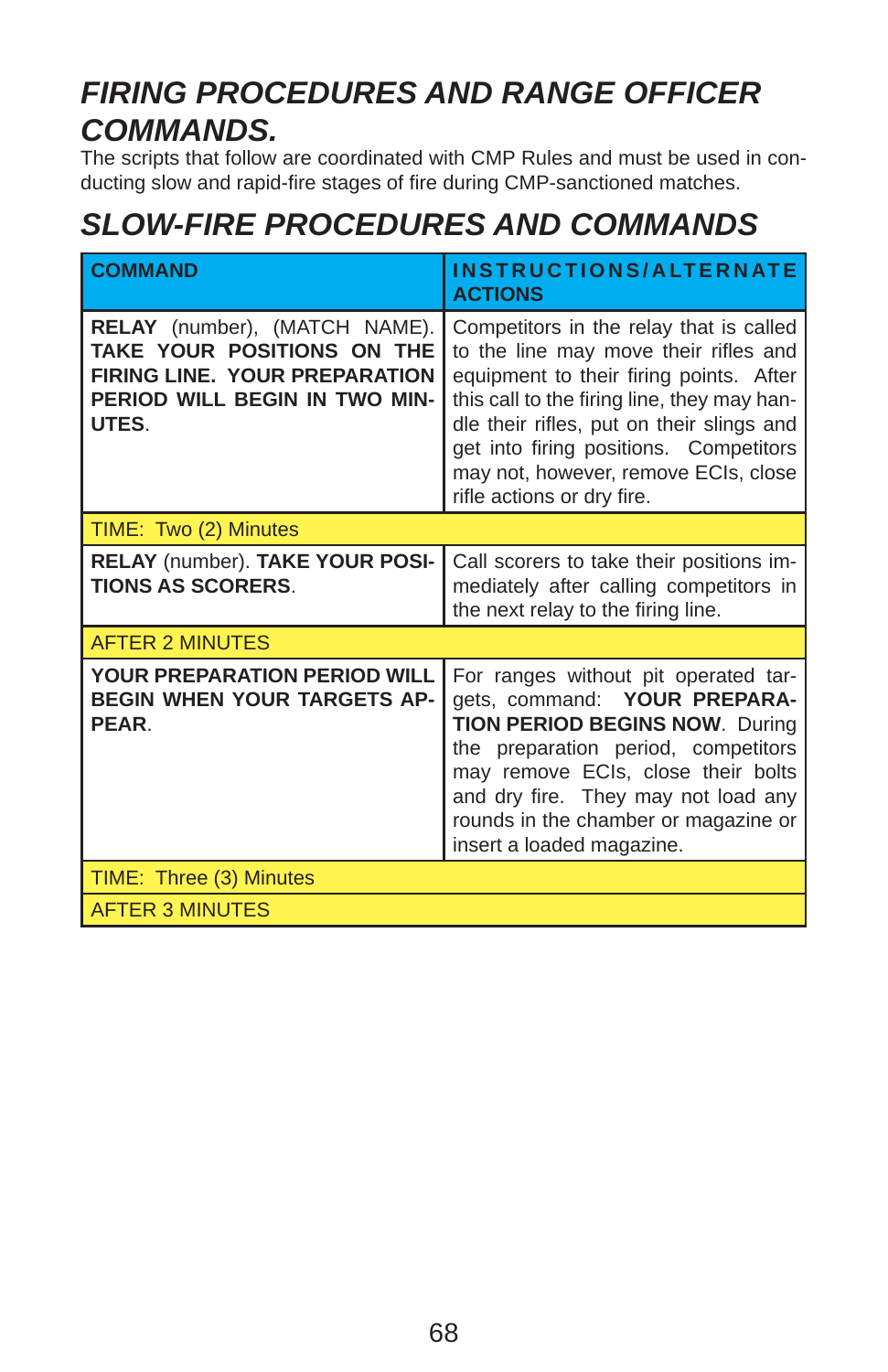# *FIRING PROCEDURES AND RANGE OFFICER COMMANDS.*

The scripts that follow are coordinated with CMP Rules and must be used in conducting slow and rapid-fire stages of fire during CMP-sanctioned matches.

## *SLOW-FIRE PROCEDURES AND COMMANDS*

| COMMAND | INSTRUCTIONS/ALTERNATE ACTIONS |
|---|---|
| **RELAY** (number), (MATCH NAME). **TAKE YOUR POSITIONS ON THE FIRING LINE. YOUR PREPARATION PERIOD WILL BEGIN IN TWO MINUTES**. | Competitors in the relay that is called to the line may move their rifles and equipment to their firing points. After this call to the firing line, they may handle their rifles, put on their slings and get into firing positions. Competitors may not, however, remove ECIs, close rifle actions or dry fire. |
| TIME: Two (2) Minutes | |
| **RELAY** (number). **TAKE YOUR POSITIONS AS SCORERS**. | Call scorers to take their positions immediately after calling competitors in the next relay to the firing line. |
| AFTER 2 MINUTES | |
| **YOUR PREPARATION PERIOD WILL BEGIN WHEN YOUR TARGETS APPEAR**. | For ranges without pit operated targets, command: **YOUR PREPARATION PERIOD BEGINS NOW**. During the preparation period, competitors may remove ECIs, close their bolts and dry fire. They may not load any rounds in the chamber or magazine or insert a loaded magazine. |
| TIME: Three (3) Minutes | |
| AFTER 3 MINUTES | |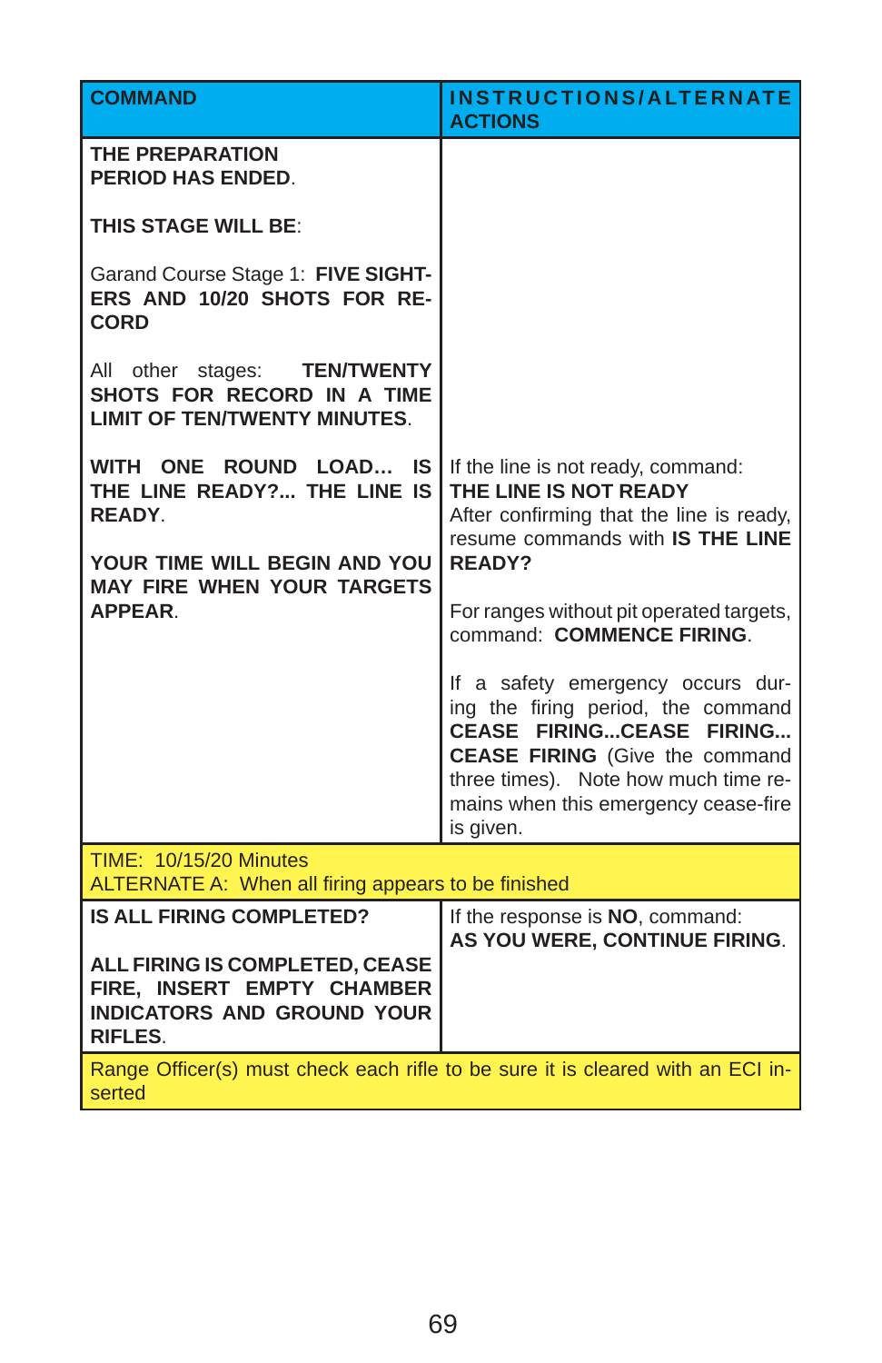| COMMAND | INSTRUCTIONS/ALTERNATE ACTIONS |
|---|---|
| **THE PREPARATION PERIOD HAS ENDED**.<br><br>**THIS STAGE WILL BE**:<br><br>Garand Course Stage 1: **FIVE SIGHTERS AND 10/20 SHOTS FOR RECORD**<br><br>All other stages: **TEN/TWENTY SHOTS FOR RECORD IN A TIME LIMIT OF TEN/TWENTY MINUTES**. | |
| **WITH ONE ROUND LOAD… IS THE LINE READY?... THE LINE IS READY**.<br><br>**YOUR TIME WILL BEGIN AND YOU MAY FIRE WHEN YOUR TARGETS APPEAR**. | If the line is not ready, command: **THE LINE IS NOT READY** After confirming that the line is ready, resume commands with **IS THE LINE READY?**<br><br>For ranges without pit operated targets, command: **COMMENCE FIRING**.<br><br>If a safety emergency occurs during the firing period, the command **CEASE FIRING...CEASE FIRING... CEASE FIRING** (Give the command three times). Note how much time remains when this emergency cease-fire is given. |
| TIME: 10/15/20 Minutes<br>ALTERNATE A: When all firing appears to be finished | |
| **IS ALL FIRING COMPLETED?**<br><br>**ALL FIRING IS COMPLETED, CEASE FIRE, INSERT EMPTY CHAMBER INDICATORS AND GROUND YOUR RIFLES**. | If the response is **NO**, command: **AS YOU WERE, CONTINUE FIRING**. |
| Range Officer(s) must check each rifle to be sure it is cleared with an ECI inserted | |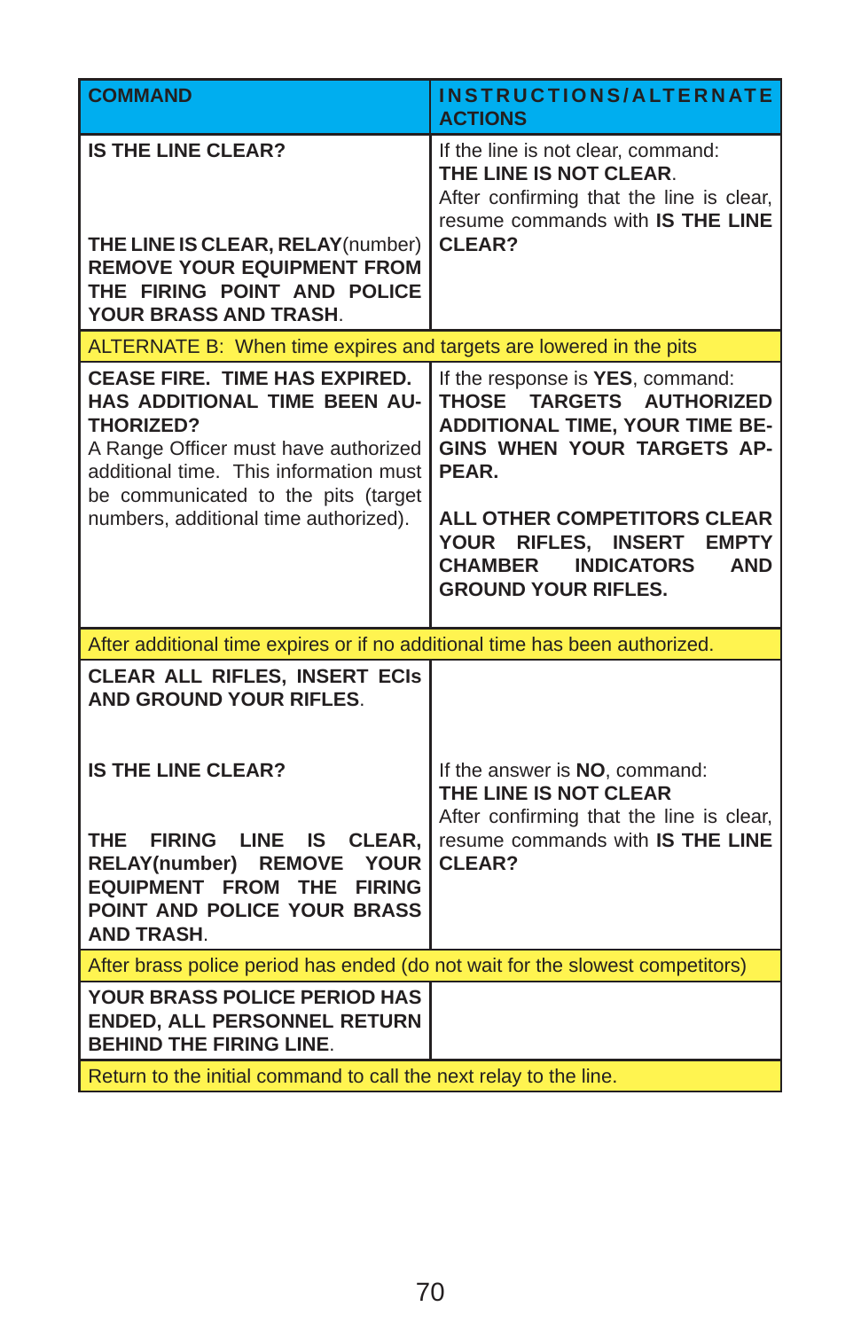| COMMAND | INSTRUCTIONS/ALTERNATE ACTIONS |
|---|---|
| **IS THE LINE CLEAR?**<br><br>**THE LINE IS CLEAR, RELAY**(number) **REMOVE YOUR EQUIPMENT FROM THE FIRING POINT AND POLICE YOUR BRASS AND TRASH**. | If the line is not clear, command: **THE LINE IS NOT CLEAR**.<br>After confirming that the line is clear, resume commands with **IS THE LINE CLEAR?** |
| ALTERNATE B: When time expires and targets are lowered in the pits | |
| **CEASE FIRE. TIME HAS EXPIRED. HAS ADDITIONAL TIME BEEN AUTHORIZED?**<br>A Range Officer must have authorized additional time. This information must be communicated to the pits (target numbers, additional time authorized). | If the response is **YES**, command: **THOSE TARGETS AUTHORIZED ADDITIONAL TIME, YOUR TIME BEGINS WHEN YOUR TARGETS APPEAR.**<br><br>**ALL OTHER COMPETITORS CLEAR YOUR RIFLES, INSERT EMPTY CHAMBER INDICATORS AND GROUND YOUR RIFLES.** |
| After additional time expires or if no additional time has been authorized. | |
| **CLEAR ALL RIFLES, INSERT ECIs AND GROUND YOUR RIFLES**. | |
| **IS THE LINE CLEAR?**<br><br>**THE FIRING LINE IS CLEAR, RELAY(number) REMOVE YOUR EQUIPMENT FROM THE FIRING POINT AND POLICE YOUR BRASS AND TRASH**. | If the answer is **NO**, command: **THE LINE IS NOT CLEAR**<br>After confirming that the line is clear, resume commands with **IS THE LINE CLEAR?** |
| After brass police period has ended (do not wait for the slowest competitors) | |
| **YOUR BRASS POLICE PERIOD HAS ENDED, ALL PERSONNEL RETURN BEHIND THE FIRING LINE**. | |
| Return to the initial command to call the next relay to the line. | |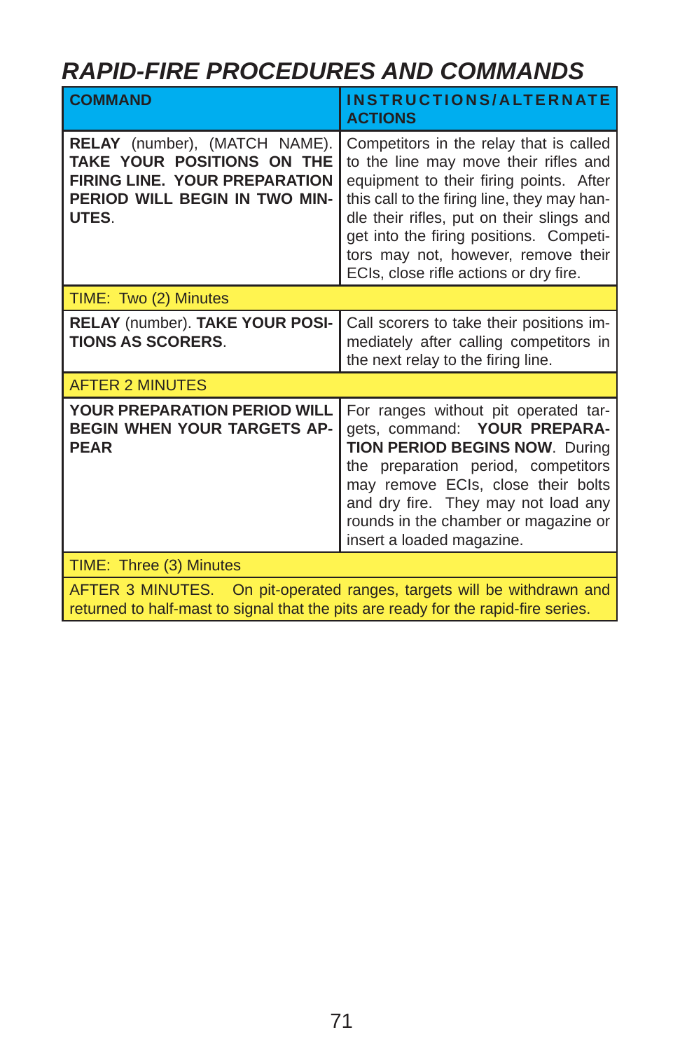# *RAPID-FIRE PROCEDURES AND COMMANDS*

| COMMAND | INSTRUCTIONS/ALTERNATE ACTIONS |
|---|---|
| **RELAY** (number), (MATCH NAME). **TAKE YOUR POSITIONS ON THE FIRING LINE. YOUR PREPARATION PERIOD WILL BEGIN IN TWO MINUTES**. | Competitors in the relay that is called to the line may move their rifles and equipment to their firing points. After this call to the firing line, they may handle their rifles, put on their slings and get into the firing positions. Competitors may not, however, remove their ECIs, close rifle actions or dry fire. |
| TIME: Two (2) Minutes | |
| **RELAY** (number). **TAKE YOUR POSITIONS AS SCORERS**. | Call scorers to take their positions immediately after calling competitors in the next relay to the firing line. |
| AFTER 2 MINUTES | |
| **YOUR PREPARATION PERIOD WILL BEGIN WHEN YOUR TARGETS APPEAR** | For ranges without pit operated targets, command: **YOUR PREPARATION PERIOD BEGINS NOW**. During the preparation period, competitors may remove ECIs, close their bolts and dry fire. They may not load any rounds in the chamber or magazine or insert a loaded magazine. |
| TIME: Three (3) Minutes | |
| AFTER 3 MINUTES. On pit-operated ranges, targets will be withdrawn and returned to half-mast to signal that the pits are ready for the rapid-fire series. | |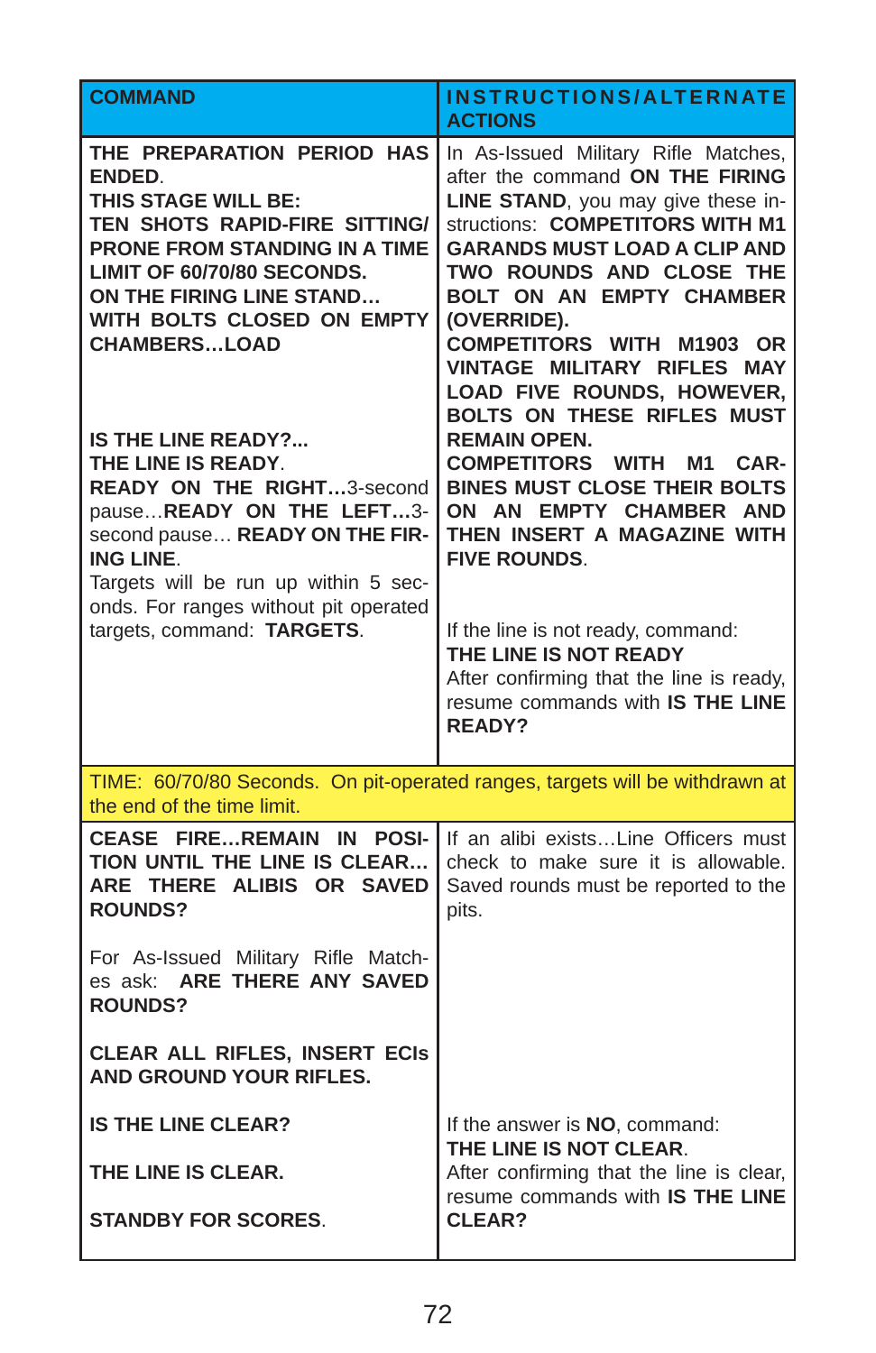| COMMAND | INSTRUCTIONS/ALTERNATE ACTIONS |
|---|---|
| **THE PREPARATION PERIOD HAS ENDED**.<br>**THIS STAGE WILL BE:**<br>**TEN SHOTS RAPID-FIRE SITTING/PRONE FROM STANDING IN A TIME LIMIT OF 60/70/80 SECONDS.**<br>**ON THE FIRING LINE STAND…**<br>**WITH BOLTS CLOSED ON EMPTY CHAMBERS…LOAD**<br><br>**IS THE LINE READY?...**<br>**THE LINE IS READY**.<br>**READY ON THE RIGHT…**3-second pause…**READY ON THE LEFT…**3-second pause… **READY ON THE FIRING LINE**.<br>Targets will be run up within 5 seconds. For ranges without pit operated targets, command: **TARGETS**. | In As-Issued Military Rifle Matches, after the command **ON THE FIRING LINE STAND**, you may give these instructions: **COMPETITORS WITH M1 GARANDS MUST LOAD A CLIP AND TWO ROUNDS AND CLOSE THE BOLT ON AN EMPTY CHAMBER (OVERRIDE).**<br>**COMPETITORS WITH M1903 OR VINTAGE MILITARY RIFLES MAY LOAD FIVE ROUNDS, HOWEVER, BOLTS ON THESE RIFLES MUST REMAIN OPEN.**<br>**COMPETITORS WITH M1 CARBINES MUST CLOSE THEIR BOLTS ON AN EMPTY CHAMBER AND THEN INSERT A MAGAZINE WITH FIVE ROUNDS**.<br><br>If the line is not ready, command:<br>**THE LINE IS NOT READY**<br>After confirming that the line is ready, resume commands with **IS THE LINE READY?** |
| TIME: 60/70/80 Seconds. On pit-operated ranges, targets will be withdrawn at the end of the time limit. | |
| **CEASE FIRE…REMAIN IN POSITION UNTIL THE LINE IS CLEAR… ARE THERE ALIBIS OR SAVED ROUNDS?**<br><br>For As-Issued Military Rifle Matches ask: **ARE THERE ANY SAVED ROUNDS?**<br><br>**CLEAR ALL RIFLES, INSERT ECIs AND GROUND YOUR RIFLES.** | If an alibi exists…Line Officers must check to make sure it is allowable. Saved rounds must be reported to the pits. |
| **IS THE LINE CLEAR?**<br><br>**THE LINE IS CLEAR.**<br><br>**STANDBY FOR SCORES**. | If the answer is **NO**, command:<br>**THE LINE IS NOT CLEAR**.<br>After confirming that the line is clear, resume commands with **IS THE LINE CLEAR?** |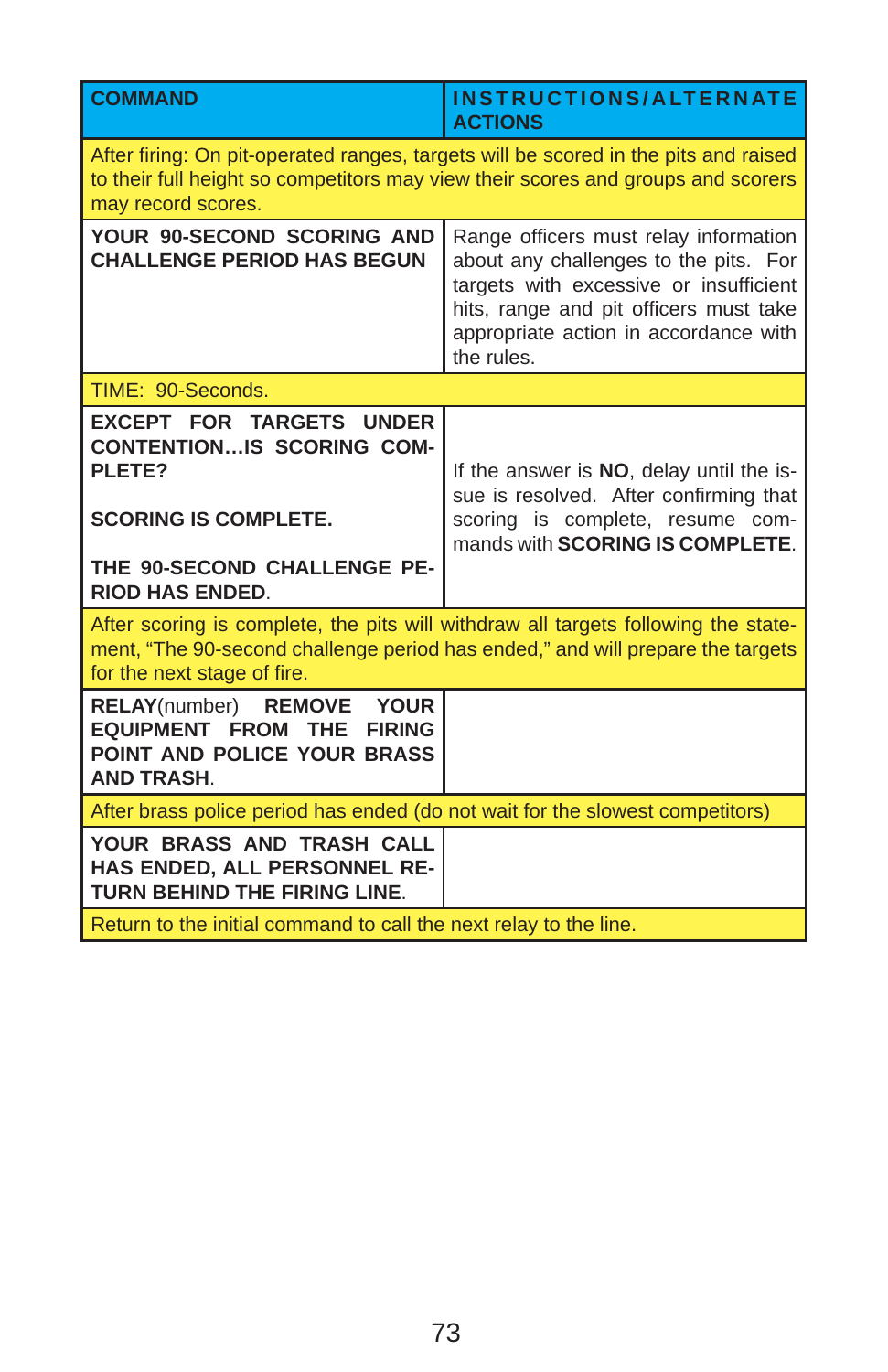| COMMAND | INSTRUCTIONS/ALTERNATE ACTIONS |
|---|---|
| After firing: On pit-operated ranges, targets will be scored in the pits and raised to their full height so competitors may view their scores and groups and scorers may record scores. | |
| **YOUR 90-SECOND SCORING AND CHALLENGE PERIOD HAS BEGUN** | Range officers must relay information about any challenges to the pits. For targets with excessive or insufficient hits, range and pit officers must take appropriate action in accordance with the rules. |
| TIME: 90-Seconds. | |
| **EXCEPT FOR TARGETS UNDER CONTENTION…IS SCORING COMPLETE?**<br><br>**SCORING IS COMPLETE.**<br><br>**THE 90-SECOND CHALLENGE PERIOD HAS ENDED.** | If the answer is **NO**, delay until the issue is resolved. After confirming that scoring is complete, resume commands with **SCORING IS COMPLETE**. |
| After scoring is complete, the pits will withdraw all targets following the statement, "The 90-second challenge period has ended," and will prepare the targets for the next stage of fire. | |
| **RELAY**(number) **REMOVE YOUR EQUIPMENT FROM THE FIRING POINT AND POLICE YOUR BRASS AND TRASH.** | |
| After brass police period has ended (do not wait for the slowest competitors) | |
| **YOUR BRASS AND TRASH CALL HAS ENDED, ALL PERSONNEL RETURN BEHIND THE FIRING LINE.** | |
| Return to the initial command to call the next relay to the line. | |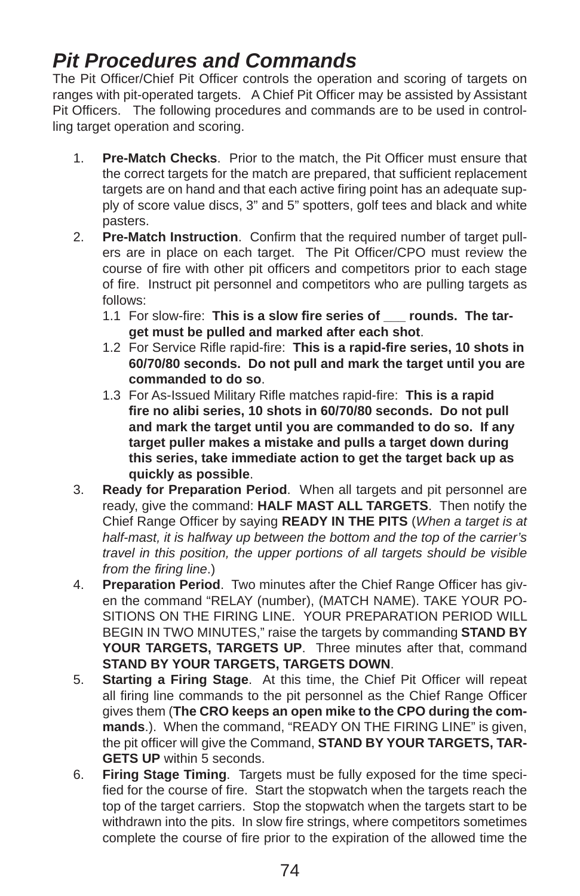## *Pit Procedures and Commands*

The Pit Officer/Chief Pit Officer controls the operation and scoring of targets on ranges with pit-operated targets. A Chief Pit Officer may be assisted by Assistant Pit Officers. The following procedures and commands are to be used in controlling target operation and scoring.

1. **Pre-Match Checks**. Prior to the match, the Pit Officer must ensure that the correct targets for the match are prepared, that sufficient replacement targets are on hand and that each active firing point has an adequate supply of score value discs, 3" and 5" spotters, golf tees and black and white pasters.
2. **Pre-Match Instruction**. Confirm that the required number of target pullers are in place on each target. The Pit Officer/CPO must review the course of fire with other pit officers and competitors prior to each stage of fire. Instruct pit personnel and competitors who are pulling targets as follows:
   - 1.1 For slow-fire: **This is a slow fire series of ___ rounds. The target must be pulled and marked after each shot**.
   - 1.2 For Service Rifle rapid-fire: **This is a rapid-fire series, 10 shots in 60/70/80 seconds. Do not pull and mark the target until you are commanded to do so**.
   - 1.3 For As-Issued Military Rifle matches rapid-fire: **This is a rapid fire no alibi series, 10 shots in 60/70/80 seconds. Do not pull and mark the target until you are commanded to do so. If any target puller makes a mistake and pulls a target down during this series, take immediate action to get the target back up as quickly as possible**.
3. **Ready for Preparation Period**. When all targets and pit personnel are ready, give the command: **HALF MAST ALL TARGETS**. Then notify the Chief Range Officer by saying **READY IN THE PITS** (*When a target is at half-mast, it is halfway up between the bottom and the top of the carrier's travel in this position, the upper portions of all targets should be visible from the firing line*.)
4. **Preparation Period**. Two minutes after the Chief Range Officer has given the command "RELAY (number), (MATCH NAME). TAKE YOUR POSITIONS ON THE FIRING LINE. YOUR PREPARATION PERIOD WILL BEGIN IN TWO MINUTES," raise the targets by commanding **STAND BY YOUR TARGETS, TARGETS UP**. Three minutes after that, command **STAND BY YOUR TARGETS, TARGETS DOWN**.
5. **Starting a Firing Stage**. At this time, the Chief Pit Officer will repeat all firing line commands to the pit personnel as the Chief Range Officer gives them (**The CRO keeps an open mike to the CPO during the commands**.). When the command, "READY ON THE FIRING LINE" is given, the pit officer will give the Command, **STAND BY YOUR TARGETS, TARGETS UP** within 5 seconds.
6. **Firing Stage Timing**. Targets must be fully exposed for the time specified for the course of fire. Start the stopwatch when the targets reach the top of the target carriers. Stop the stopwatch when the targets start to be withdrawn into the pits. In slow fire strings, where competitors sometimes complete the course of fire prior to the expiration of the allowed time the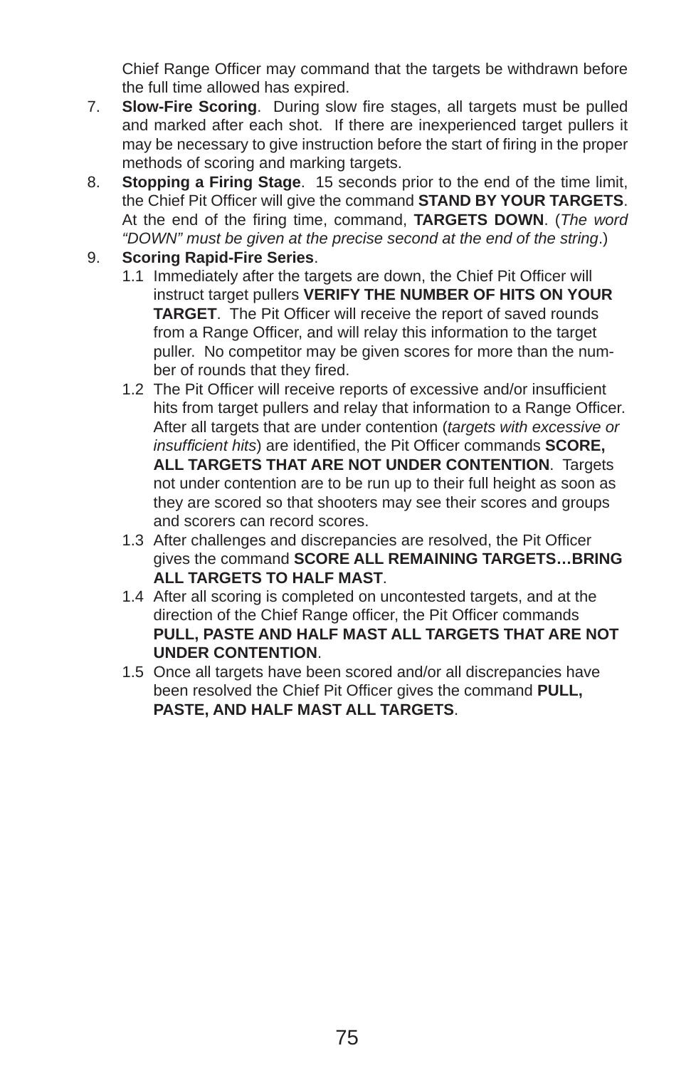Chief Range Officer may command that the targets be withdrawn before the full time allowed has expired.

7. **Slow-Fire Scoring**. During slow fire stages, all targets must be pulled and marked after each shot. If there are inexperienced target pullers it may be necessary to give instruction before the start of firing in the proper methods of scoring and marking targets.

8. **Stopping a Firing Stage**. 15 seconds prior to the end of the time limit, the Chief Pit Officer will give the command **STAND BY YOUR TARGETS**. At the end of the firing time, command, **TARGETS DOWN**. (*The word "DOWN" must be given at the precise second at the end of the string*.)

9. **Scoring Rapid-Fire Series**.

   1.1 Immediately after the targets are down, the Chief Pit Officer will instruct target pullers **VERIFY THE NUMBER OF HITS ON YOUR TARGET**. The Pit Officer will receive the report of saved rounds from a Range Officer, and will relay this information to the target puller. No competitor may be given scores for more than the number of rounds that they fired.

   1.2 The Pit Officer will receive reports of excessive and/or insufficient hits from target pullers and relay that information to a Range Officer. After all targets that are under contention (*targets with excessive or insufficient hits*) are identified, the Pit Officer commands **SCORE, ALL TARGETS THAT ARE NOT UNDER CONTENTION**. Targets not under contention are to be run up to their full height as soon as they are scored so that shooters may see their scores and groups and scorers can record scores.

   1.3 After challenges and discrepancies are resolved, the Pit Officer gives the command **SCORE ALL REMAINING TARGETS…BRING ALL TARGETS TO HALF MAST**.

   1.4 After all scoring is completed on uncontested targets, and at the direction of the Chief Range officer, the Pit Officer commands **PULL, PASTE AND HALF MAST ALL TARGETS THAT ARE NOT UNDER CONTENTION**.

   1.5 Once all targets have been scored and/or all discrepancies have been resolved the Chief Pit Officer gives the command **PULL, PASTE, AND HALF MAST ALL TARGETS**.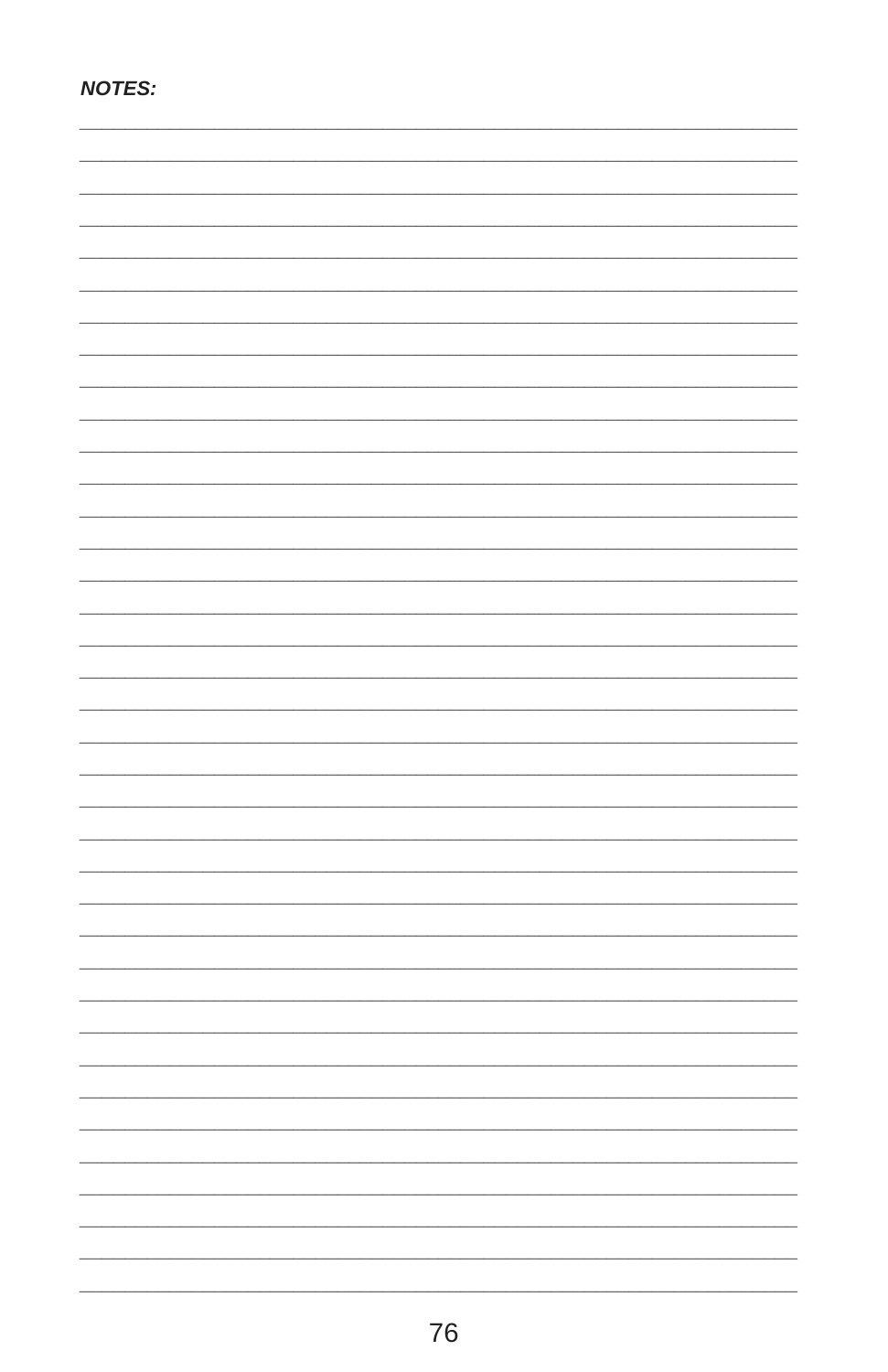***NOTES:***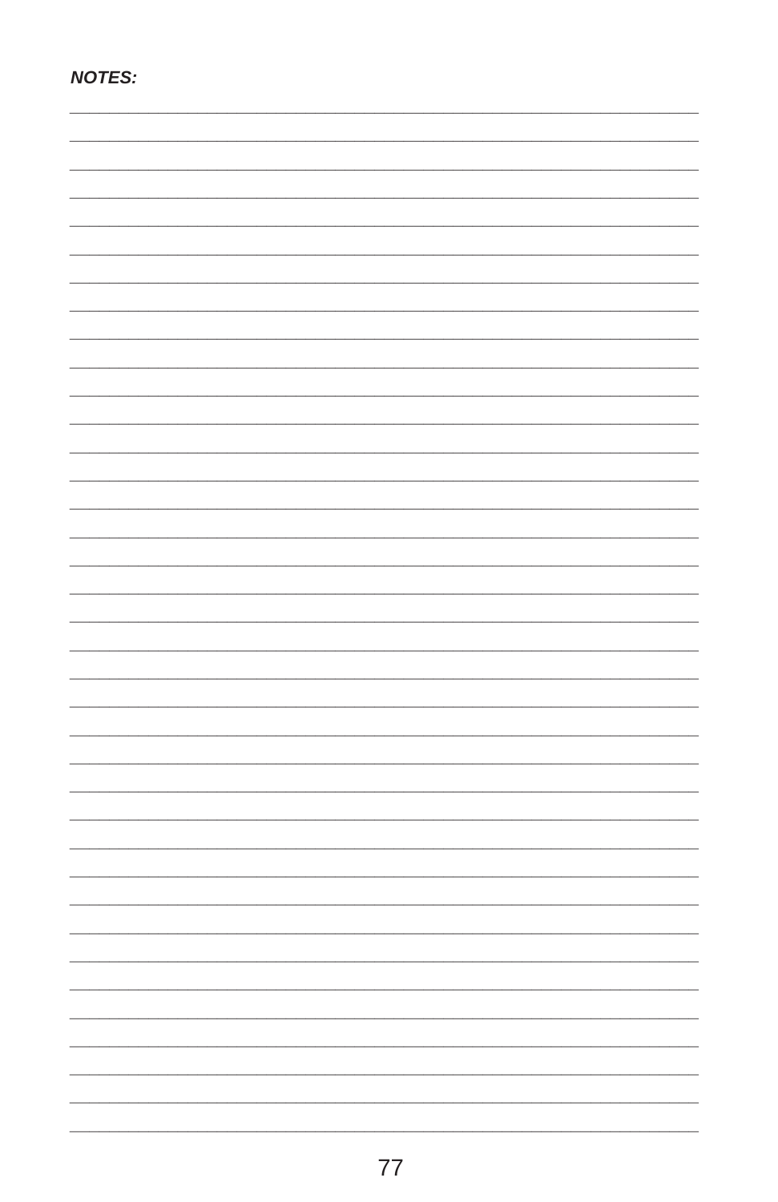***NOTES:***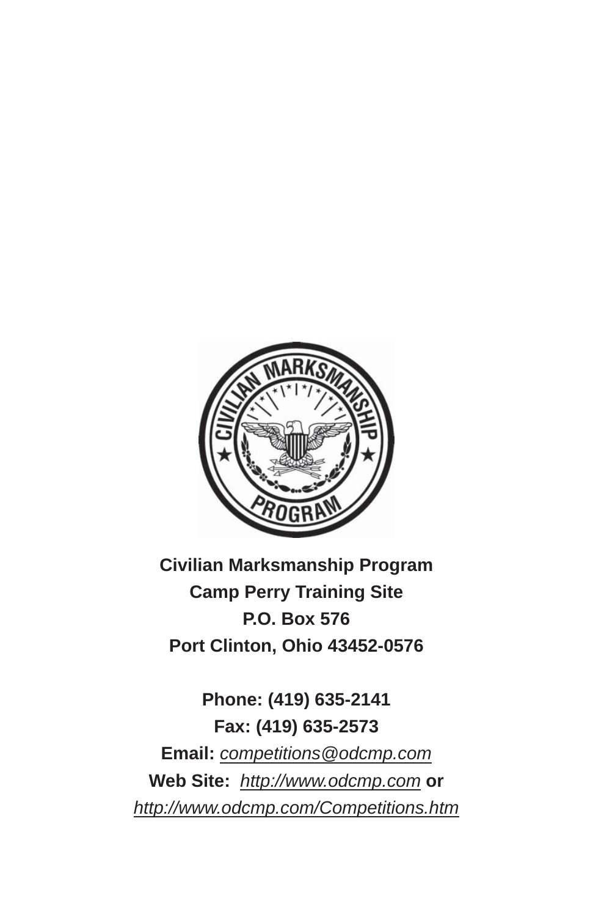**Civilian Marksmanship Program**
**Camp Perry Training Site**
**P.O. Box 576**
**Port Clinton, Ohio 43452-0576**

**Phone: (419) 635-2141**
**Fax: (419) 635-2573**
**Email:** *competitions@odcmp.com*
**Web Site:** *http://www.odcmp.com* **or**
*http://www.odcmp.com/Competitions.htm*